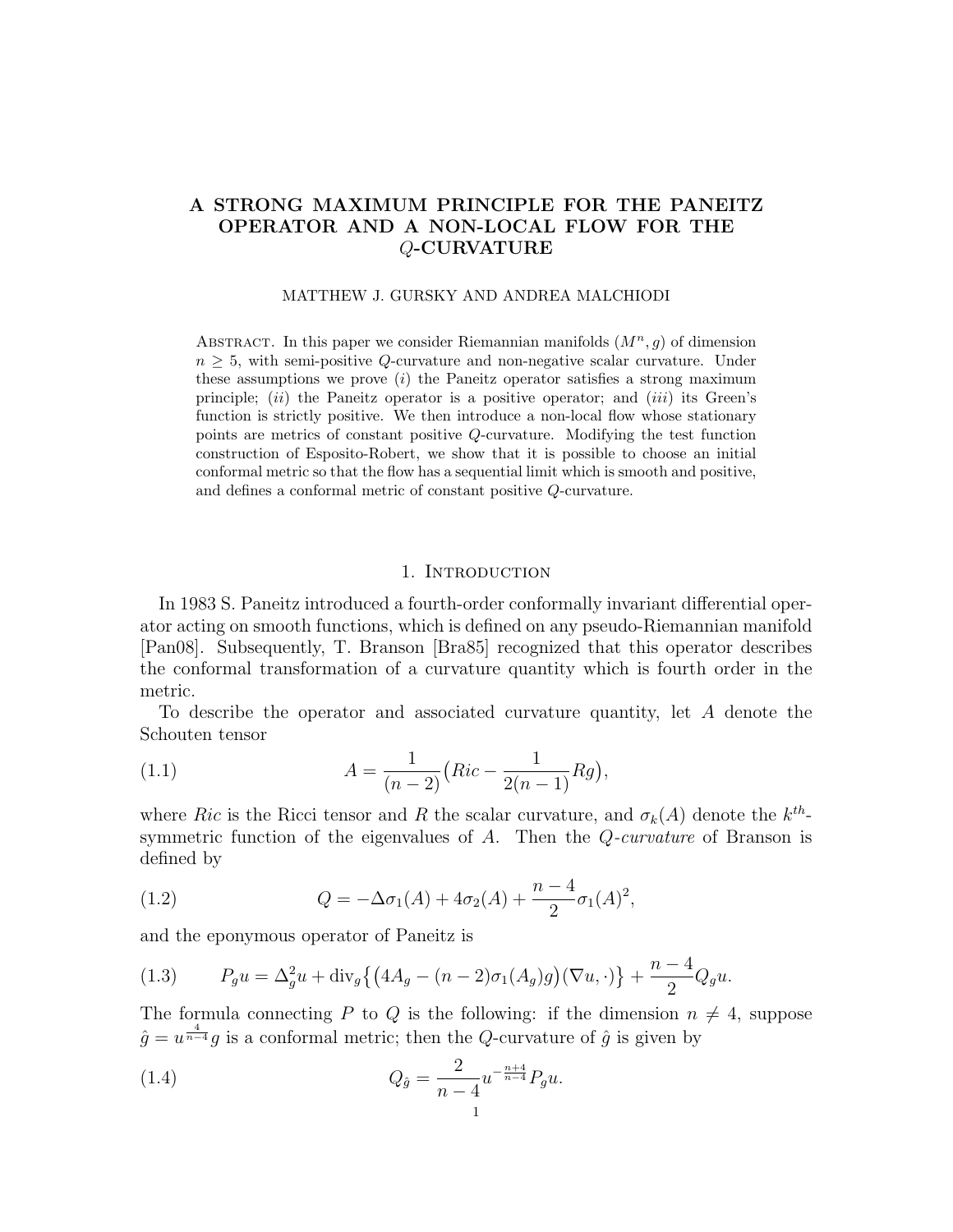# A STRONG MAXIMUM PRINCIPLE FOR THE PANEITZ OPERATOR AND A NON-LOCAL FLOW FOR THE $Q$-CURVATURE

MATTHEW J. GURSKY AND ANDREA MALCHIODI

Abstract. In this paper we consider Riemannian manifolds $(M^n, g)$ of dimension $n \geq 5$, with semi-positive $Q$-curvature and non-negative scalar curvature. Under these assumptions we prove $(i)$ the Paneitz operator satisfies a strong maximum principle; $(ii)$ the Paneitz operator is a positive operator; and $(iii)$ its Green's function is strictly positive. We then introduce a non-local flow whose stationary points are metrics of constant positive $Q$-curvature. Modifying the test function construction of Esposito-Robert, we show that it is possible to choose an initial conformal metric so that the flow has a sequential limit which is smooth and positive, and defines a conformal metric of constant positive $Q$-curvature.

## 1. Introduction

In 1983 S. Paneitz introduced a fourth-order conformally invariant differential operator acting on smooth functions, which is defined on any pseudo-Riemannian manifold [Pan08]. Subsequently, T. Branson [Bra85] recognized that this operator describes the conformal transformation of a curvature quantity which is fourth order in the metric.

To describe the operator and associated curvature quantity, let $A$ denote the Schouten tensor

$$A = \frac{1}{(n-2)}\big(Ric - \frac{1}{2(n-1)}Rg\big), \tag{1.1}$$

where $Ric$ is the Ricci tensor and $R$ the scalar curvature, and $\sigma_k(A)$ denote the $k^{th}$-symmetric function of the eigenvalues of $A$. Then the *$Q$-curvature* of Branson is defined by

$$Q = -\Delta\sigma_1(A) + 4\sigma_2(A) + \frac{n-4}{2}\sigma_1(A)^2, \tag{1.2}$$

and the eponymous operator of Paneitz is

$$P_g u = \Delta_g^2 u + \mathrm{div}_g\big\{\big(4A_g - (n-2)\sigma_1(A_g)g\big)(\nabla u, \cdot)\big\} + \frac{n-4}{2}Q_g u. \tag{1.3}$$

The formula connecting $P$ to $Q$ is the following: if the dimension $n \neq 4$, suppose $\hat{g} = u^{\frac{4}{n-4}}g$ is a conformal metric; then the $Q$-curvature of $\hat{g}$ is given by

$$Q_{\hat{g}} = \frac{2}{n-4}u^{-\frac{n+4}{n-4}}P_g u. \tag{1.4}$$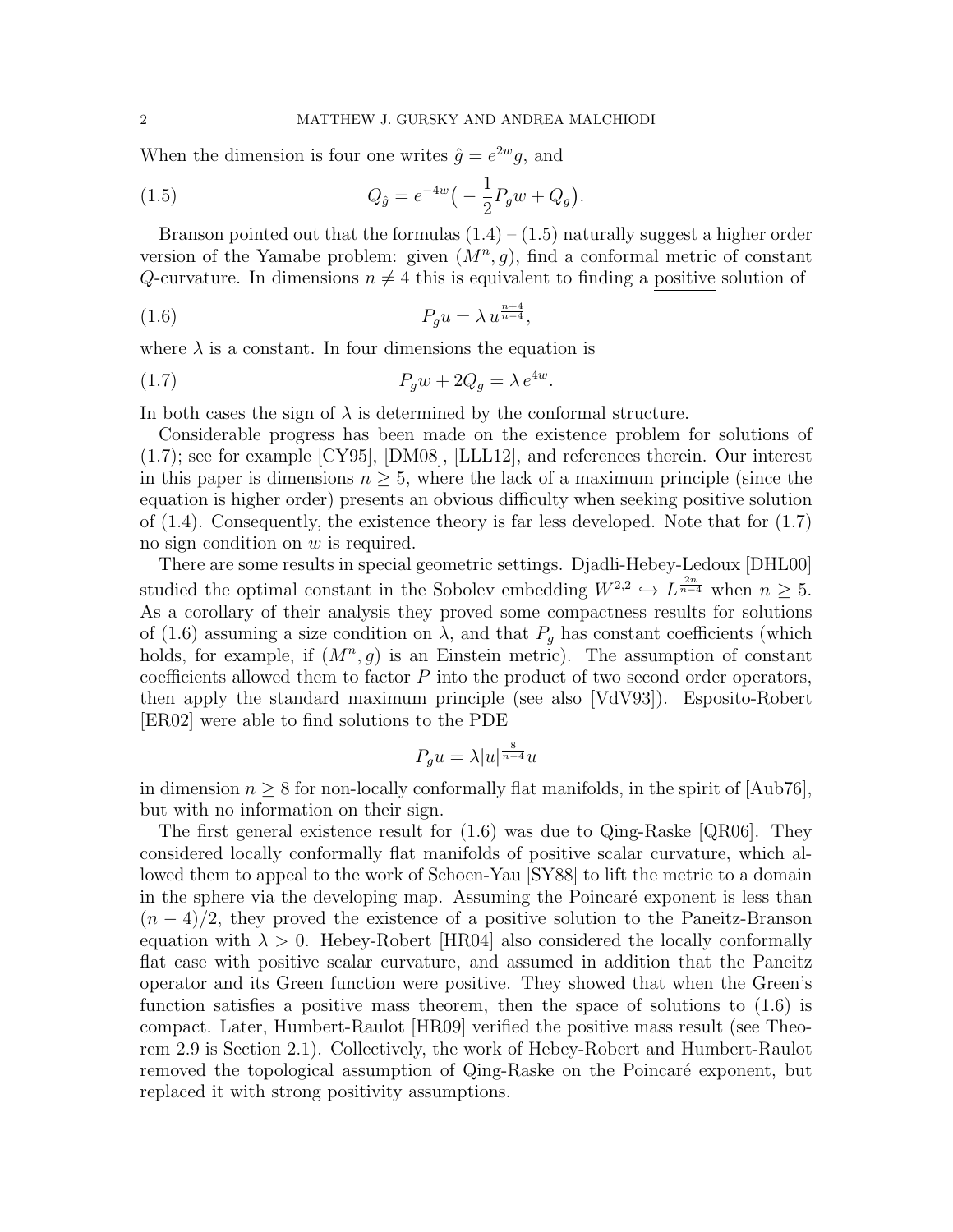When the dimension is four one writes $\hat{g} = e^{2w}g$, and

$$Q_{\hat{g}} = e^{-4w}\big( -\frac{1}{2}P_g w + Q_g\big). \tag{1.5}$$

Branson pointed out that the formulas (1.4) – (1.5) naturally suggest a higher order version of the Yamabe problem: given $(M^n, g)$, find a conformal metric of constant $Q$-curvature. In dimensions $n \neq 4$ this is equivalent to finding a positive solution of

$$P_g u = \lambda\, u^{\frac{n+4}{n-4}}, \tag{1.6}$$

where $\lambda$ is a constant. In four dimensions the equation is

$$P_g w + 2Q_g = \lambda\, e^{4w}. \tag{1.7}$$

In both cases the sign of $\lambda$ is determined by the conformal structure.

Considerable progress has been made on the existence problem for solutions of (1.7); see for example [CY95], [DM08], [LLL12], and references therein. Our interest in this paper is dimensions $n \geq 5$, where the lack of a maximum principle (since the equation is higher order) presents an obvious difficulty when seeking positive solution of (1.4). Consequently, the existence theory is far less developed. Note that for (1.7) no sign condition on $w$ is required.

There are some results in special geometric settings. Djadli-Hebey-Ledoux [DHL00] studied the optimal constant in the Sobolev embedding $W^{2,2} \hookrightarrow L^{\frac{2n}{n-4}}$ when $n \geq 5$. As a corollary of their analysis they proved some compactness results for solutions of (1.6) assuming a size condition on $\lambda$, and that $P_g$ has constant coefficients (which holds, for example, if $(M^n, g)$ is an Einstein metric). The assumption of constant coefficients allowed them to factor $P$ into the product of two second order operators, then apply the standard maximum principle (see also [VdV93]). Esposito-Robert [ER02] were able to find solutions to the PDE

$$P_g u = \lambda |u|^{\frac{8}{n-4}} u$$

in dimension $n \geq 8$ for non-locally conformally flat manifolds, in the spirit of [Aub76], but with no information on their sign.

The first general existence result for (1.6) was due to Qing-Raske [QR06]. They considered locally conformally flat manifolds of positive scalar curvature, which allowed them to appeal to the work of Schoen-Yau [SY88] to lift the metric to a domain in the sphere via the developing map. Assuming the Poincaré exponent is less than $(n-4)/2$, they proved the existence of a positive solution to the Paneitz-Branson equation with $\lambda > 0$. Hebey-Robert [HR04] also considered the locally conformally flat case with positive scalar curvature, and assumed in addition that the Paneitz operator and its Green function were positive. They showed that when the Green's function satisfies a positive mass theorem, then the space of solutions to (1.6) is compact. Later, Humbert-Raulot [HR09] verified the positive mass result (see Theorem 2.9 is Section 2.1). Collectively, the work of Hebey-Robert and Humbert-Raulot removed the topological assumption of Qing-Raske on the Poincaré exponent, but replaced it with strong positivity assumptions.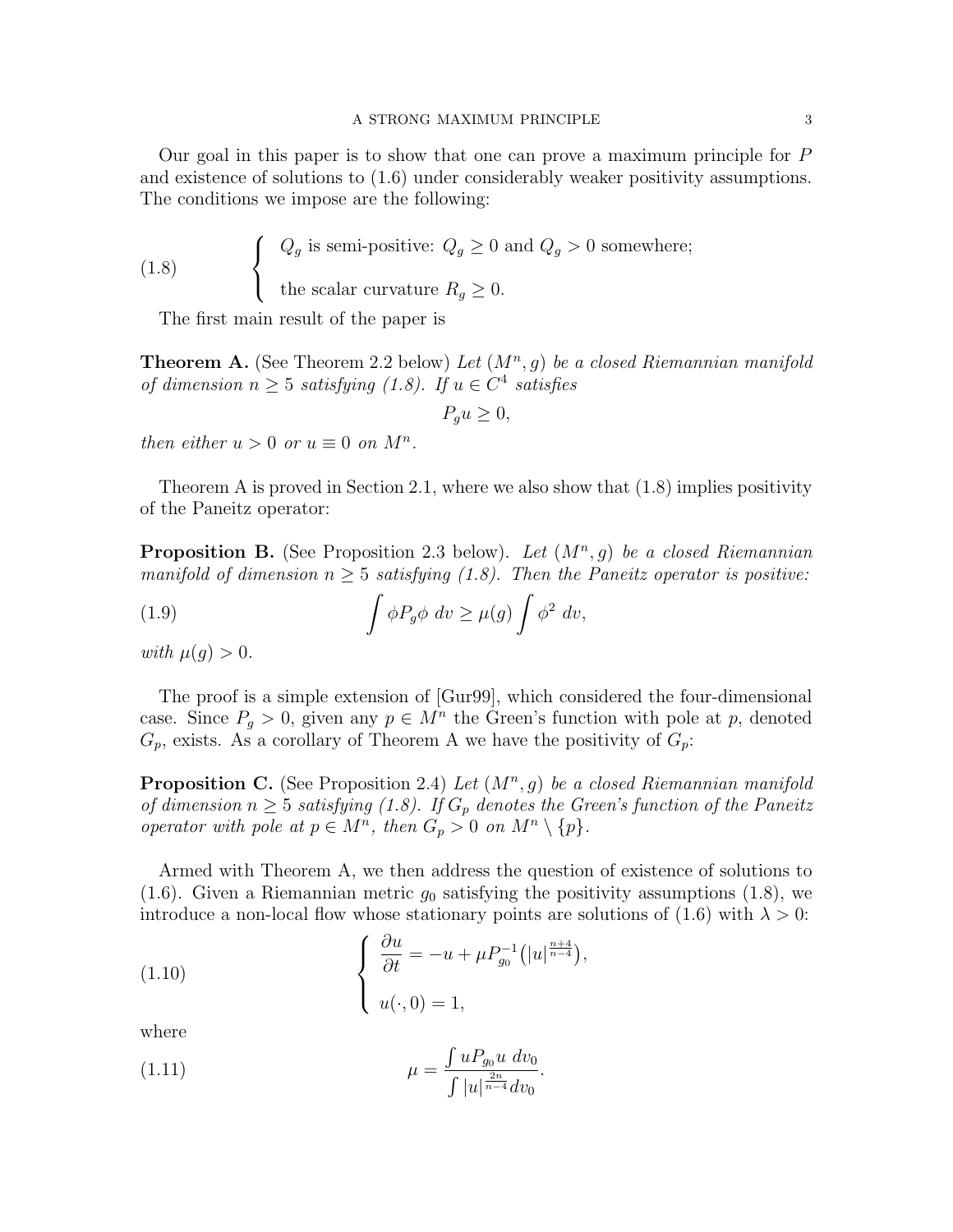Our goal in this paper is to show that one can prove a maximum principle for $P$ and existence of solutions to (1.6) under considerably weaker positivity assumptions. The conditions we impose are the following:

$$
\begin{cases} Q_g \text{ is semi-positive: } Q_g \geq 0 \text{ and } Q_g > 0 \text{ somewhere;} \\ \\ \text{the scalar curvature } R_g \geq 0. \end{cases} \tag{1.8}
$$

The first main result of the paper is

**Theorem A.** (See Theorem 2.2 below) *Let $(M^n, g)$ be a closed Riemannian manifold of dimension $n \geq 5$ satisfying (1.8). If $u \in C^4$ satisfies*

$$
P_g u \geq 0,
$$

*then either $u > 0$ or $u \equiv 0$ on $M^n$.*

Theorem A is proved in Section 2.1, where we also show that (1.8) implies positivity of the Paneitz operator:

**Proposition B.** (See Proposition 2.3 below). *Let $(M^n, g)$ be a closed Riemannian manifold of dimension $n \geq 5$ satisfying (1.8). Then the Paneitz operator is positive:*

$$
\int \phi P_g \phi \, dv \geq \mu(g) \int \phi^2 \, dv, \tag{1.9}
$$

*with $\mu(g) > 0$.*

The proof is a simple extension of [Gur99], which considered the four-dimensional case. Since $P_g > 0$, given any $p \in M^n$ the Green's function with pole at $p$, denoted $G_p$, exists. As a corollary of Theorem A we have the positivity of $G_p$:

**Proposition C.** (See Proposition 2.4) *Let $(M^n, g)$ be a closed Riemannian manifold of dimension $n \geq 5$ satisfying (1.8). If $G_p$ denotes the Green's function of the Paneitz operator with pole at $p \in M^n$, then $G_p > 0$ on $M^n \setminus \{p\}$.*

Armed with Theorem A, we then address the question of existence of solutions to (1.6). Given a Riemannian metric $g_0$ satisfying the positivity assumptions (1.8), we introduce a non-local flow whose stationary points are solutions of (1.6) with $\lambda > 0$:

$$
\begin{cases} \dfrac{\partial u}{\partial t} = -u + \mu P_{g_0}^{-1}\big(|u|^{\frac{n+4}{n-4}}\big), \\ \\ u(\cdot, 0) = 1, \end{cases} \tag{1.10}
$$

where

$$
\mu = \frac{\int u P_{g_0} u \, dv_0}{\int |u|^{\frac{2n}{n-4}} dv_0}. \tag{1.11}
$$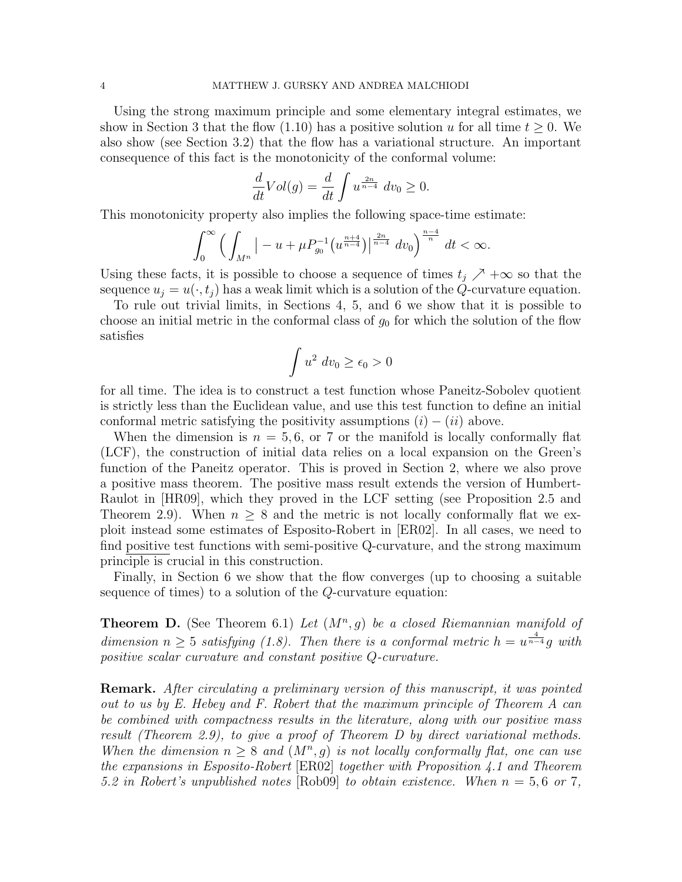Using the strong maximum principle and some elementary integral estimates, we show in Section 3 that the flow (1.10) has a positive solution $u$ for all time $t \geq 0$. We also show (see Section 3.2) that the flow has a variational structure. An important consequence of this fact is the monotonicity of the conformal volume:

$$\frac{d}{dt} Vol(g) = \frac{d}{dt} \int u^{\frac{2n}{n-4}} \, dv_0 \geq 0.$$

This monotonicity property also implies the following space-time estimate:

$$\int_0^\infty \Big( \int_{M^n} \big| -u + \mu P_{g_0}^{-1}\big(u^{\frac{n+4}{n-4}}\big)\big|^{\frac{2n}{n-4}} \, dv_0 \Big)^{\frac{n-4}{n}} \, dt < \infty.$$

Using these facts, it is possible to choose a sequence of times $t_j \nearrow +\infty$ so that the sequence $u_j = u(\cdot, t_j)$ has a weak limit which is a solution of the $Q$-curvature equation.

To rule out trivial limits, in Sections 4, 5, and 6 we show that it is possible to choose an initial metric in the conformal class of $g_0$ for which the solution of the flow satisfies

$$\int u^2 \, dv_0 \geq \epsilon_0 > 0$$

for all time. The idea is to construct a test function whose Paneitz-Sobolev quotient is strictly less than the Euclidean value, and use this test function to define an initial conformal metric satisfying the positivity assumptions $(i) - (ii)$ above.

When the dimension is $n = 5, 6$, or $7$ or the manifold is locally conformally flat (LCF), the construction of initial data relies on a local expansion on the Green's function of the Paneitz operator. This is proved in Section 2, where we also prove a positive mass theorem. The positive mass result extends the version of Humbert-Raulot in [HR09], which they proved in the LCF setting (see Proposition 2.5 and Theorem 2.9). When $n \geq 8$ and the metric is not locally conformally flat we exploit instead some estimates of Esposito-Robert in [ER02]. In all cases, we need to find positive test functions with semi-positive Q-curvature, and the strong maximum principle is crucial in this construction.

Finally, in Section 6 we show that the flow converges (up to choosing a suitable sequence of times) to a solution of the $Q$-curvature equation:

**Theorem D.** (See Theorem 6.1) *Let $(M^n, g)$ be a closed Riemannian manifold of dimension $n \geq 5$ satisfying (1.8). Then there is a conformal metric $h = u^{\frac{4}{n-4}} g$ with positive scalar curvature and constant positive $Q$-curvature.*

**Remark.** *After circulating a preliminary version of this manuscript, it was pointed out to us by E. Hebey and F. Robert that the maximum principle of Theorem A can be combined with compactness results in the literature, along with our positive mass result (Theorem 2.9), to give a proof of Theorem D by direct variational methods. When the dimension $n \geq 8$ and $(M^n, g)$ is not locally conformally flat, one can use the expansions in Esposito-Robert* [ER02] *together with Proposition 4.1 and Theorem 5.2 in Robert's unpublished notes* [Rob09] *to obtain existence. When $n = 5, 6$ or $7$,*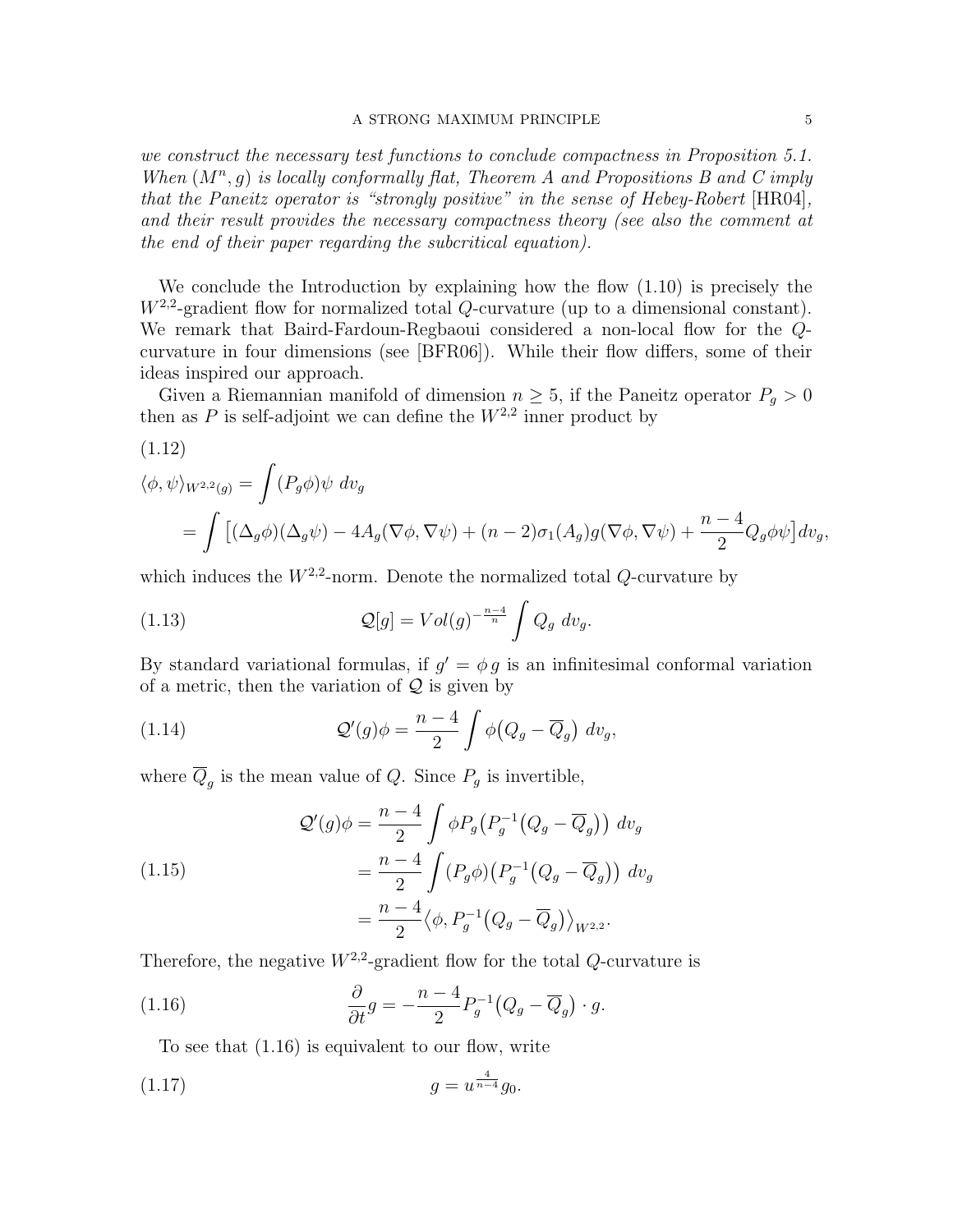*we construct the necessary test functions to conclude compactness in Proposition 5.1. When $(M^n, g)$ is locally conformally flat, Theorem A and Propositions B and C imply that the Paneitz operator is "strongly positive" in the sense of Hebey-Robert [HR04], and their result provides the necessary compactness theory (see also the comment at the end of their paper regarding the subcritical equation).*

We conclude the Introduction by explaining how the flow (1.10) is precisely the $W^{2,2}$-gradient flow for normalized total $Q$-curvature (up to a dimensional constant). We remark that Baird-Fardoun-Regbaoui considered a non-local flow for the $Q$-curvature in four dimensions (see [BFR06]). While their flow differs, some of their ideas inspired our approach.

Given a Riemannian manifold of dimension $n \geq 5$, if the Paneitz operator $P_g > 0$ then as $P$ is self-adjoint we can define the $W^{2,2}$ inner product by

(1.12)

$$
\begin{aligned}
\langle \phi, \psi \rangle_{W^{2,2}(g)} &= \int (P_g \phi) \psi \; dv_g \\
&= \int \big[ (\Delta_g \phi)(\Delta_g \psi) - 4A_g(\nabla\phi, \nabla\psi) + (n-2)\sigma_1(A_g) g(\nabla\phi, \nabla\psi) + \frac{n-4}{2} Q_g \phi\psi \big] dv_g,
\end{aligned}
$$

which induces the $W^{2,2}$-norm. Denote the normalized total $Q$-curvature by

$$
\mathcal{Q}[g] = Vol(g)^{-\frac{n-4}{n}} \int Q_g \; dv_g. \tag{1.13}
$$

By standard variational formulas, if $g' = \phi \, g$ is an infinitesimal conformal variation of a metric, then the variation of $\mathcal{Q}$ is given by

$$
\mathcal{Q}'(g)\phi = \frac{n-4}{2} \int \phi \big( Q_g - \overline{Q}_g \big) \; dv_g, \tag{1.14}
$$

where $\overline{Q}_g$ is the mean value of $Q$. Since $P_g$ is invertible,

$$
\begin{aligned}
\mathcal{Q}'(g)\phi &= \frac{n-4}{2} \int \phi P_g \big( P_g^{-1} \big( Q_g - \overline{Q}_g \big) \big) \; dv_g \\
&= \frac{n-4}{2} \int (P_g \phi) \big( P_g^{-1} \big( Q_g - \overline{Q}_g \big) \big) \; dv_g \\
&= \frac{n-4}{2} \big\langle \phi, P_g^{-1} \big( Q_g - \overline{Q}_g \big) \big\rangle_{W^{2,2}}.
\end{aligned} \tag{1.15}
$$

Therefore, the negative $W^{2,2}$-gradient flow for the total $Q$-curvature is

$$
\frac{\partial}{\partial t} g = -\frac{n-4}{2} P_g^{-1} \big( Q_g - \overline{Q}_g \big) \cdot g. \tag{1.16}
$$

To see that (1.16) is equivalent to our flow, write

$$
g = u^{\frac{4}{n-4}} g_0. \tag{1.17}
$$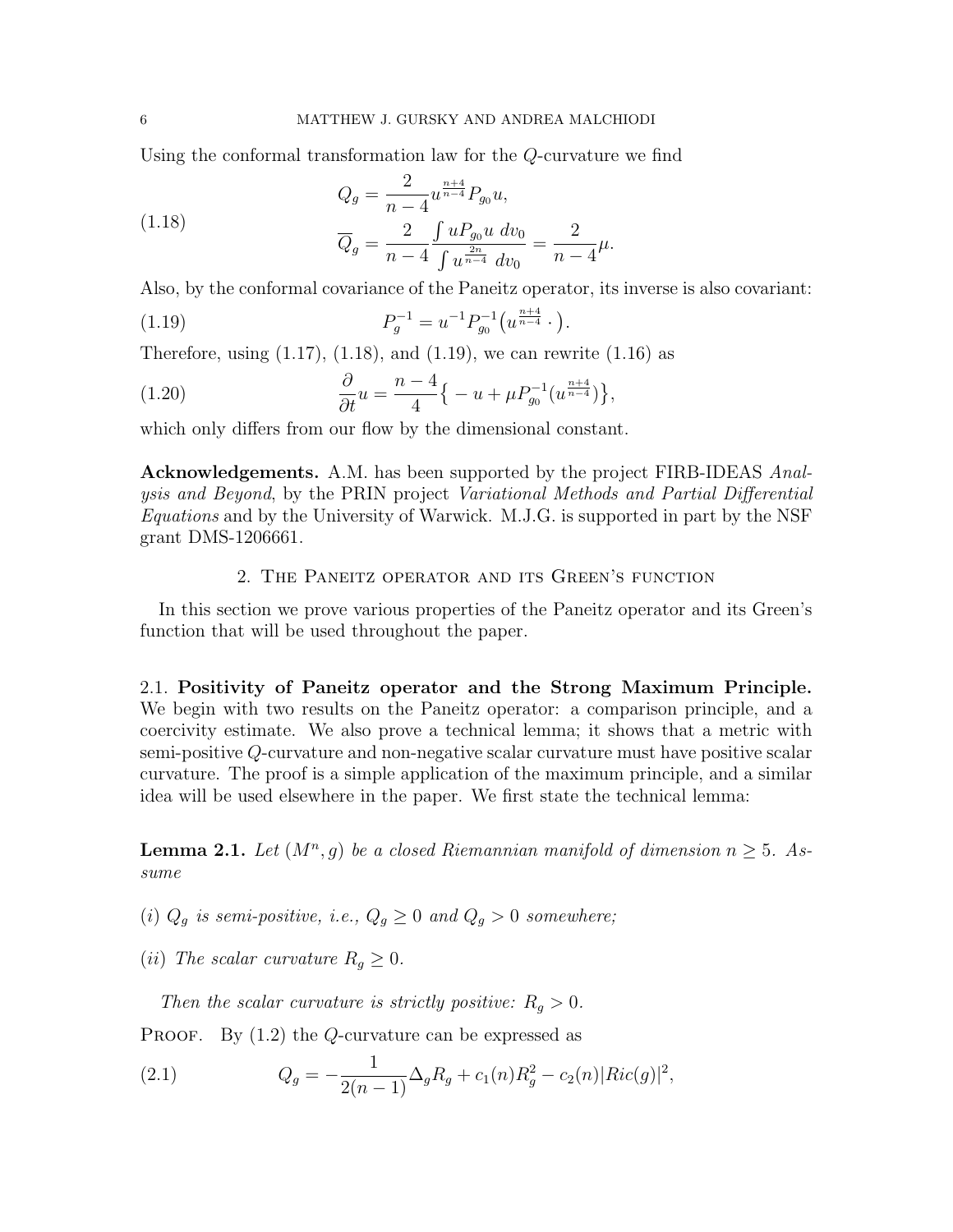Using the conformal transformation law for the $Q$-curvature we find

$$
\begin{aligned}
Q_g &= \frac{2}{n-4} u^{\frac{n+4}{n-4}} P_{g_0} u, \\
\overline{Q}_g &= \frac{2}{n-4} \frac{\int u P_{g_0} u \; dv_0}{\int u^{\frac{2n}{n-4}} \; dv_0} = \frac{2}{n-4} \mu.
\end{aligned}
\tag{1.18}
$$

Also, by the conformal covariance of the Paneitz operator, its inverse is also covariant:

$$
P_g^{-1} = u^{-1} P_{g_0}^{-1} \big( u^{\frac{n+4}{n-4}} \cdot \big). \tag{1.19}
$$

Therefore, using (1.17), (1.18), and (1.19), we can rewrite (1.16) as

$$
\frac{\partial}{\partial t} u = \frac{n-4}{4} \big\{ -u + \mu P_{g_0}^{-1} (u^{\frac{n+4}{n-4}}) \big\}, \tag{1.20}
$$

which only differs from our flow by the dimensional constant.

**Acknowledgements.** A.M. has been supported by the project FIRB-IDEAS *Analysis and Beyond*, by the PRIN project *Variational Methods and Partial Differential Equations* and by the University of Warwick. M.J.G. is supported in part by the NSF grant DMS-1206661.

## 2. The Paneitz operator and its Green's function

In this section we prove various properties of the Paneitz operator and its Green's function that will be used throughout the paper.

### 2.1. Positivity of Paneitz operator and the Strong Maximum Principle.

We begin with two results on the Paneitz operator: a comparison principle, and a coercivity estimate. We also prove a technical lemma; it shows that a metric with semi-positive $Q$-curvature and non-negative scalar curvature must have positive scalar curvature. The proof is a simple application of the maximum principle, and a similar idea will be used elsewhere in the paper. We first state the technical lemma:

**Lemma 2.1.** *Let $(M^n, g)$ be a closed Riemannian manifold of dimension $n \geq 5$. Assume*

*(i) $Q_g$ is semi-positive, i.e., $Q_g \geq 0$ and $Q_g > 0$ somewhere;*

*(ii) The scalar curvature $R_g \geq 0$.*

*Then the scalar curvature is strictly positive: $R_g > 0$.*

Proof. By (1.2) the $Q$-curvature can be expressed as

$$
Q_g = -\frac{1}{2(n-1)} \Delta_g R_g + c_1(n) R_g^2 - c_2(n) |Ric(g)|^2, \tag{2.1}
$$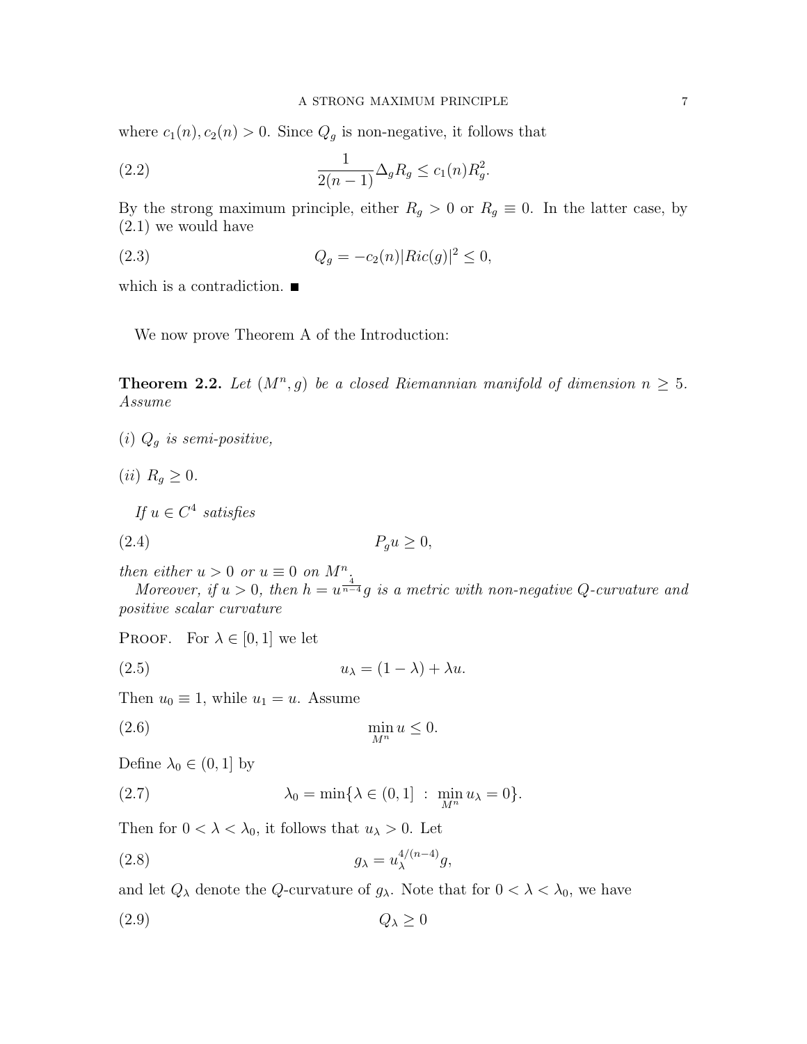where $c_1(n), c_2(n) > 0$. Since $Q_g$ is non-negative, it follows that

$$\frac{1}{2(n-1)}\Delta_g R_g \leq c_1(n) R_g^2. \tag{2.2}$$

By the strong maximum principle, either $R_g > 0$ or $R_g \equiv 0$. In the latter case, by (2.1) we would have

$$Q_g = -c_2(n)|Ric(g)|^2 \leq 0, \tag{2.3}$$

which is a contradiction. ■

We now prove Theorem A of the Introduction:

**Theorem 2.2.** *Let $(M^n, g)$ be a closed Riemannian manifold of dimension $n \geq 5$. Assume*

*(i) $Q_g$ is semi-positive,*

*(ii) $R_g \geq 0$.*

*If $u \in C^4$ satisfies*

$$P_g u \geq 0, \tag{2.4}$$

*then either $u > 0$ or $u \equiv 0$ on $M^n$.*

*Moreover, if $u > 0$, then $h = u^{\frac{4}{n-4}} g$ is a metric with non-negative $Q$-curvature and positive scalar curvature*

Proof. For $\lambda \in [0,1]$ we let

$$u_\lambda = (1-\lambda) + \lambda u. \tag{2.5}$$

Then $u_0 \equiv 1$, while $u_1 = u$. Assume

$$\min_{M^n} u \leq 0. \tag{2.6}$$

Define $\lambda_0 \in (0,1]$ by

$$\lambda_0 = \min\{\lambda \in (0,1] \ : \ \min_{M^n} u_\lambda = 0\}. \tag{2.7}$$

Then for $0 < \lambda < \lambda_0$, it follows that $u_\lambda > 0$. Let

$$g_\lambda = u_\lambda^{4/(n-4)} g, \tag{2.8}$$

and let $Q_\lambda$ denote the $Q$-curvature of $g_\lambda$. Note that for $0 < \lambda < \lambda_0$, we have

$$Q_\lambda \geq 0 \tag{2.9}$$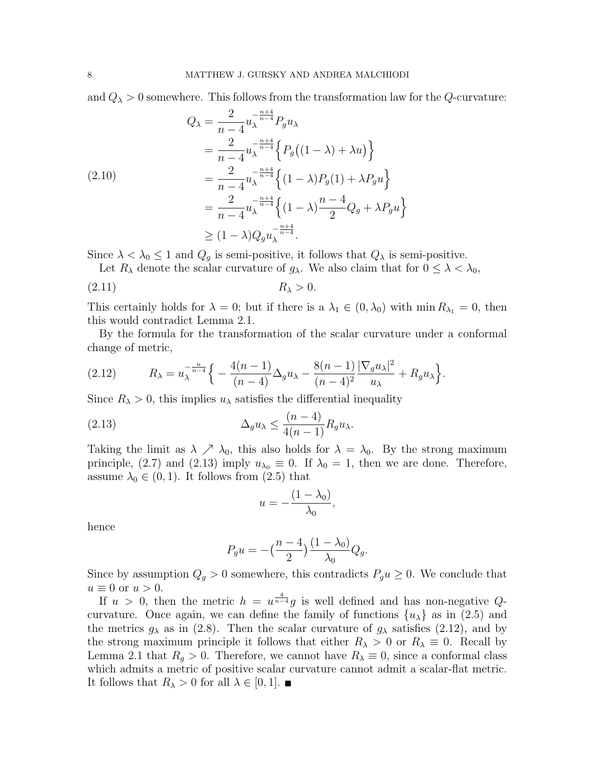and $Q_\lambda > 0$ somewhere. This follows from the transformation law for the $Q$-curvature:

$$
\begin{aligned}
Q_\lambda &= \frac{2}{n-4} u_\lambda^{-\frac{n+4}{n-4}} P_g u_\lambda \\
&= \frac{2}{n-4} u_\lambda^{-\frac{n+4}{n-4}} \Big\{ P_g\big((1-\lambda) + \lambda u\big) \Big\} \\
&= \frac{2}{n-4} u_\lambda^{-\frac{n+4}{n-4}} \Big\{ (1-\lambda) P_g(1) + \lambda P_g u \Big\} \\
&= \frac{2}{n-4} u_\lambda^{-\frac{n+4}{n-4}} \Big\{ (1-\lambda) \frac{n-4}{2} Q_g + \lambda P_g u \Big\} \\
&\geq (1-\lambda) Q_g u_\lambda^{-\frac{n+4}{n-4}}.
\end{aligned} \tag{2.10}
$$

Since $\lambda < \lambda_0 \leq 1$ and $Q_g$ is semi-positive, it follows that $Q_\lambda$ is semi-positive.

Let $R_\lambda$ denote the scalar curvature of $g_\lambda$. We also claim that for $0 \leq \lambda < \lambda_0$,

$$
R_\lambda > 0. \tag{2.11}
$$

This certainly holds for $\lambda = 0$; but if there is a $\lambda_1 \in (0, \lambda_0)$ with $\min R_{\lambda_1} = 0$, then this would contradict Lemma 2.1.

By the formula for the transformation of the scalar curvature under a conformal change of metric,

$$
R_\lambda = u_\lambda^{-\frac{n}{n-4}} \Big\{ -\frac{4(n-1)}{(n-4)} \Delta_g u_\lambda - \frac{8(n-1)}{(n-4)^2} \frac{|\nabla_g u_\lambda|^2}{u_\lambda} + R_g u_\lambda \Big\}. \tag{2.12}
$$

Since $R_\lambda > 0$, this implies $u_\lambda$ satisfies the differential inequality

$$
\Delta_g u_\lambda \leq \frac{(n-4)}{4(n-1)} R_g u_\lambda. \tag{2.13}
$$

Taking the limit as $\lambda \nearrow \lambda_0$, this also holds for $\lambda = \lambda_0$. By the strong maximum principle, (2.7) and (2.13) imply $u_{\lambda_0} \equiv 0$. If $\lambda_0 = 1$, then we are done. Therefore, assume $\lambda_0 \in (0,1)$. It follows from (2.5) that

$$
u = -\frac{(1-\lambda_0)}{\lambda_0},
$$

hence

$$
P_g u = -\big(\frac{n-4}{2}\big) \frac{(1-\lambda_0)}{\lambda_0} Q_g.
$$

Since by assumption $Q_g > 0$ somewhere, this contradicts $P_g u \geq 0$. We conclude that $u \equiv 0$ or $u > 0$.

If $u > 0$, then the metric $h = u^{\frac{4}{n-4}} g$ is well defined and has non-negative $Q$-curvature. Once again, we can define the family of functions $\{u_\lambda\}$ as in (2.5) and the metrics $g_\lambda$ as in (2.8). Then the scalar curvature of $g_\lambda$ satisfies (2.12), and by the strong maximum principle it follows that either $R_\lambda > 0$ or $R_\lambda \equiv 0$. Recall by Lemma 2.1 that $R_g > 0$. Therefore, we cannot have $R_\lambda \equiv 0$, since a conformal class which admits a metric of positive scalar curvature cannot admit a scalar-flat metric. It follows that $R_\lambda > 0$ for all $\lambda \in [0,1]$. ∎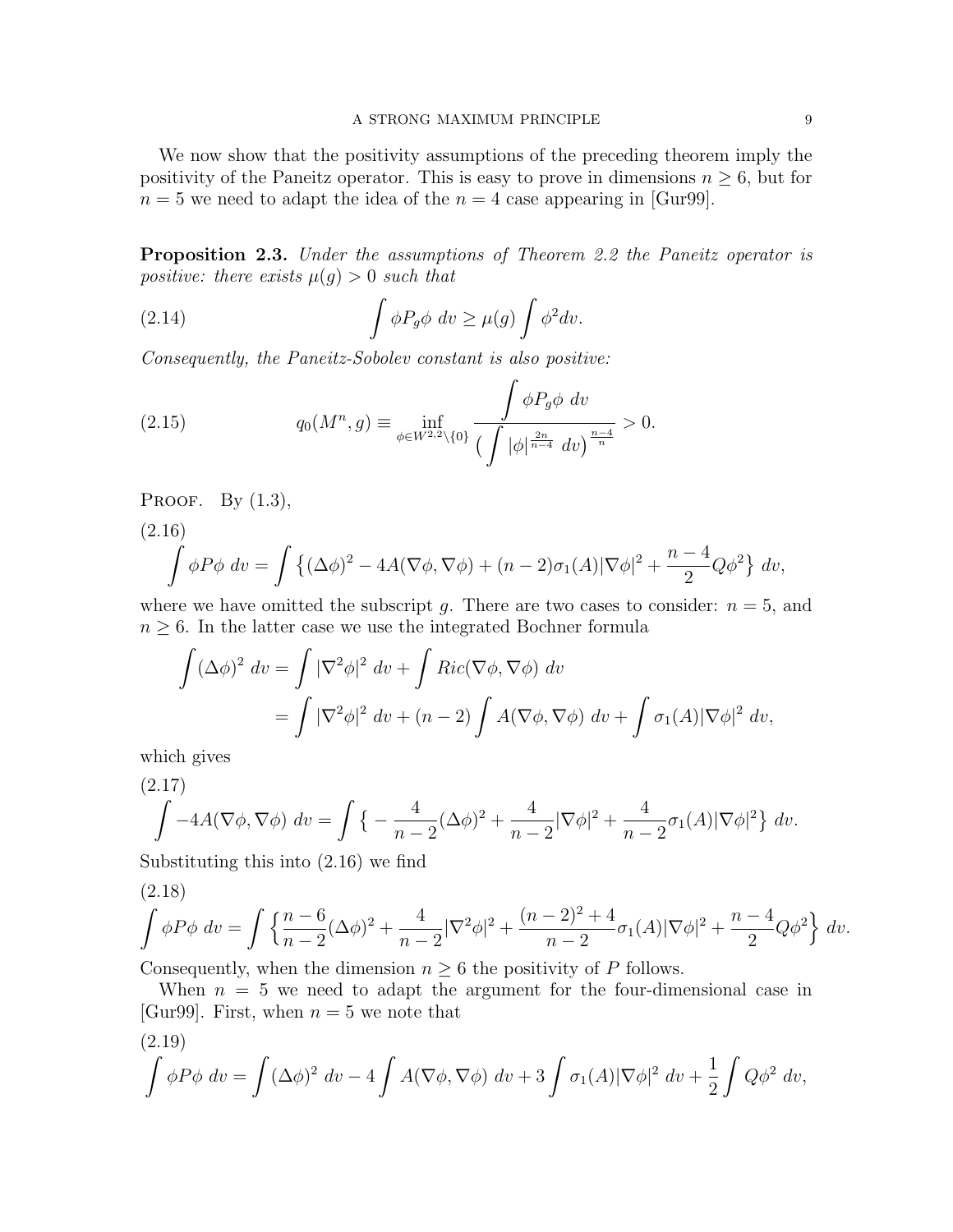We now show that the positivity assumptions of the preceding theorem imply the positivity of the Paneitz operator. This is easy to prove in dimensions $n \geq 6$, but for $n = 5$ we need to adapt the idea of the $n = 4$ case appearing in [Gur99].

**Proposition 2.3.** *Under the assumptions of Theorem 2.2 the Paneitz operator is positive: there exists $\mu(g) > 0$ such that*

$$\int \phi P_g \phi \; dv \geq \mu(g) \int \phi^2 dv. \tag{2.14}$$

*Consequently, the Paneitz-Sobolev constant is also positive:*

$$q_0(M^n, g) \equiv \inf_{\phi \in W^{2,2} \setminus \{0\}} \frac{\displaystyle\int \phi P_g \phi \; dv}{\Big( \displaystyle\int |\phi|^{\frac{2n}{n-4}} \; dv \Big)^{\frac{n-4}{n}}} > 0. \tag{2.15}$$

Proof. By (1.3),

$$\int \phi P \phi \; dv = \int \big\{ (\Delta \phi)^2 - 4A(\nabla \phi, \nabla \phi) + (n-2)\sigma_1(A)|\nabla \phi|^2 + \frac{n-4}{2} Q \phi^2 \big\} \; dv, \tag{2.16}$$

where we have omitted the subscript $g$. There are two cases to consider: $n = 5$, and $n \geq 6$. In the latter case we use the integrated Bochner formula

$$\begin{aligned}
\int (\Delta \phi)^2 \; dv &= \int |\nabla^2 \phi|^2 \; dv + \int Ric(\nabla \phi, \nabla \phi) \; dv \\
&= \int |\nabla^2 \phi|^2 \; dv + (n-2) \int A(\nabla \phi, \nabla \phi) \; dv + \int \sigma_1(A) |\nabla \phi|^2 \; dv,
\end{aligned}$$

which gives

$$\int -4A(\nabla \phi, \nabla \phi) \; dv = \int \big\{ -\frac{4}{n-2}(\Delta \phi)^2 + \frac{4}{n-2}|\nabla \phi|^2 + \frac{4}{n-2}\sigma_1(A)|\nabla \phi|^2 \big\} \; dv. \tag{2.17}$$

Substituting this into (2.16) we find

$$\int \phi P \phi \; dv = \int \Big\{ \frac{n-6}{n-2}(\Delta \phi)^2 + \frac{4}{n-2}|\nabla^2 \phi|^2 + \frac{(n-2)^2 + 4}{n-2}\sigma_1(A)|\nabla \phi|^2 + \frac{n-4}{2} Q \phi^2 \Big\} \; dv. \tag{2.18}$$

Consequently, when the dimension $n \geq 6$ the positivity of $P$ follows.

When $n = 5$ we need to adapt the argument for the four-dimensional case in [Gur99]. First, when $n = 5$ we note that

$$\int \phi P \phi \; dv = \int (\Delta \phi)^2 \; dv - 4 \int A(\nabla \phi, \nabla \phi) \; dv + 3 \int \sigma_1(A) |\nabla \phi|^2 \; dv + \frac{1}{2} \int Q \phi^2 \; dv, \tag{2.19}$$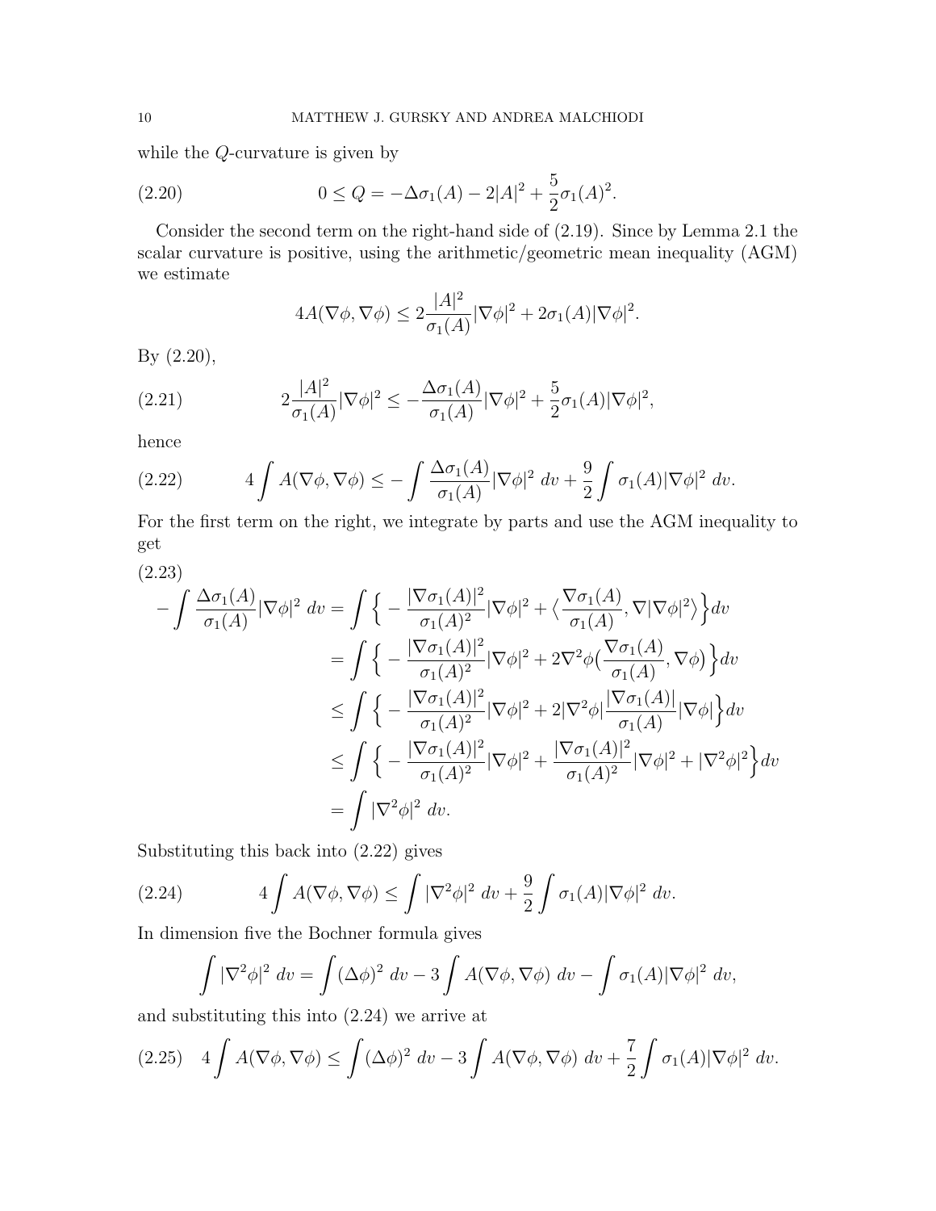while the $Q$-curvature is given by

$$0 \leq Q = -\Delta\sigma_1(A) - 2|A|^2 + \frac{5}{2}\sigma_1(A)^2. \tag{2.20}$$

Consider the second term on the right-hand side of (2.19). Since by Lemma 2.1 the scalar curvature is positive, using the arithmetic/geometric mean inequality (AGM) we estimate

$$4A(\nabla\phi, \nabla\phi) \leq 2\frac{|A|^2}{\sigma_1(A)}|\nabla\phi|^2 + 2\sigma_1(A)|\nabla\phi|^2.$$

By (2.20),

$$2\frac{|A|^2}{\sigma_1(A)}|\nabla\phi|^2 \leq -\frac{\Delta\sigma_1(A)}{\sigma_1(A)}|\nabla\phi|^2 + \frac{5}{2}\sigma_1(A)|\nabla\phi|^2, \tag{2.21}$$

hence

$$4\int A(\nabla\phi, \nabla\phi) \leq -\int \frac{\Delta\sigma_1(A)}{\sigma_1(A)}|\nabla\phi|^2 \, dv + \frac{9}{2}\int \sigma_1(A)|\nabla\phi|^2 \, dv. \tag{2.22}$$

For the first term on the right, we integrate by parts and use the AGM inequality to get

$$\begin{aligned}
-\int \frac{\Delta\sigma_1(A)}{\sigma_1(A)}|\nabla\phi|^2 \, dv &= \int \Big\{ -\frac{|\nabla\sigma_1(A)|^2}{\sigma_1(A)^2}|\nabla\phi|^2 + \Big\langle \frac{\nabla\sigma_1(A)}{\sigma_1(A)}, \nabla|\nabla\phi|^2 \Big\rangle \Big\} dv \\
&= \int \Big\{ -\frac{|\nabla\sigma_1(A)|^2}{\sigma_1(A)^2}|\nabla\phi|^2 + 2\nabla^2\phi\big(\frac{\nabla\sigma_1(A)}{\sigma_1(A)}, \nabla\phi\big) \Big\} dv \\
&\leq \int \Big\{ -\frac{|\nabla\sigma_1(A)|^2}{\sigma_1(A)^2}|\nabla\phi|^2 + 2|\nabla^2\phi|\frac{|\nabla\sigma_1(A)|}{\sigma_1(A)}|\nabla\phi| \Big\} dv \\
&\leq \int \Big\{ -\frac{|\nabla\sigma_1(A)|^2}{\sigma_1(A)^2}|\nabla\phi|^2 + \frac{|\nabla\sigma_1(A)|^2}{\sigma_1(A)^2}|\nabla\phi|^2 + |\nabla^2\phi|^2 \Big\} dv \\
&= \int |\nabla^2\phi|^2 \, dv.
\end{aligned} \tag{2.23}$$

Substituting this back into (2.22) gives

$$4\int A(\nabla\phi, \nabla\phi) \leq \int |\nabla^2\phi|^2 \, dv + \frac{9}{2}\int \sigma_1(A)|\nabla\phi|^2 \, dv. \tag{2.24}$$

In dimension five the Bochner formula gives

$$\int |\nabla^2\phi|^2 \, dv = \int (\Delta\phi)^2 \, dv - 3\int A(\nabla\phi, \nabla\phi) \, dv - \int \sigma_1(A)|\nabla\phi|^2 \, dv,$$

and substituting this into (2.24) we arrive at

$$4\int A(\nabla\phi, \nabla\phi) \leq \int (\Delta\phi)^2 \, dv - 3\int A(\nabla\phi, \nabla\phi) \, dv + \frac{7}{2}\int \sigma_1(A)|\nabla\phi|^2 \, dv. \tag{2.25}$$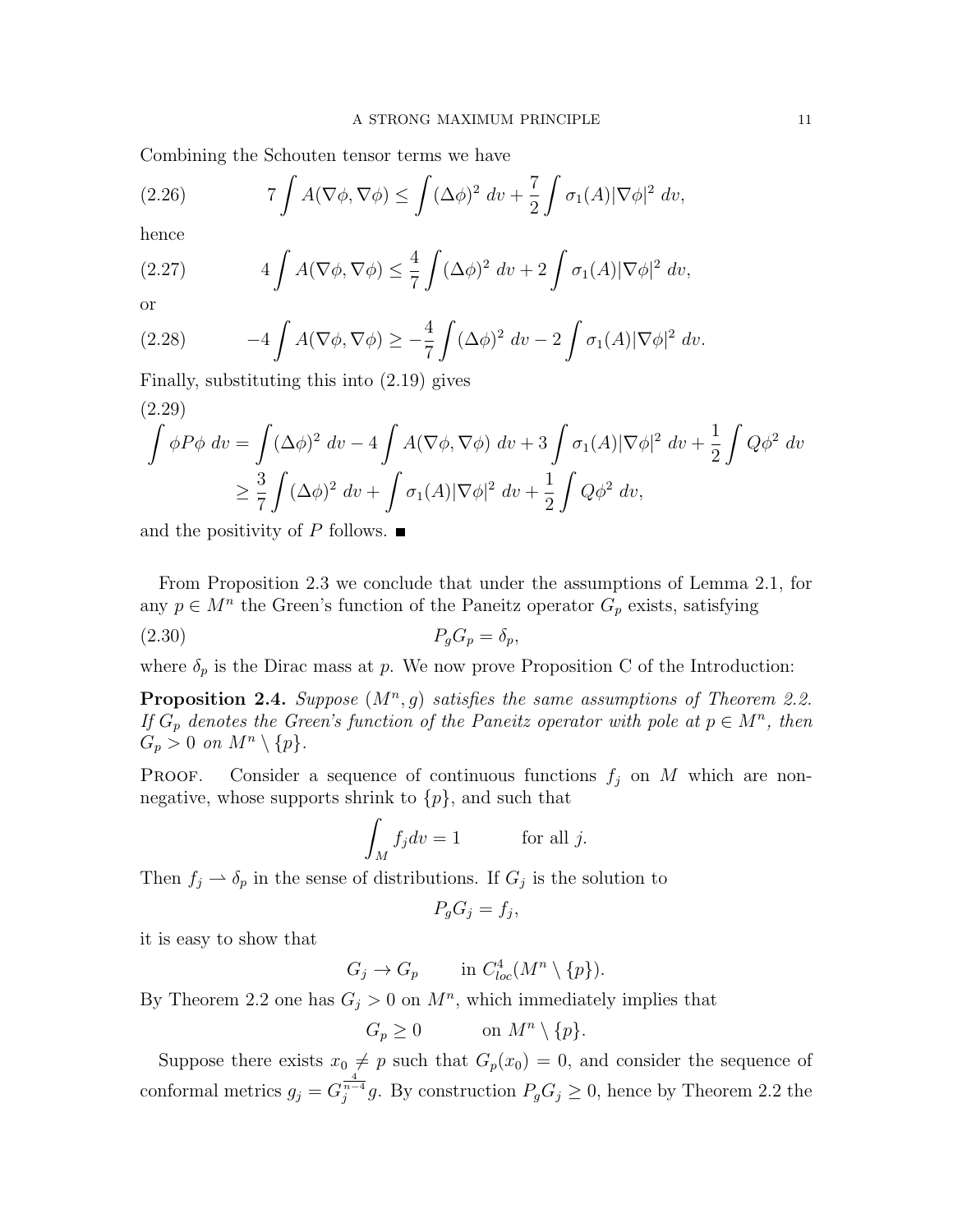Combining the Schouten tensor terms we have

$$7 \int A(\nabla\phi, \nabla\phi) \leq \int (\Delta\phi)^2 \, dv + \frac{7}{2} \int \sigma_1(A)|\nabla\phi|^2 \, dv, \tag{2.26}$$

hence

$$4 \int A(\nabla\phi, \nabla\phi) \leq \frac{4}{7} \int (\Delta\phi)^2 \, dv + 2 \int \sigma_1(A)|\nabla\phi|^2 \, dv, \tag{2.27}$$

or

$$-4 \int A(\nabla\phi, \nabla\phi) \geq -\frac{4}{7} \int (\Delta\phi)^2 \, dv - 2 \int \sigma_1(A)|\nabla\phi|^2 \, dv. \tag{2.28}$$

Finally, substituting this into (2.19) gives

$$\begin{aligned} \int \phi P \phi \, dv &= \int (\Delta\phi)^2 \, dv - 4 \int A(\nabla\phi, \nabla\phi) \, dv + 3 \int \sigma_1(A)|\nabla\phi|^2 \, dv + \frac{1}{2} \int Q\phi^2 \, dv \\ &\geq \frac{3}{7} \int (\Delta\phi)^2 \, dv + \int \sigma_1(A)|\nabla\phi|^2 \, dv + \frac{1}{2} \int Q\phi^2 \, dv, \end{aligned} \tag{2.29}$$

and the positivity of $P$ follows. ■

From Proposition 2.3 we conclude that under the assumptions of Lemma 2.1, for any $p \in M^n$ the Green's function of the Paneitz operator $G_p$ exists, satisfying

$$P_g G_p = \delta_p, \tag{2.30}$$

where $\delta_p$ is the Dirac mass at $p$. We now prove Proposition C of the Introduction:

**Proposition 2.4.** *Suppose $(M^n, g)$ satisfies the same assumptions of Theorem 2.2. If $G_p$ denotes the Green's function of the Paneitz operator with pole at $p \in M^n$, then $G_p > 0$ on $M^n \setminus \{p\}$.*

Proof. Consider a sequence of continuous functions $f_j$ on $M$ which are non-negative, whose supports shrink to $\{p\}$, and such that

$$\int_M f_j dv = 1 \qquad \text{for all } j.$$

Then $f_j \rightharpoonup \delta_p$ in the sense of distributions. If $G_j$ is the solution to

$$P_g G_j = f_j,$$

it is easy to show that

$$G_j \to G_p \qquad \text{in } C^4_{loc}(M^n \setminus \{p\}).$$

By Theorem 2.2 one has $G_j > 0$ on $M^n$, which immediately implies that

$$G_p \geq 0 \qquad \text{on } M^n \setminus \{p\}.$$

Suppose there exists $x_0 \neq p$ such that $G_p(x_0) = 0$, and consider the sequence of conformal metrics $g_j = G_j^{\frac{4}{n-4}} g$. By construction $P_g G_j \geq 0$, hence by Theorem 2.2 the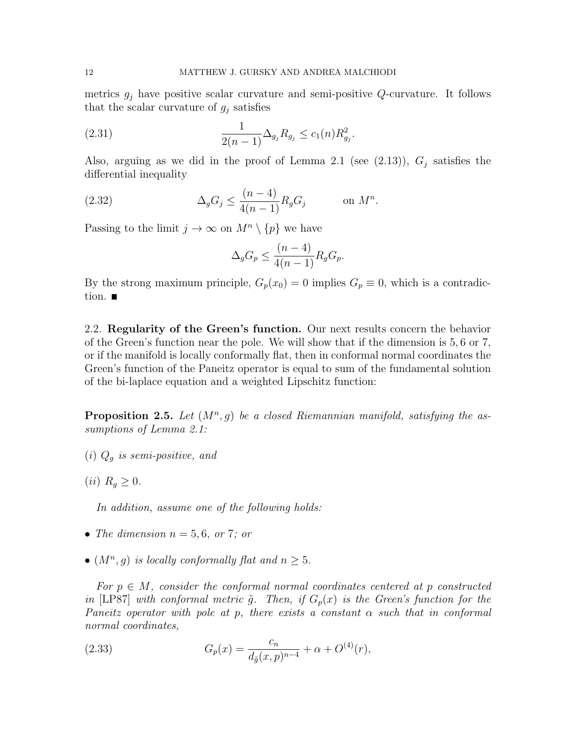metrics $g_j$ have positive scalar curvature and semi-positive $Q$-curvature. It follows that the scalar curvature of $g_j$ satisfies

$$\frac{1}{2(n-1)}\Delta_{g_j} R_{g_j} \leq c_1(n) R_{g_j}^2. \tag{2.31}$$

Also, arguing as we did in the proof of Lemma 2.1 (see (2.13)), $G_j$ satisfies the differential inequality

$$\Delta_g G_j \leq \frac{(n-4)}{4(n-1)} R_g G_j \qquad \text{on } M^n. \tag{2.32}$$

Passing to the limit $j \to \infty$ on $M^n \setminus \{p\}$ we have

$$\Delta_g G_p \leq \frac{(n-4)}{4(n-1)} R_g G_p.$$

By the strong maximum principle, $G_p(x_0) = 0$ implies $G_p \equiv 0$, which is a contradiction. ■

2.2. **Regularity of the Green's function.** Our next results concern the behavior of the Green's function near the pole. We will show that if the dimension is 5, 6 or 7, or if the manifold is locally conformally flat, then in conformal normal coordinates the Green's function of the Paneitz operator is equal to sum of the fundamental solution of the bi-laplace equation and a weighted Lipschitz function:

**Proposition 2.5.** *Let $(M^n, g)$ be a closed Riemannian manifold, satisfying the assumptions of Lemma 2.1:*

*(i) $Q_g$ is semi-positive, and*

*(ii) $R_g \geq 0$.*

*In addition, assume one of the following holds:*

- *The dimension $n = 5, 6,$ or $7$; or*
- *$(M^n, g)$ is locally conformally flat and $n \geq 5$.*

*For $p \in M$, consider the conformal normal coordinates centered at $p$ constructed in* [LP87] *with conformal metric $\tilde{g}$. Then, if $G_p(x)$ is the Green's function for the Paneitz operator with pole at $p$, there exists a constant $\alpha$ such that in conformal normal coordinates,*

$$G_p(x) = \frac{c_n}{d_{\tilde{g}}(x,p)^{n-4}} + \alpha + O^{(4)}(r), \tag{2.33}$$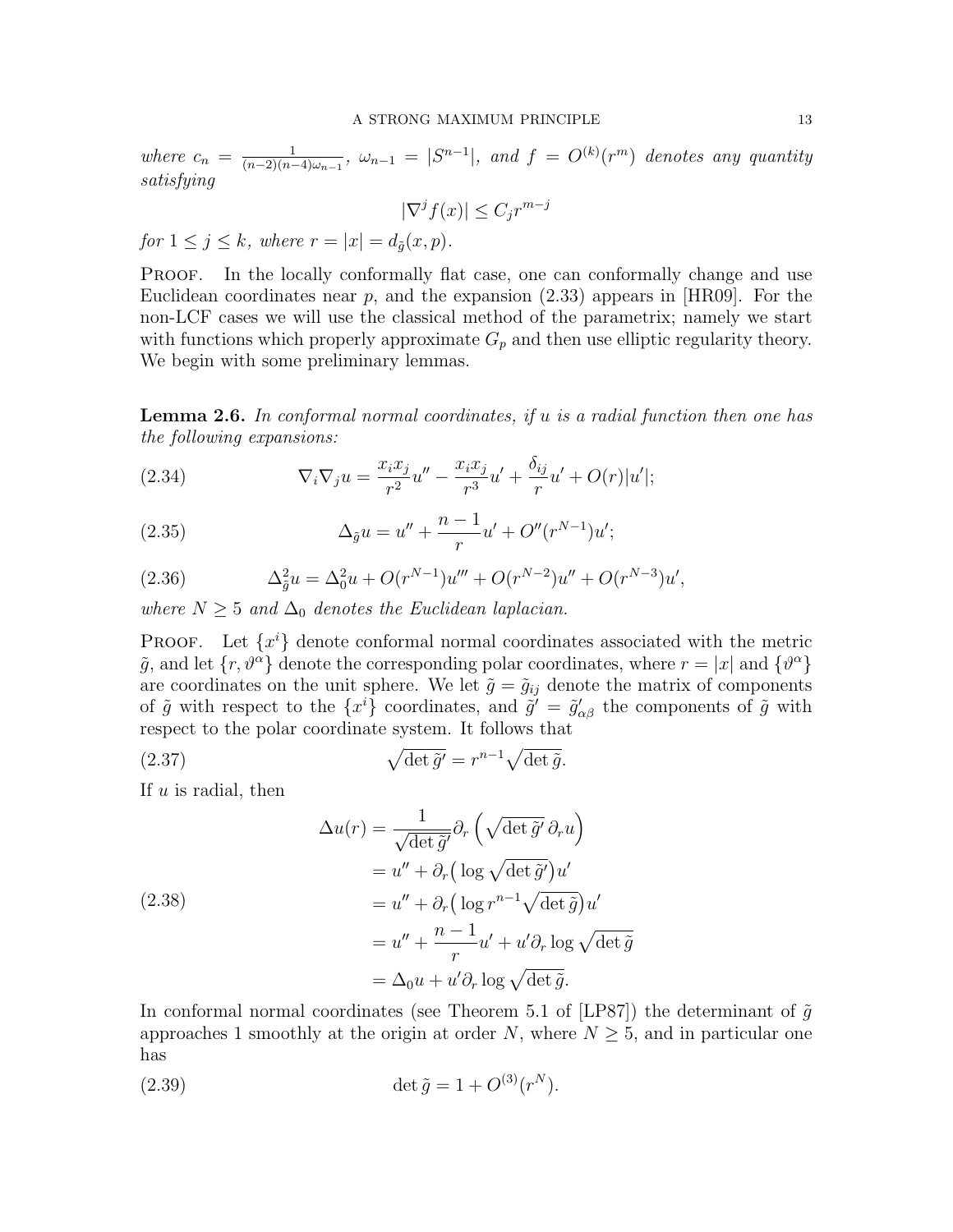*where* $c_n = \frac{1}{(n-2)(n-4)\omega_{n-1}}$, $\omega_{n-1} = |S^{n-1}|$, *and* $f = O^{(k)}(r^m)$ *denotes any quantity satisfying*

$$|\nabla^j f(x)| \le C_j r^{m-j}$$

*for* $1 \le j \le k$, *where* $r = |x| = d_{\tilde{g}}(x,p)$.

Proof. In the locally conformally flat case, one can conformally change and use Euclidean coordinates near $p$, and the expansion (2.33) appears in [HR09]. For the non-LCF cases we will use the classical method of the parametrix; namely we start with functions which properly approximate $G_p$ and then use elliptic regularity theory. We begin with some preliminary lemmas.

**Lemma 2.6.** *In conformal normal coordinates, if* $u$ *is a radial function then one has the following expansions:*

$$\nabla_i \nabla_j u = \frac{x_i x_j}{r^2} u'' - \frac{x_i x_j}{r^3} u' + \frac{\delta_{ij}}{r} u' + O(r)|u'|; \tag{2.34}$$

$$\Delta_{\tilde{g}} u = u'' + \frac{n-1}{r} u' + O''(r^{N-1}) u'; \tag{2.35}$$

$$\Delta^2_{\tilde{g}} u = \Delta^2_0 u + O(r^{N-1}) u''' + O(r^{N-2}) u'' + O(r^{N-3}) u', \tag{2.36}$$

*where* $N \ge 5$ *and* $\Delta_0$ *denotes the Euclidean laplacian.*

Proof. Let $\{x^i\}$ denote conformal normal coordinates associated with the metric $\tilde{g}$, and let $\{r, \vartheta^\alpha\}$ denote the corresponding polar coordinates, where $r = |x|$ and $\{\vartheta^\alpha\}$ are coordinates on the unit sphere. We let $\tilde{g} = \tilde{g}_{ij}$ denote the matrix of components of $\tilde{g}$ with respect to the $\{x^i\}$ coordinates, and $\tilde{g}' = \tilde{g}'_{\alpha\beta}$ the components of $\tilde{g}$ with respect to the polar coordinate system. It follows that

$$\sqrt{\det \tilde{g}'} = r^{n-1} \sqrt{\det \tilde{g}}. \tag{2.37}$$

If $u$ is radial, then

$$\begin{aligned} \Delta u(r) &= \frac{1}{\sqrt{\det \tilde{g}'}} \partial_r \left( \sqrt{\det \tilde{g}'}\, \partial_r u \right) \\ &= u'' + \partial_r \big( \log \sqrt{\det \tilde{g}'} \big) u' \\ &= u'' + \partial_r \big( \log r^{n-1} \sqrt{\det \tilde{g}} \big) u' \\ &= u'' + \frac{n-1}{r} u' + u' \partial_r \log \sqrt{\det \tilde{g}} \\ &= \Delta_0 u + u' \partial_r \log \sqrt{\det \tilde{g}}. \end{aligned} \tag{2.38}$$

In conformal normal coordinates (see Theorem 5.1 of [LP87]) the determinant of $\tilde{g}$ approaches 1 smoothly at the origin at order $N$, where $N \ge 5$, and in particular one has

$$\det \tilde{g} = 1 + O^{(3)}(r^N). \tag{2.39}$$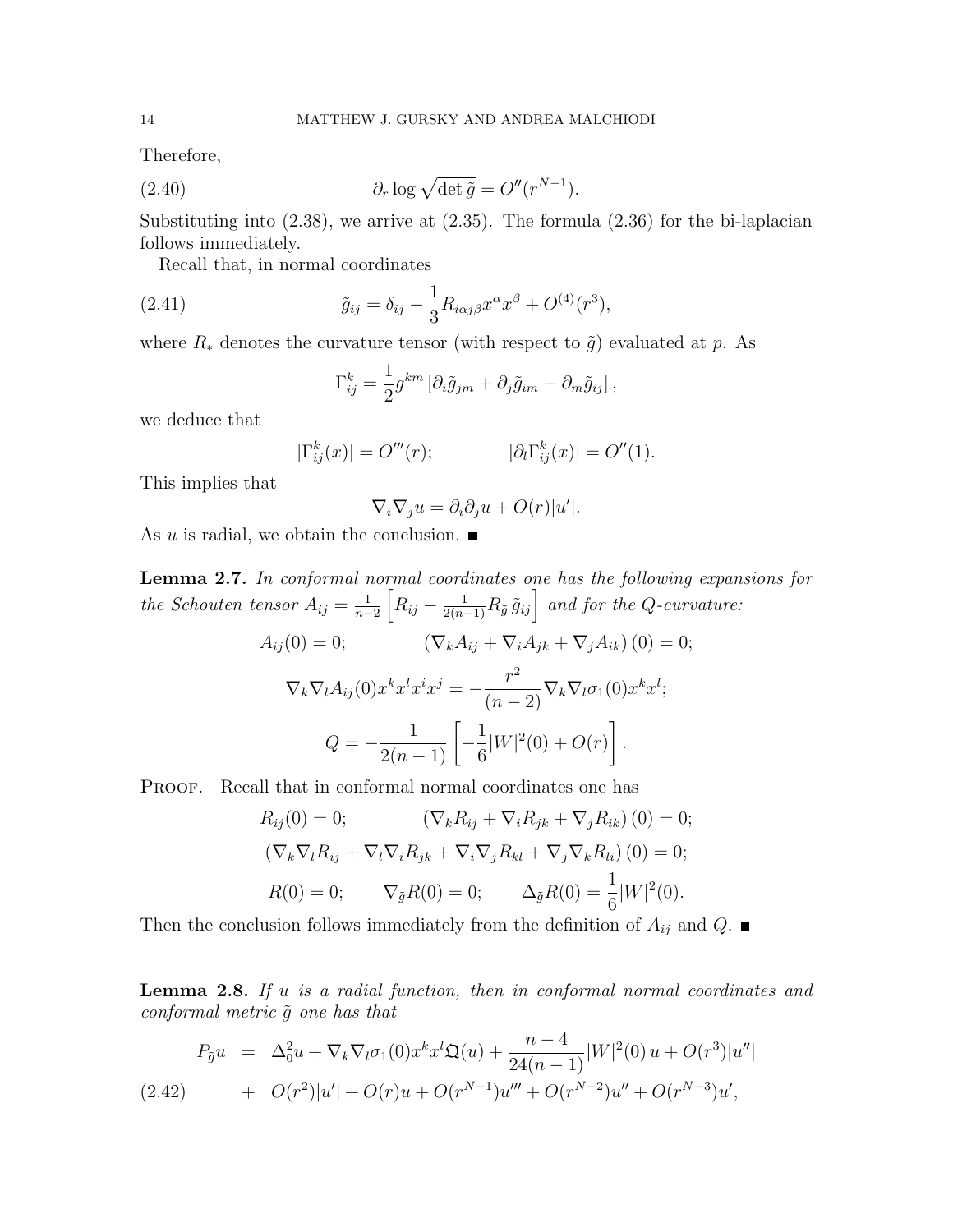Therefore,

$$\partial_r \log \sqrt{\det \tilde{g}} = O''(r^{N-1}). \tag{2.40}$$

Substituting into (2.38), we arrive at (2.35). The formula (2.36) for the bi-laplacian follows immediately.

Recall that, in normal coordinates

$$\tilde{g}_{ij} = \delta_{ij} - \frac{1}{3} R_{i\alpha j\beta} x^\alpha x^\beta + O^{(4)}(r^3), \tag{2.41}$$

where $R_*$ denotes the curvature tensor (with respect to $\tilde{g}$) evaluated at $p$. As

$$\Gamma_{ij}^k = \frac{1}{2} g^{km} \left[ \partial_i \tilde{g}_{jm} + \partial_j \tilde{g}_{im} - \partial_m \tilde{g}_{ij} \right],$$

we deduce that

$$|\Gamma_{ij}^k(x)| = O'''(r); \qquad\qquad |\partial_l \Gamma_{ij}^k(x)| = O''(1).$$

This implies that

$$\nabla_i \nabla_j u = \partial_i \partial_j u + O(r)|u'|.$$

As $u$ is radial, we obtain the conclusion. ■

**Lemma 2.7.** *In conformal normal coordinates one has the following expansions for the Schouten tensor* $A_{ij} = \frac{1}{n-2}\left[ R_{ij} - \frac{1}{2(n-1)} R_{\tilde{g}}\, \tilde{g}_{ij} \right]$ *and for the Q-curvature:*

$$A_{ij}(0) = 0; \qquad\qquad (\nabla_k A_{ij} + \nabla_i A_{jk} + \nabla_j A_{ik})(0) = 0;$$

$$\nabla_k \nabla_l A_{ij}(0) x^k x^l x^i x^j = -\frac{r^2}{(n-2)} \nabla_k \nabla_l \sigma_1(0) x^k x^l;$$

$$Q = -\frac{1}{2(n-1)} \left[ -\frac{1}{6} |W|^2(0) + O(r) \right].$$

Proof. Recall that in conformal normal coordinates one has

$$R_{ij}(0) = 0; \qquad\qquad (\nabla_k R_{ij} + \nabla_i R_{jk} + \nabla_j R_{ik})(0) = 0;$$

$$(\nabla_k \nabla_l R_{ij} + \nabla_l \nabla_i R_{jk} + \nabla_i \nabla_j R_{kl} + \nabla_j \nabla_k R_{li})(0) = 0;$$

$$R(0) = 0; \qquad \nabla_{\tilde{g}} R(0) = 0; \qquad \Delta_{\tilde{g}} R(0) = \frac{1}{6} |W|^2(0).$$

Then the conclusion follows immediately from the definition of $A_{ij}$ and $Q$. ■

**Lemma 2.8.** *If $u$ is a radial function, then in conformal normal coordinates and conformal metric $\tilde{g}$ one has that*

$$\begin{aligned} P_{\tilde{g}} u &= \Delta_0^2 u + \nabla_k \nabla_l \sigma_1(0) x^k x^l \mathfrak{Q}(u) + \frac{n-4}{24(n-1)} |W|^2(0)\, u + O(r^3)|u''| \\ &+ O(r^2)|u'| + O(r) u + O(r^{N-1}) u''' + O(r^{N-2}) u'' + O(r^{N-3}) u', \end{aligned} \tag{2.42}$$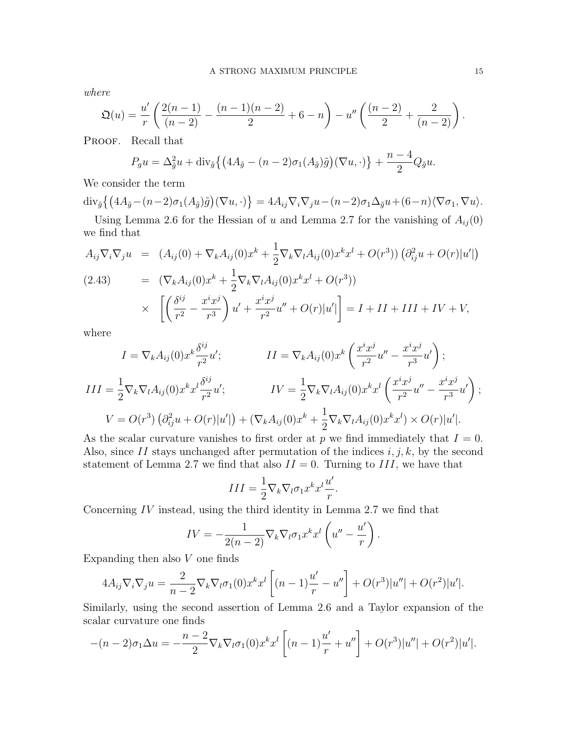*where*

$$\mathfrak{Q}(u) = \frac{u'}{r}\left(\frac{2(n-1)}{(n-2)} - \frac{(n-1)(n-2)}{2} + 6 - n\right) - u''\left(\frac{(n-2)}{2} + \frac{2}{(n-2)}\right).$$

Proof. Recall that

$$P_g u = \Delta_{\tilde{g}}^2 u + \mathrm{div}_{\tilde{g}}\big\{\big(4A_{\tilde{g}} - (n-2)\sigma_1(A_{\tilde{g}})\tilde{g}\big)(\nabla u, \cdot)\big\} + \frac{n-4}{2} Q_{\tilde{g}} u.$$

We consider the term

$$\mathrm{div}_{\tilde{g}}\big\{\big(4A_{\tilde{g}} - (n-2)\sigma_1(A_{\tilde{g}})\tilde{g}\big)(\nabla u, \cdot)\big\} = 4A_{ij}\nabla_i\nabla_j u - (n-2)\sigma_1\Delta_{\tilde{g}} u + (6-n)\langle\nabla\sigma_1, \nabla u\rangle.$$

Using Lemma 2.6 for the Hessian of $u$ and Lemma 2.7 for the vanishing of $A_{ij}(0)$ we find that

$$\begin{aligned}
A_{ij}\nabla_i\nabla_j u &= (A_{ij}(0) + \nabla_k A_{ij}(0)x^k + \frac{1}{2}\nabla_k\nabla_l A_{ij}(0)x^k x^l + O(r^3))\left(\partial^2_{ij} u + O(r)|u'|\right) \\
&= (\nabla_k A_{ij}(0)x^k + \frac{1}{2}\nabla_k\nabla_l A_{ij}(0)x^k x^l + O(r^3)) \qquad (2.43)\\
&\times \left[\left(\frac{\delta^{ij}}{r^2} - \frac{x^i x^j}{r^3}\right)u' + \frac{x^i x^j}{r^2}u'' + O(r)|u'|\right] = I + II + III + IV + V,
\end{aligned}$$

where

$$I = \nabla_k A_{ij}(0)x^k \frac{\delta^{ij}}{r^2}u'; \qquad II = \nabla_k A_{ij}(0)x^k\left(\frac{x^i x^j}{r^2}u'' - \frac{x^i x^j}{r^3}u'\right);$$

$$III = \frac{1}{2}\nabla_k\nabla_l A_{ij}(0)x^k x^l \frac{\delta^{ij}}{r^2}u'; \qquad IV = \frac{1}{2}\nabla_k\nabla_l A_{ij}(0)x^k x^l\left(\frac{x^i x^j}{r^2}u'' - \frac{x^i x^j}{r^3}u'\right);$$

$$V = O(r^3)\left(\partial^2_{ij}u + O(r)|u'|\right) + (\nabla_k A_{ij}(0)x^k + \frac{1}{2}\nabla_k\nabla_l A_{ij}(0)x^k x^l) \times O(r)|u'|.$$

As the scalar curvature vanishes to first order at $p$ we find immediately that $I = 0$. Also, since $II$ stays unchanged after permutation of the indices $i, j, k$, by the second statement of Lemma 2.7 we find that also $II = 0$. Turning to $III$, we have that

$$III = \frac{1}{2}\nabla_k\nabla_l\sigma_1 x^k x^l \frac{u'}{r}.$$

Concerning $IV$ instead, using the third identity in Lemma 2.7 we find that

$$IV = -\frac{1}{2(n-2)}\nabla_k\nabla_l\sigma_1 x^k x^l\left(u'' - \frac{u'}{r}\right).$$

Expanding then also $V$ one finds

$$4A_{ij}\nabla_i\nabla_j u = \frac{2}{n-2}\nabla_k\nabla_l\sigma_1(0)x^k x^l\left[(n-1)\frac{u'}{r} - u''\right] + O(r^3)|u''| + O(r^2)|u'|.$$

Similarly, using the second assertion of Lemma 2.6 and a Taylor expansion of the scalar curvature one finds

$$-(n-2)\sigma_1\Delta u = -\frac{n-2}{2}\nabla_k\nabla_l\sigma_1(0)x^k x^l\left[(n-1)\frac{u'}{r} + u''\right] + O(r^3)|u''| + O(r^2)|u'|.$$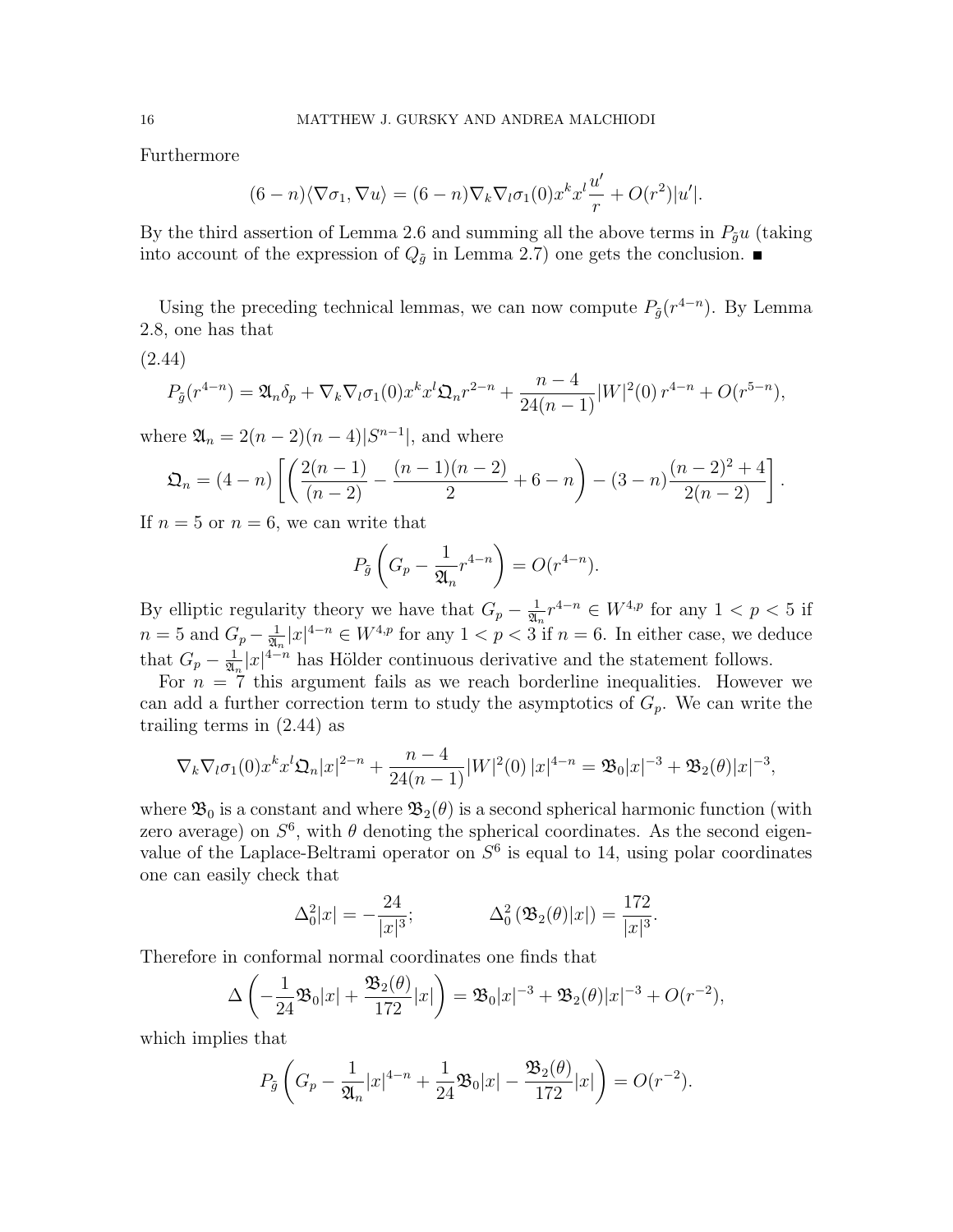Furthermore

$$(6-n)\langle \nabla \sigma_1, \nabla u \rangle = (6-n) \nabla_k \nabla_l \sigma_1(0) x^k x^l \frac{u'}{r} + O(r^2)|u'|.$$

By the third assertion of Lemma 2.6 and summing all the above terms in $P_{\tilde{g}} u$ (taking into account of the expression of $Q_{\tilde{g}}$ in Lemma 2.7) one gets the conclusion. ■

Using the preceding technical lemmas, we can now compute $P_{\tilde{g}}(r^{4-n})$. By Lemma 2.8, one has that

(2.44)

$$P_{\tilde{g}}(r^{4-n}) = \mathfrak{A}_n \delta_p + \nabla_k \nabla_l \sigma_1(0) x^k x^l \mathfrak{Q}_n r^{2-n} + \frac{n-4}{24(n-1)} |W|^2(0)\, r^{4-n} + O(r^{5-n}),$$

where $\mathfrak{A}_n = 2(n-2)(n-4)|S^{n-1}|$, and where

$$\mathfrak{Q}_n = (4-n) \left[ \left( \frac{2(n-1)}{(n-2)} - \frac{(n-1)(n-2)}{2} + 6 - n \right) - (3-n) \frac{(n-2)^2 + 4}{2(n-2)} \right].$$

If $n = 5$ or $n = 6$, we can write that

$$P_{\tilde{g}} \left( G_p - \frac{1}{\mathfrak{A}_n} r^{4-n} \right) = O(r^{4-n}).$$

By elliptic regularity theory we have that $G_p - \frac{1}{\mathfrak{A}_n} r^{4-n} \in W^{4,p}$ for any $1 < p < 5$ if $n = 5$ and $G_p - \frac{1}{\mathfrak{A}_n} |x|^{4-n} \in W^{4,p}$ for any $1 < p < 3$ if $n = 6$. In either case, we deduce that $G_p - \frac{1}{\mathfrak{A}_n} |x|^{4-n}$ has Hölder continuous derivative and the statement follows.

For $n = 7$ this argument fails as we reach borderline inequalities. However we can add a further correction term to study the asymptotics of $G_p$. We can write the trailing terms in (2.44) as

$$\nabla_k \nabla_l \sigma_1(0) x^k x^l \mathfrak{Q}_n |x|^{2-n} + \frac{n-4}{24(n-1)} |W|^2(0)\, |x|^{4-n} = \mathfrak{B}_0 |x|^{-3} + \mathfrak{B}_2(\theta) |x|^{-3},$$

where $\mathfrak{B}_0$ is a constant and where $\mathfrak{B}_2(\theta)$ is a second spherical harmonic function (with zero average) on $S^6$, with $\theta$ denoting the spherical coordinates. As the second eigenvalue of the Laplace-Beltrami operator on $S^6$ is equal to 14, using polar coordinates one can easily check that

$$\Delta_0^2 |x| = -\frac{24}{|x|^3}; \qquad \Delta_0^2 \left( \mathfrak{B}_2(\theta) |x| \right) = \frac{172}{|x|^3}.$$

Therefore in conformal normal coordinates one finds that

$$\Delta \left( -\frac{1}{24} \mathfrak{B}_0 |x| + \frac{\mathfrak{B}_2(\theta)}{172} |x| \right) = \mathfrak{B}_0 |x|^{-3} + \mathfrak{B}_2(\theta) |x|^{-3} + O(r^{-2}),$$

which implies that

$$P_{\tilde{g}} \left( G_p - \frac{1}{\mathfrak{A}_n} |x|^{4-n} + \frac{1}{24} \mathfrak{B}_0 |x| - \frac{\mathfrak{B}_2(\theta)}{172} |x| \right) = O(r^{-2}).$$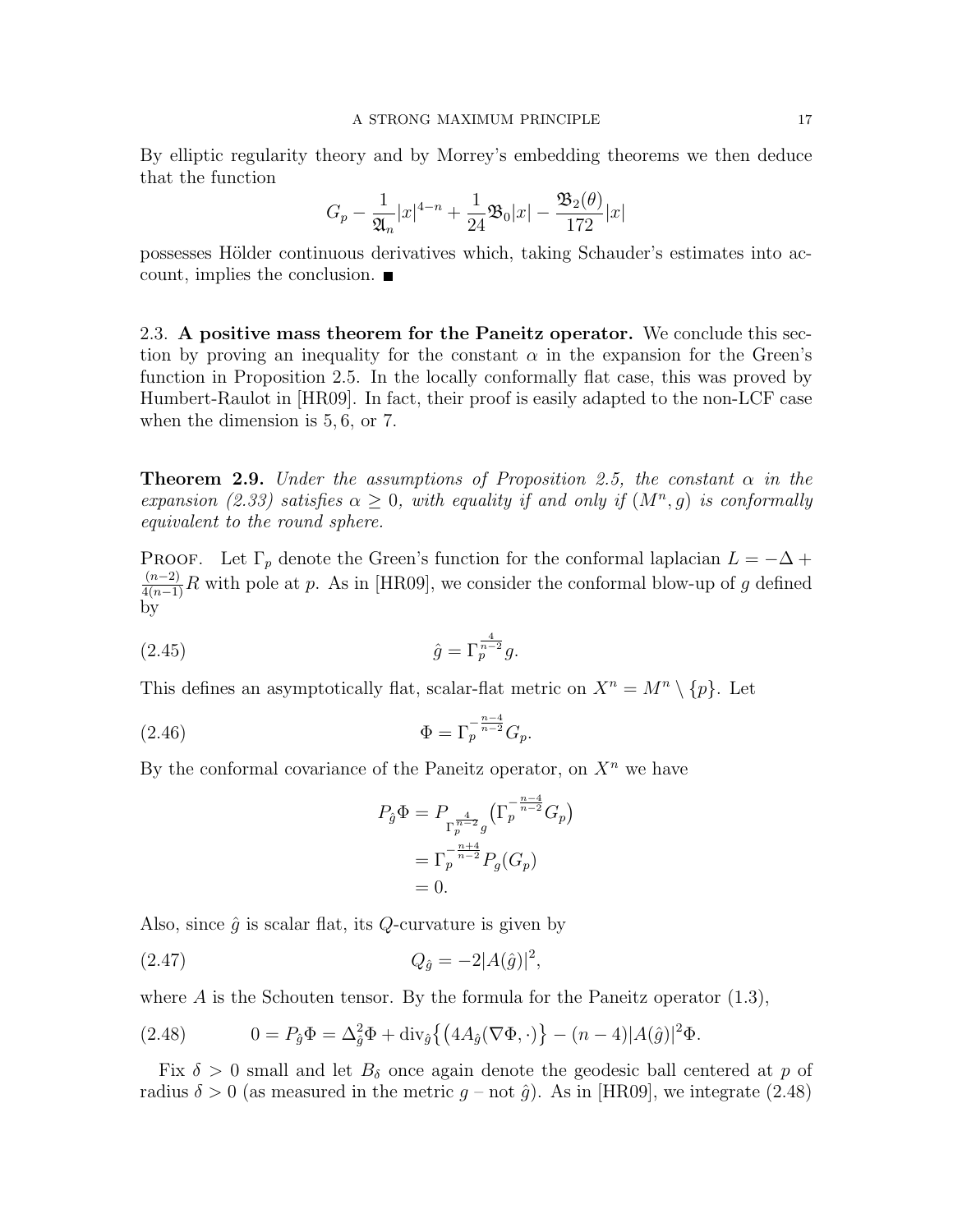By elliptic regularity theory and by Morrey's embedding theorems we then deduce that the function

$$G_p - \frac{1}{\mathfrak{A}_n}|x|^{4-n} + \frac{1}{24}\mathfrak{B}_0|x| - \frac{\mathfrak{B}_2(\theta)}{172}|x|$$

possesses Hölder continuous derivatives which, taking Schauder's estimates into account, implies the conclusion. ■

2.3. **A positive mass theorem for the Paneitz operator.** We conclude this section by proving an inequality for the constant $\alpha$ in the expansion for the Green's function in Proposition 2.5. In the locally conformally flat case, this was proved by Humbert-Raulot in [HR09]. In fact, their proof is easily adapted to the non-LCF case when the dimension is 5, 6, or 7.

**Theorem 2.9.** *Under the assumptions of Proposition 2.5, the constant $\alpha$ in the expansion (2.33) satisfies $\alpha \geq 0$, with equality if and only if $(M^n, g)$ is conformally equivalent to the round sphere.*

Proof. Let $\Gamma_p$ denote the Green's function for the conformal laplacian $L = -\Delta + \frac{(n-2)}{4(n-1)}R$ with pole at $p$. As in [HR09], we consider the conformal blow-up of $g$ defined by

$$\hat{g} = \Gamma_p^{\frac{4}{n-2}} g. \tag{2.45}$$

This defines an asymptotically flat, scalar-flat metric on $X^n = M^n \setminus \{p\}$. Let

$$\Phi = \Gamma_p^{-\frac{n-4}{n-2}} G_p. \tag{2.46}$$

By the conformal covariance of the Paneitz operator, on $X^n$ we have

$$\begin{aligned} P_{\hat{g}}\Phi &= P_{\Gamma_p^{\frac{4}{n-2}}g}\left(\Gamma_p^{-\frac{n-4}{n-2}} G_p\right) \\ &= \Gamma_p^{-\frac{n+4}{n-2}} P_g(G_p) \\ &= 0. \end{aligned}$$

Also, since $\hat{g}$ is scalar flat, its $Q$-curvature is given by

$$Q_{\hat{g}} = -2|A(\hat{g})|^2, \tag{2.47}$$

where $A$ is the Schouten tensor. By the formula for the Paneitz operator (1.3),

$$0 = P_{\hat{g}}\Phi = \Delta_{\hat{g}}^2 \Phi + \mathrm{div}_{\hat{g}}\big\{\big(4A_{\hat{g}}(\nabla\Phi, \cdot)\big\} - (n-4)|A(\hat{g})|^2\Phi. \tag{2.48}$$

Fix $\delta > 0$ small and let $B_\delta$ once again denote the geodesic ball centered at $p$ of radius $\delta > 0$ (as measured in the metric $g$ – not $\hat{g}$). As in [HR09], we integrate (2.48)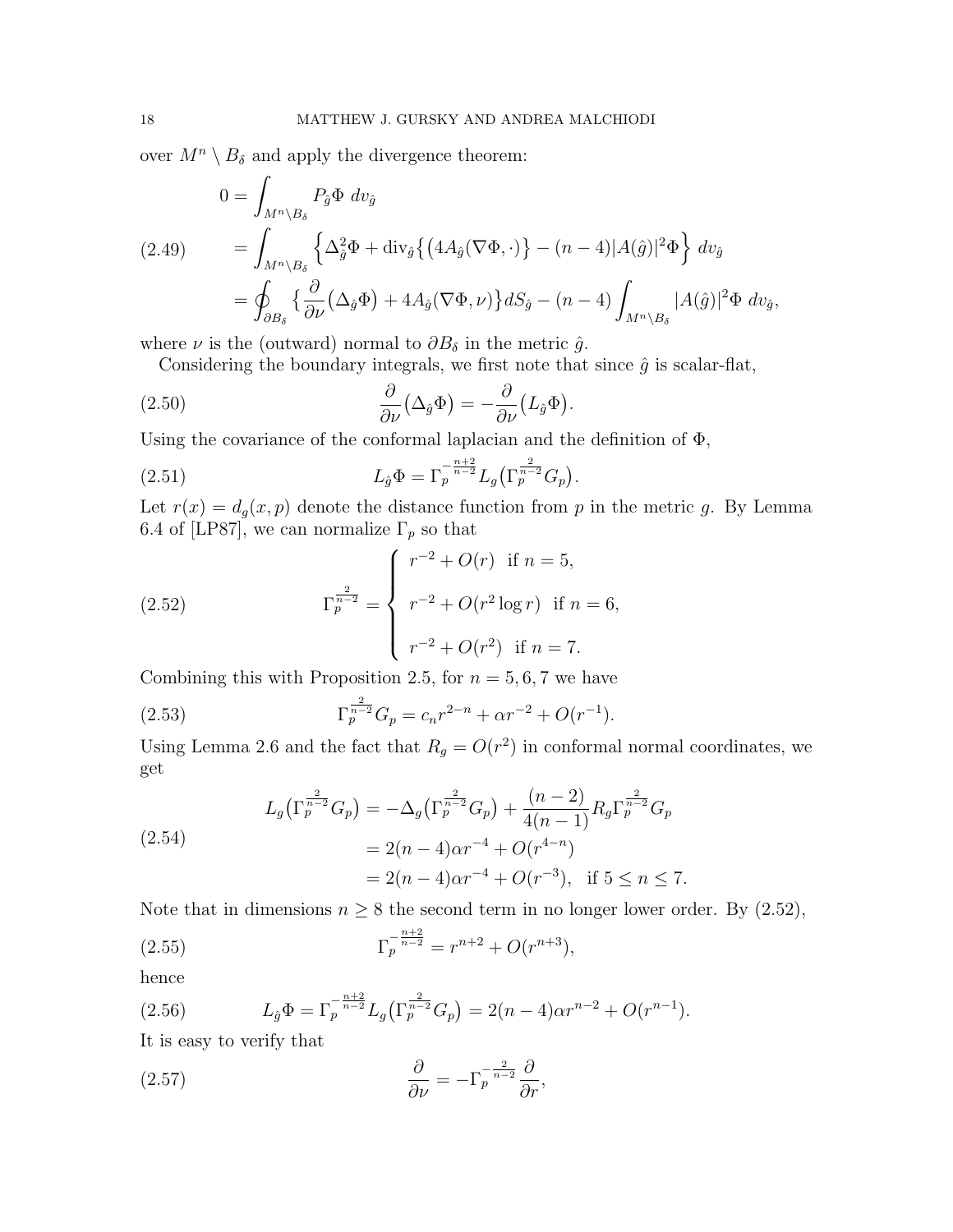over $M^n \setminus B_\delta$ and apply the divergence theorem:

$$
\begin{aligned}
0 &= \int_{M^n \setminus B_\delta} P_{\hat{g}} \Phi \; dv_{\hat{g}} \\
&= \int_{M^n \setminus B_\delta} \Big\{ \Delta^2_{\hat{g}} \Phi + \operatorname{div}_{\hat{g}} \big\{ \big( 4A_{\hat{g}}(\nabla \Phi, \cdot) \big\} - (n-4)|A(\hat{g})|^2 \Phi \Big\} \; dv_{\hat{g}} \\
&= \oint_{\partial B_\delta} \big\{ \frac{\partial}{\partial \nu} \big( \Delta_{\hat{g}} \Phi \big) + 4A_{\hat{g}}(\nabla \Phi, \nu) \big\} dS_{\hat{g}} - (n-4) \int_{M^n \setminus B_\delta} |A(\hat{g})|^2 \Phi \; dv_{\hat{g}},
\end{aligned} \tag{2.49}
$$

where $\nu$ is the (outward) normal to $\partial B_\delta$ in the metric $\hat{g}$.

Considering the boundary integrals, we first note that since $\hat{g}$ is scalar-flat,

$$
\frac{\partial}{\partial \nu} \big( \Delta_{\hat{g}} \Phi \big) = - \frac{\partial}{\partial \nu} \big( L_{\hat{g}} \Phi \big). \tag{2.50}
$$

Using the covariance of the conformal laplacian and the definition of $\Phi$,

$$
L_{\hat{g}} \Phi = \Gamma_p^{-\frac{n+2}{n-2}} L_g \big( \Gamma_p^{\frac{2}{n-2}} G_p \big). \tag{2.51}
$$

Let $r(x) = d_g(x,p)$ denote the distance function from $p$ in the metric $g$. By Lemma 6.4 of [LP87], we can normalize $\Gamma_p$ so that

$$
\Gamma_p^{\frac{2}{n-2}} = \begin{cases} r^{-2} + O(r) & \text{if } n = 5, \\ r^{-2} + O(r^2 \log r) & \text{if } n = 6, \\ r^{-2} + O(r^2) & \text{if } n = 7. \end{cases} \tag{2.52}
$$

Combining this with Proposition 2.5, for $n = 5, 6, 7$ we have

$$
\Gamma_p^{\frac{2}{n-2}} G_p = c_n r^{2-n} + \alpha r^{-2} + O(r^{-1}). \tag{2.53}
$$

Using Lemma 2.6 and the fact that $R_g = O(r^2)$ in conformal normal coordinates, we get

$$
\begin{aligned}
L_g \big( \Gamma_p^{\frac{2}{n-2}} G_p \big) &= - \Delta_g \big( \Gamma_p^{\frac{2}{n-2}} G_p \big) + \frac{(n-2)}{4(n-1)} R_g \Gamma_p^{\frac{2}{n-2}} G_p \\
&= 2(n-4) \alpha r^{-4} + O(r^{4-n}) \\
&= 2(n-4) \alpha r^{-4} + O(r^{-3}), \quad \text{if } 5 \leq n \leq 7.
\end{aligned} \tag{2.54}
$$

Note that in dimensions $n \geq 8$ the second term in no longer lower order. By (2.52),

$$
\Gamma_p^{-\frac{n+2}{n-2}} = r^{n+2} + O(r^{n+3}), \tag{2.55}
$$

hence

$$
L_{\hat{g}} \Phi = \Gamma_p^{-\frac{n+2}{n-2}} L_g \big( \Gamma_p^{\frac{2}{n-2}} G_p \big) = 2(n-4) \alpha r^{n-2} + O(r^{n-1}). \tag{2.56}
$$

It is easy to verify that

$$
\frac{\partial}{\partial \nu} = - \Gamma_p^{-\frac{2}{n-2}} \frac{\partial}{\partial r}, \tag{2.57}
$$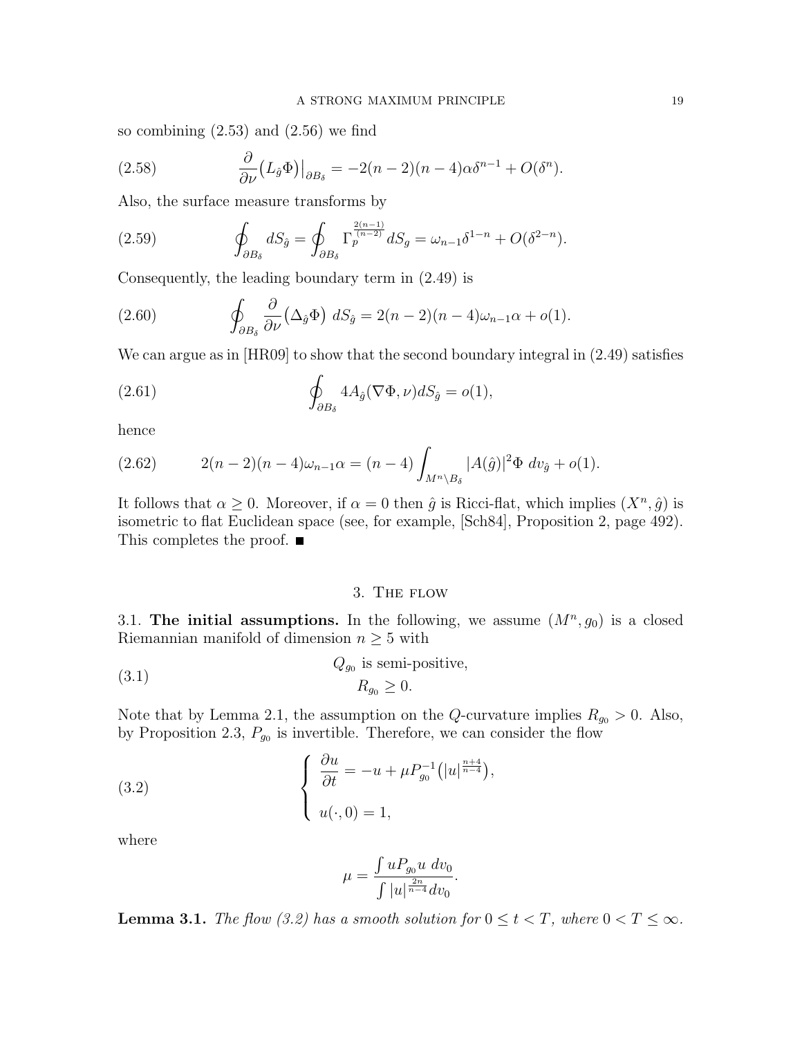so combining (2.53) and (2.56) we find

$$\frac{\partial}{\partial \nu}\big(L_{\hat{g}}\Phi\big)\big|_{\partial B_\delta} = -2(n-2)(n-4)\alpha\delta^{n-1} + O(\delta^n). \tag{2.58}$$

Also, the surface measure transforms by

$$\oint_{\partial B_\delta} dS_{\hat{g}} = \oint_{\partial B_\delta} \Gamma_p^{\frac{2(n-1)}{(n-2)}} dS_g = \omega_{n-1}\delta^{1-n} + O(\delta^{2-n}). \tag{2.59}$$

Consequently, the leading boundary term in (2.49) is

$$\oint_{\partial B_\delta} \frac{\partial}{\partial \nu}\big(\Delta_{\hat{g}}\Phi\big)\; dS_{\hat{g}} = 2(n-2)(n-4)\omega_{n-1}\alpha + o(1). \tag{2.60}$$

We can argue as in [HR09] to show that the second boundary integral in (2.49) satisfies

$$\oint_{\partial B_\delta} 4A_{\hat{g}}(\nabla\Phi, \nu) dS_{\hat{g}} = o(1), \tag{2.61}$$

hence

$$2(n-2)(n-4)\omega_{n-1}\alpha = (n-4)\int_{M^n\setminus B_\delta} |A(\hat{g})|^2 \Phi \; dv_{\hat{g}} + o(1). \tag{2.62}$$

It follows that $\alpha \geq 0$. Moreover, if $\alpha = 0$ then $\hat{g}$ is Ricci-flat, which implies $(X^n, \hat{g})$ is isometric to flat Euclidean space (see, for example, [Sch84], Proposition 2, page 492). This completes the proof. ∎

## 3. The flow

3.1. **The initial assumptions.** In the following, we assume $(M^n, g_0)$ is a closed Riemannian manifold of dimension $n \geq 5$ with

$$\begin{aligned} &Q_{g_0} \text{ is semi-positive,} \\ &R_{g_0} \geq 0. \end{aligned} \tag{3.1}$$

Note that by Lemma 2.1, the assumption on the $Q$-curvature implies $R_{g_0} > 0$. Also, by Proposition 2.3, $P_{g_0}$ is invertible. Therefore, we can consider the flow

$$\left\{ \begin{array}{l} \dfrac{\partial u}{\partial t} = -u + \mu P_{g_0}^{-1}\big(|u|^{\frac{n+4}{n-4}}\big), \\ \\ u(\cdot, 0) = 1, \end{array} \right. \tag{3.2}$$

where

$$\mu = \frac{\int u P_{g_0} u \; dv_0}{\int |u|^{\frac{2n}{n-4}} dv_0}.$$

**Lemma 3.1.** *The flow (3.2) has a smooth solution for $0 \leq t < T$, where $0 < T \leq \infty$.*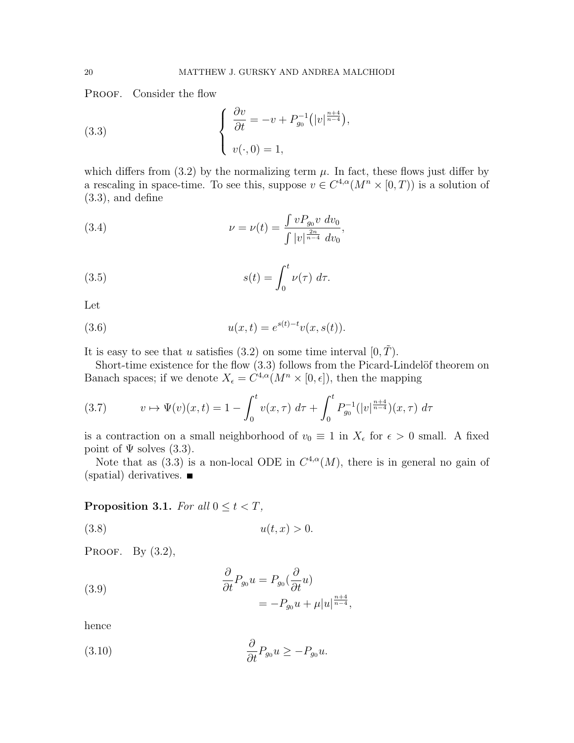Proof. Consider the flow

$$
\begin{cases} \dfrac{\partial v}{\partial t} = -v + P_{g_0}^{-1}\big(|v|^{\frac{n+4}{n-4}}\big), \\ \\ v(\cdot, 0) = 1, \end{cases} \tag{3.3}
$$

which differs from (3.2) by the normalizing term $\mu$. In fact, these flows just differ by a rescaling in space-time. To see this, suppose $v \in C^{4,\alpha}(M^n \times [0,T))$ is a solution of (3.3), and define

$$
\nu = \nu(t) = \frac{\int v P_{g_0} v \; dv_0}{\int |v|^{\frac{2n}{n-4}} \; dv_0}, \tag{3.4}
$$

$$
s(t) = \int_0^t \nu(\tau) \; d\tau. \tag{3.5}
$$

Let

$$
u(x,t) = e^{s(t)-t} v(x, s(t)). \tag{3.6}
$$

It is easy to see that $u$ satisfies (3.2) on some time interval $[0, \tilde{T})$.

Short-time existence for the flow (3.3) follows from the Picard-Lindelöf theorem on Banach spaces; if we denote $X_\epsilon = C^{4,\alpha}(M^n \times [0,\epsilon])$, then the mapping

$$
v \mapsto \Psi(v)(x,t) = 1 - \int_0^t v(x,\tau) \; d\tau + \int_0^t P_{g_0}^{-1}(|v|^{\frac{n+4}{n-4}})(x,\tau) \; d\tau \tag{3.7}
$$

is a contraction on a small neighborhood of $v_0 \equiv 1$ in $X_\epsilon$ for $\epsilon > 0$ small. A fixed point of $\Psi$ solves (3.3).

Note that as (3.3) is a non-local ODE in $C^{4,\alpha}(M)$, there is in general no gain of (spatial) derivatives. ∎

**Proposition 3.1.** *For all $0 \le t < T$,*

$$
u(t,x) > 0. \tag{3.8}
$$

Proof. By (3.2),

$$
\begin{aligned} \frac{\partial}{\partial t} P_{g_0} u &= P_{g_0}\big(\frac{\partial}{\partial t} u\big) \\ &= -P_{g_0} u + \mu |u|^{\frac{n+4}{n-4}}, \end{aligned} \tag{3.9}
$$

hence

$$
\frac{\partial}{\partial t} P_{g_0} u \ge -P_{g_0} u. \tag{3.10}
$$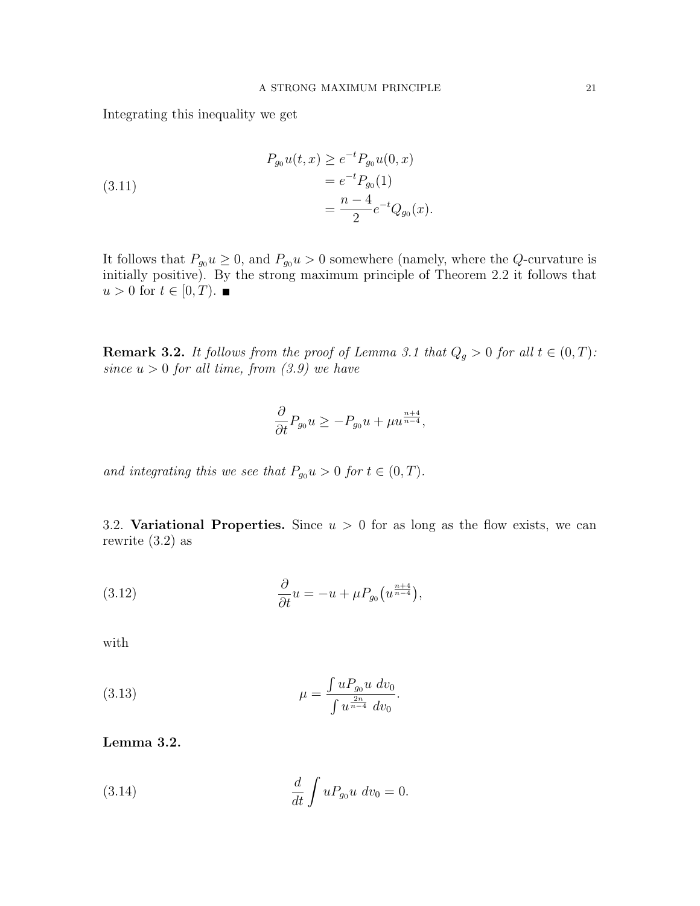Integrating this inequality we get

$$
\begin{aligned}
P_{g_0}u(t,x) &\geq e^{-t}P_{g_0}u(0,x) \\
&= e^{-t}P_{g_0}(1) \\
&= \frac{n-4}{2}e^{-t}Q_{g_0}(x).
\end{aligned}
\tag{3.11}
$$

It follows that $P_{g_0}u \geq 0$, and $P_{g_0}u > 0$ somewhere (namely, where the $Q$-curvature is initially positive). By the strong maximum principle of Theorem 2.2 it follows that $u > 0$ for $t \in [0,T)$. ∎

**Remark 3.2.** *It follows from the proof of Lemma 3.1 that $Q_g > 0$ for all $t \in (0,T)$: since $u > 0$ for all time, from (3.9) we have*

$$
\frac{\partial}{\partial t}P_{g_0}u \geq -P_{g_0}u + \mu u^{\frac{n+4}{n-4}},
$$

*and integrating this we see that $P_{g_0}u > 0$ for $t \in (0,T)$.*

3.2. **Variational Properties.** Since $u > 0$ for as long as the flow exists, we can rewrite (3.2) as

$$
\frac{\partial}{\partial t}u = -u + \mu P_{g_0}\big(u^{\frac{n+4}{n-4}}\big),
\tag{3.12}
$$

with

$$
\mu = \frac{\int uP_{g_0}u \; dv_0}{\int u^{\frac{2n}{n-4}} \; dv_0}.
\tag{3.13}
$$

**Lemma 3.2.**

$$
\frac{d}{dt}\int uP_{g_0}u \; dv_0 = 0.
\tag{3.14}
$$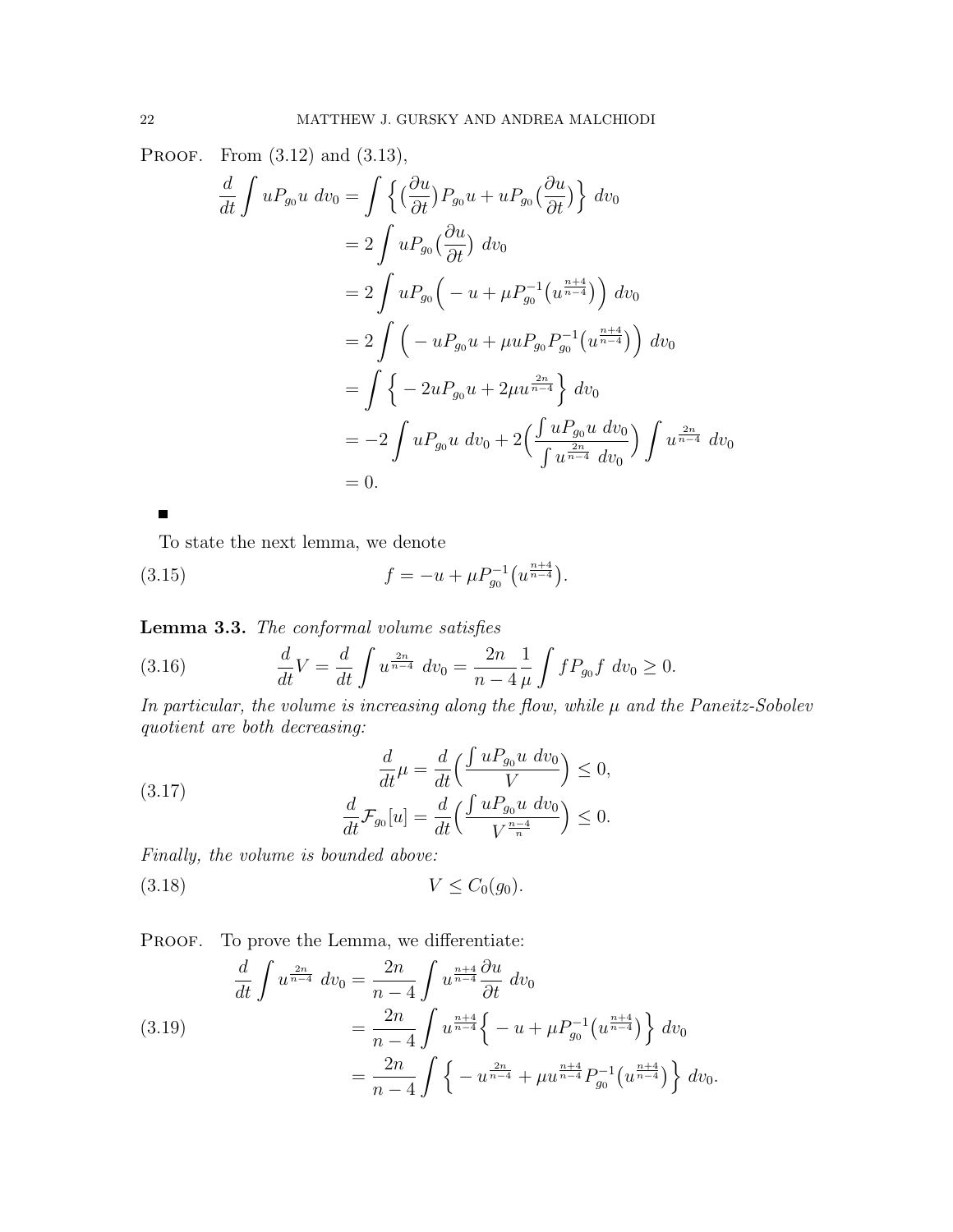PROOF. From (3.12) and (3.13),

$$
\begin{aligned}
\frac{d}{dt}\int uP_{g_0}u\ dv_0 &= \int \Big\{ \big(\frac{\partial u}{\partial t}\big) P_{g_0} u + u P_{g_0}\big(\frac{\partial u}{\partial t}\big)\Big\}\ dv_0 \\
&= 2\int uP_{g_0}\big(\frac{\partial u}{\partial t}\big)\ dv_0 \\
&= 2\int uP_{g_0}\Big( -u + \mu P_{g_0}^{-1}\big(u^{\frac{n+4}{n-4}}\big)\Big)\ dv_0 \\
&= 2\int \Big( -uP_{g_0}u + \mu u P_{g_0} P_{g_0}^{-1}\big(u^{\frac{n+4}{n-4}}\big)\Big)\ dv_0 \\
&= \int \Big\{ -2uP_{g_0}u + 2\mu u^{\frac{2n}{n-4}}\Big\}\ dv_0 \\
&= -2\int uP_{g_0}u\ dv_0 + 2\Big(\frac{\int uP_{g_0}u\ dv_0}{\int u^{\frac{2n}{n-4}}\ dv_0}\Big)\int u^{\frac{2n}{n-4}}\ dv_0 \\
&= 0.
\end{aligned}
$$

■

To state the next lemma, we denote

$$
f = -u + \mu P_{g_0}^{-1}\big(u^{\frac{n+4}{n-4}}\big). \tag{3.15}
$$

**Lemma 3.3.** *The conformal volume satisfies*

$$
\frac{d}{dt}V = \frac{d}{dt}\int u^{\frac{2n}{n-4}}\ dv_0 = \frac{2n}{n-4}\frac{1}{\mu}\int fP_{g_0}f\ dv_0 \geq 0. \tag{3.16}
$$

*In particular, the volume is increasing along the flow, while $\mu$ and the Paneitz-Sobolev quotient are both decreasing:*

$$
\begin{aligned}
\frac{d}{dt}\mu &= \frac{d}{dt}\Big(\frac{\int uP_{g_0}u\ dv_0}{V}\Big) \leq 0, \\
\frac{d}{dt}\mathcal{F}_{g_0}[u] &= \frac{d}{dt}\Big(\frac{\int uP_{g_0}u\ dv_0}{V^{\frac{n-4}{n}}}\Big) \leq 0.
\end{aligned} \tag{3.17}
$$

*Finally, the volume is bounded above:*

$$
V \leq C_0(g_0). \tag{3.18}
$$

PROOF. To prove the Lemma, we differentiate:

$$
\begin{aligned}
\frac{d}{dt}\int u^{\frac{2n}{n-4}}\ dv_0 &= \frac{2n}{n-4}\int u^{\frac{n+4}{n-4}}\frac{\partial u}{\partial t}\ dv_0 \\
&= \frac{2n}{n-4}\int u^{\frac{n+4}{n-4}}\Big\{ -u + \mu P_{g_0}^{-1}\big(u^{\frac{n+4}{n-4}}\big)\Big\}\ dv_0 \\
&= \frac{2n}{n-4}\int \Big\{ -u^{\frac{2n}{n-4}} + \mu u^{\frac{n+4}{n-4}} P_{g_0}^{-1}\big(u^{\frac{n+4}{n-4}}\big)\Big\}\ dv_0.
\end{aligned} \tag{3.19}
$$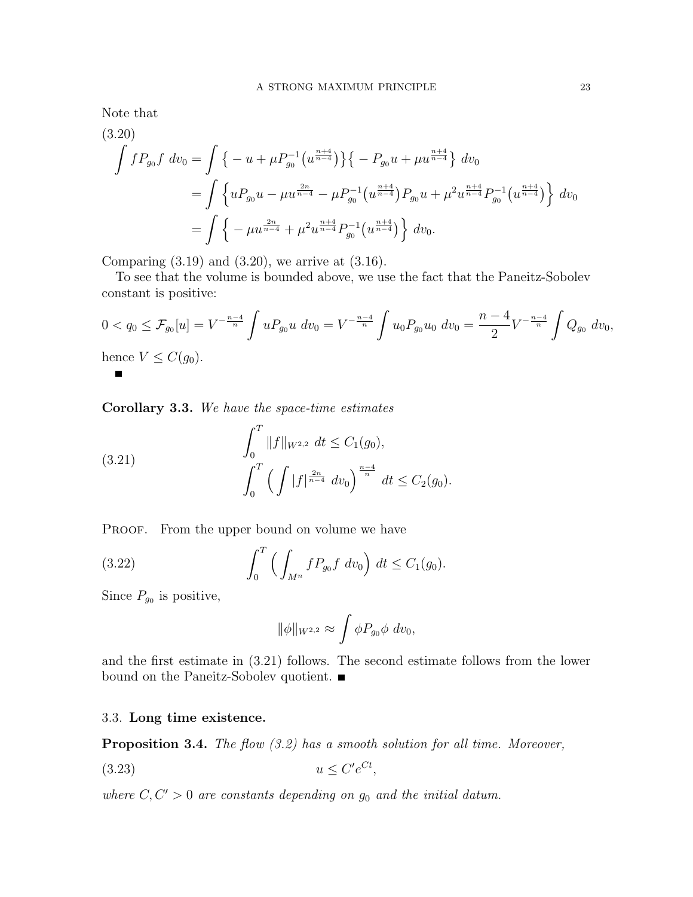Note that

$$
\begin{aligned}
\int f P_{g_0} f \; dv_0 &= \int \big\{ -u + \mu P_{g_0}^{-1}\big(u^{\frac{n+4}{n-4}}\big)\big\}\big\{ -P_{g_0} u + \mu u^{\frac{n+4}{n-4}} \big\} \; dv_0 \\
&= \int \Big\{ u P_{g_0} u - \mu u^{\frac{2n}{n-4}} - \mu P_{g_0}^{-1}\big(u^{\frac{n+4}{n-4}}\big) P_{g_0} u + \mu^2 u^{\frac{n+4}{n-4}} P_{g_0}^{-1}\big(u^{\frac{n+4}{n-4}}\big) \Big\} \; dv_0 \\
&= \int \Big\{ -\mu u^{\frac{2n}{n-4}} + \mu^2 u^{\frac{n+4}{n-4}} P_{g_0}^{-1}\big(u^{\frac{n+4}{n-4}}\big) \Big\} \; dv_0.
\end{aligned}
\tag{3.20}
$$

Comparing (3.19) and (3.20), we arrive at (3.16).

To see that the volume is bounded above, we use the fact that the Paneitz-Sobolev constant is positive:

$$
0 < q_0 \le \mathcal{F}_{g_0}[u] = V^{-\frac{n-4}{n}} \int u P_{g_0} u \; dv_0 = V^{-\frac{n-4}{n}} \int u_0 P_{g_0} u_0 \; dv_0 = \frac{n-4}{2} V^{-\frac{n-4}{n}} \int Q_{g_0} \; dv_0,
$$

hence $V \le C(g_0)$.
∎

**Corollary 3.3.** *We have the space-time estimates*

$$
\begin{aligned}
&\int_0^T \|f\|_{W^{2,2}} \; dt \le C_1(g_0), \\
&\int_0^T \Big( \int |f|^{\frac{2n}{n-4}} \; dv_0 \Big)^{\frac{n-4}{n}} \; dt \le C_2(g_0).
\end{aligned}
\tag{3.21}
$$

Proof. From the upper bound on volume we have

$$
\int_0^T \Big( \int_{M^n} f P_{g_0} f \; dv_0 \Big) \; dt \le C_1(g_0). \tag{3.22}
$$

Since $P_{g_0}$ is positive,

$$
\|\phi\|_{W^{2,2}} \approx \int \phi P_{g_0} \phi \; dv_0,
$$

and the first estimate in (3.21) follows. The second estimate follows from the lower bound on the Paneitz-Sobolev quotient. ∎

### 3.3. Long time existence.

**Proposition 3.4.** *The flow (3.2) has a smooth solution for all time. Moreover,*

$$
u \le C' e^{Ct}, \tag{3.23}
$$

*where $C, C' > 0$ are constants depending on $g_0$ and the initial datum.*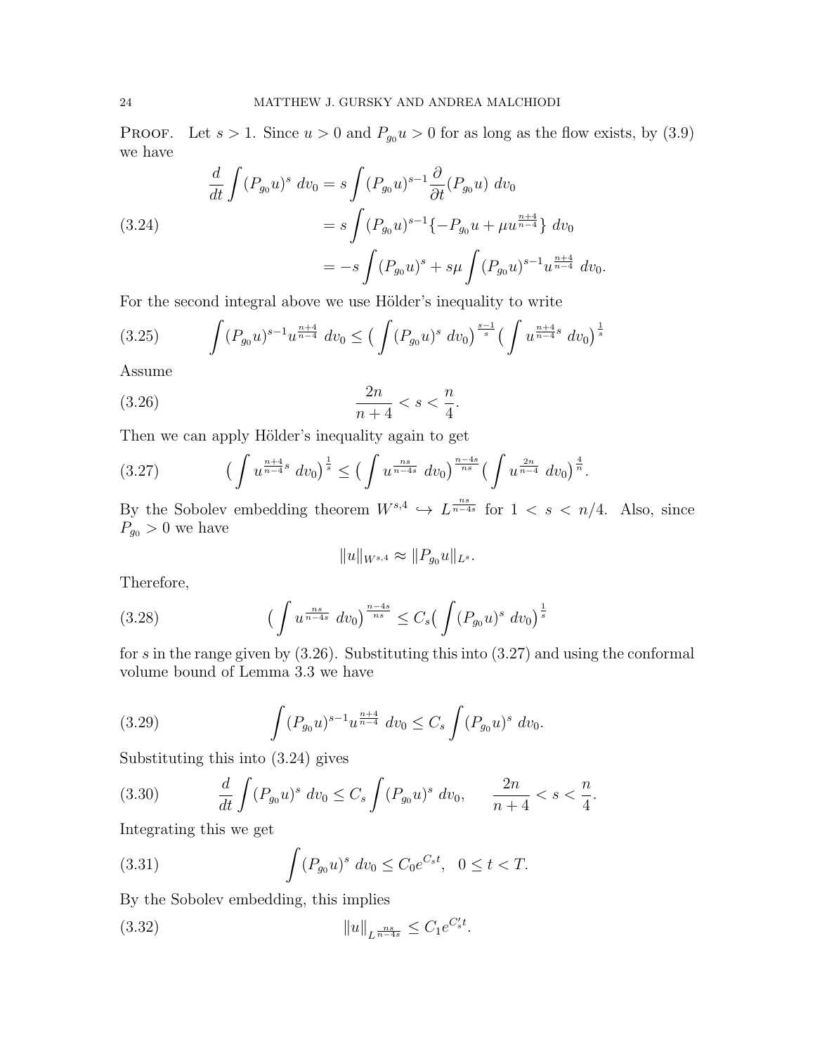Proof. Let $s > 1$. Since $u > 0$ and $P_{g_0} u > 0$ for as long as the flow exists, by (3.9) we have

$$
\begin{aligned}
\frac{d}{dt} \int (P_{g_0} u)^s \, dv_0 &= s \int (P_{g_0} u)^{s-1} \frac{\partial}{\partial t}(P_{g_0} u) \, dv_0 \\
&= s \int (P_{g_0} u)^{s-1} \{ -P_{g_0} u + \mu u^{\frac{n+4}{n-4}} \} \, dv_0 \\
&= -s \int (P_{g_0} u)^s + s\mu \int (P_{g_0} u)^{s-1} u^{\frac{n+4}{n-4}} \, dv_0.
\end{aligned} \tag{3.24}
$$

For the second integral above we use Hölder's inequality to write

$$
\int (P_{g_0} u)^{s-1} u^{\frac{n+4}{n-4}} \, dv_0 \leq \big( \int (P_{g_0} u)^s \, dv_0 \big)^{\frac{s-1}{s}} \big( \int u^{\frac{n+4}{n-4}s} \, dv_0 \big)^{\frac{1}{s}} \tag{3.25}
$$

Assume

$$
\frac{2n}{n+4} < s < \frac{n}{4}. \tag{3.26}
$$

Then we can apply Hölder's inequality again to get

$$
\big( \int u^{\frac{n+4}{n-4}s} \, dv_0 \big)^{\frac{1}{s}} \leq \big( \int u^{\frac{ns}{n-4s}} \, dv_0 \big)^{\frac{n-4s}{ns}} \big( \int u^{\frac{2n}{n-4}} \, dv_0 \big)^{\frac{4}{n}}. \tag{3.27}
$$

By the Sobolev embedding theorem $W^{s,4} \hookrightarrow L^{\frac{ns}{n-4s}}$ for $1 < s < n/4$. Also, since $P_{g_0} > 0$ we have

$$
\|u\|_{W^{s,4}} \approx \|P_{g_0} u\|_{L^s}.
$$

Therefore,

$$
\big( \int u^{\frac{ns}{n-4s}} \, dv_0 \big)^{\frac{n-4s}{ns}} \leq C_s \big( \int (P_{g_0} u)^s \, dv_0 \big)^{\frac{1}{s}} \tag{3.28}
$$

for $s$ in the range given by (3.26). Substituting this into (3.27) and using the conformal volume bound of Lemma 3.3 we have

$$
\int (P_{g_0} u)^{s-1} u^{\frac{n+4}{n-4}} \, dv_0 \leq C_s \int (P_{g_0} u)^s \, dv_0. \tag{3.29}
$$

Substituting this into (3.24) gives

$$
\frac{d}{dt} \int (P_{g_0} u)^s \, dv_0 \leq C_s \int (P_{g_0} u)^s \, dv_0, \qquad \frac{2n}{n+4} < s < \frac{n}{4}. \tag{3.30}
$$

Integrating this we get

$$
\int (P_{g_0} u)^s \, dv_0 \leq C_0 e^{C_s t}, \quad 0 \leq t < T. \tag{3.31}
$$

By the Sobolev embedding, this implies

$$
\|u\|_{L^{\frac{ns}{n-4s}}} \leq C_1 e^{C'_s t}. \tag{3.32}
$$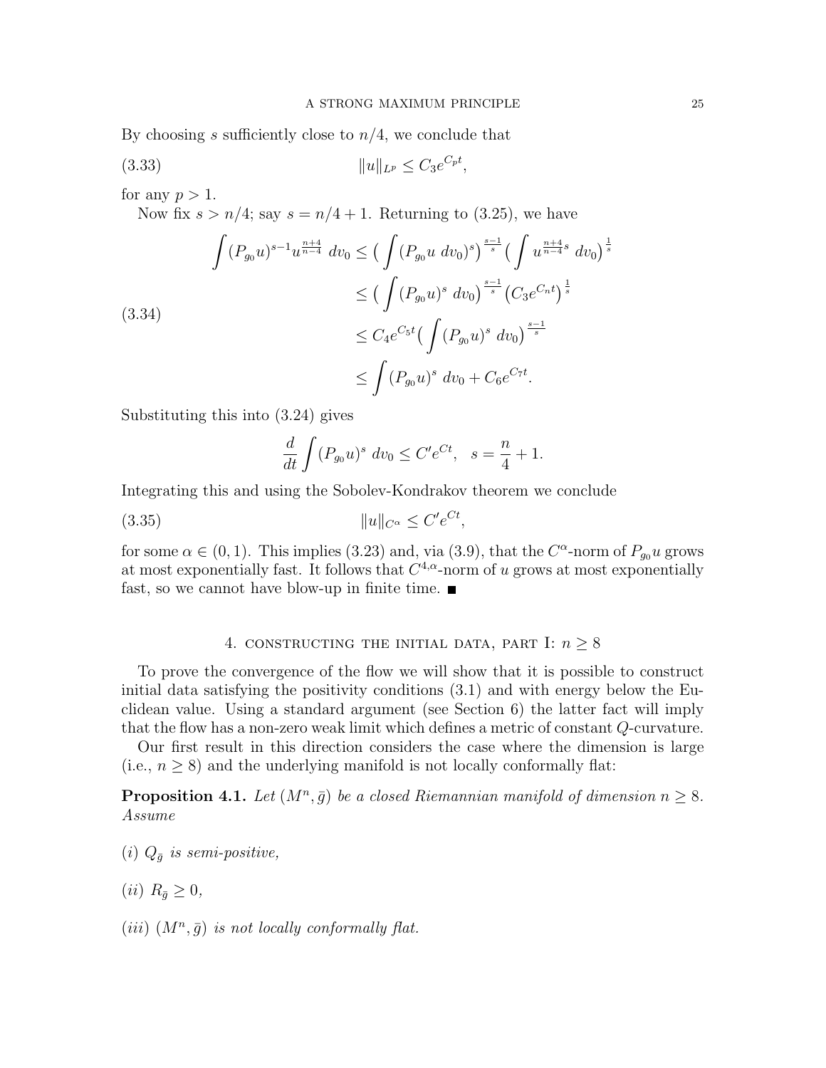By choosing $s$ sufficiently close to $n/4$, we conclude that

$$\|u\|_{L^p} \leq C_3 e^{C_p t}, \tag{3.33}$$

for any $p > 1$.

Now fix $s > n/4$; say $s = n/4 + 1$. Returning to (3.25), we have

$$\begin{aligned}
\int (P_{g_0} u)^{s-1} u^{\frac{n+4}{n-4}} \, dv_0 &\leq \Big( \int (P_{g_0} u \, dv_0)^s \Big)^{\frac{s-1}{s}} \Big( \int u^{\frac{n+4}{n-4} s} \, dv_0 \Big)^{\frac{1}{s}} \\
&\leq \Big( \int (P_{g_0} u)^s \, dv_0 \Big)^{\frac{s-1}{s}} \big( C_3 e^{C_n t} \big)^{\frac{1}{s}} \\
&\leq C_4 e^{C_5 t} \Big( \int (P_{g_0} u)^s \, dv_0 \Big)^{\frac{s-1}{s}} \\
&\leq \int (P_{g_0} u)^s \, dv_0 + C_6 e^{C_7 t}.
\end{aligned} \tag{3.34}$$

Substituting this into (3.24) gives

$$\frac{d}{dt} \int (P_{g_0} u)^s \, dv_0 \leq C' e^{Ct}, \quad s = \frac{n}{4} + 1.$$

Integrating this and using the Sobolev-Kondrakov theorem we conclude

$$\|u\|_{C^\alpha} \leq C' e^{Ct}, \tag{3.35}$$

for some $\alpha \in (0,1)$. This implies (3.23) and, via (3.9), that the $C^\alpha$-norm of $P_{g_0} u$ grows at most exponentially fast. It follows that $C^{4,\alpha}$-norm of $u$ grows at most exponentially fast, so we cannot have blow-up in finite time. ∎

## 4. Constructing the initial data, part I: $n \geq 8$

To prove the convergence of the flow we will show that it is possible to construct initial data satisfying the positivity conditions (3.1) and with energy below the Euclidean value. Using a standard argument (see Section 6) the latter fact will imply that the flow has a non-zero weak limit which defines a metric of constant $Q$-curvature.

Our first result in this direction considers the case where the dimension is large (i.e., $n \geq 8$) and the underlying manifold is not locally conformally flat:

**Proposition 4.1.** *Let $(M^n, \bar{g})$ be a closed Riemannian manifold of dimension $n \geq 8$. Assume*

*(i) $Q_{\bar{g}}$ is semi-positive,*

*(ii) $R_{\bar{g}} \geq 0$,*

*(iii) $(M^n, \bar{g})$ is not locally conformally flat.*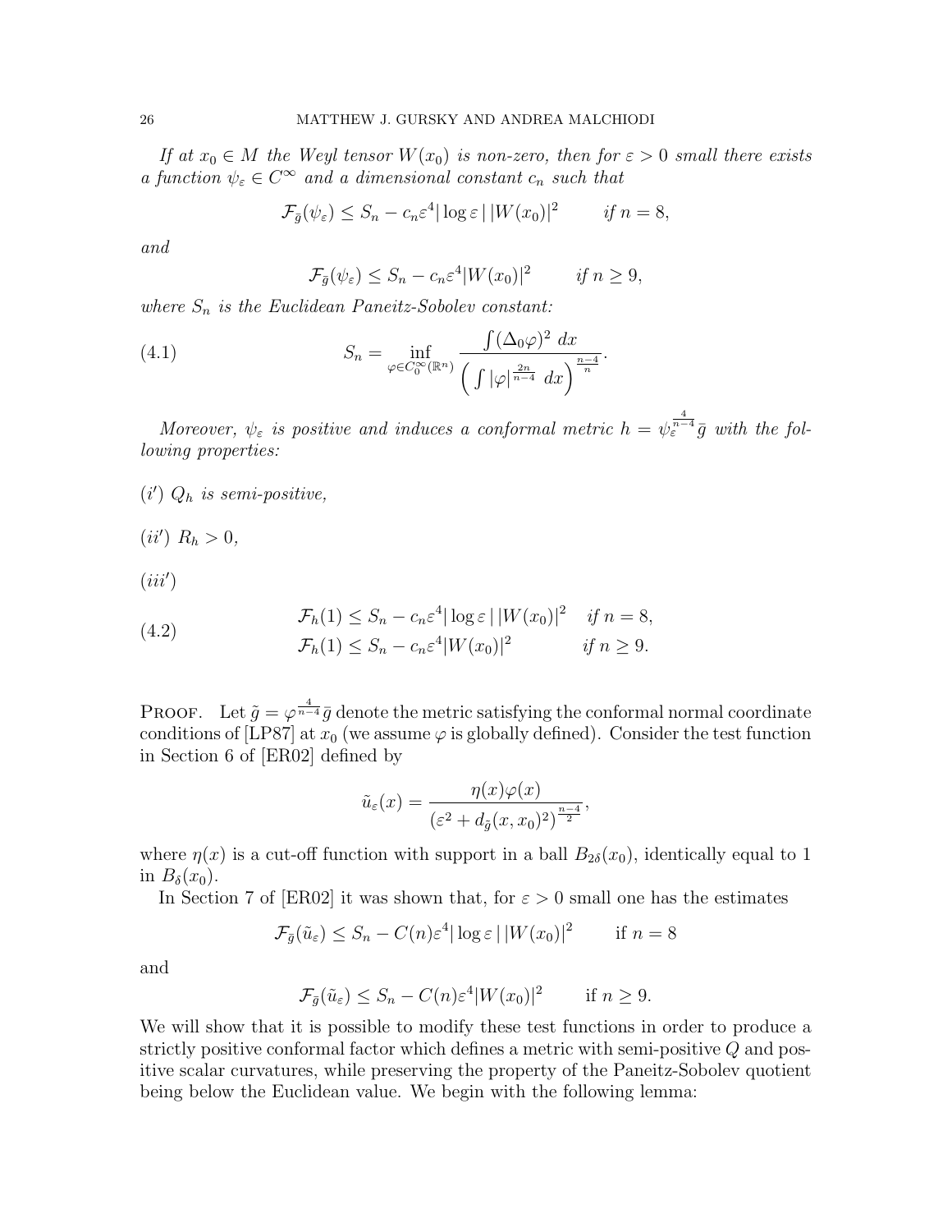*If at $x_0 \in M$ the Weyl tensor $W(x_0)$ is non-zero, then for $\varepsilon > 0$ small there exists a function $\psi_\varepsilon \in C^\infty$ and a dimensional constant $c_n$ such that*

$$\mathcal{F}_{\bar{g}}(\psi_\varepsilon) \leq S_n - c_n \varepsilon^4 |\log \varepsilon\,| |W(x_0)|^2 \qquad \textit{if } n = 8,$$

*and*

$$\mathcal{F}_{\bar{g}}(\psi_\varepsilon) \leq S_n - c_n \varepsilon^4 |W(x_0)|^2 \qquad \textit{if } n \geq 9,$$

*where $S_n$ is the Euclidean Paneitz-Sobolev constant:*

$$S_n = \inf_{\varphi \in C_0^\infty(\mathbb{R}^n)} \frac{\int (\Delta_0 \varphi)^2 \, dx}{\Big( \int |\varphi|^{\frac{2n}{n-4}} \, dx \Big)^{\frac{n-4}{n}}}. \tag{4.1}$$

*Moreover, $\psi_\varepsilon$ is positive and induces a conformal metric $h = \psi_\varepsilon^{\frac{4}{n-4}} \bar{g}$ with the following properties:*

*(i′) $Q_h$ is semi-positive,*

*(ii′) $R_h > 0$,*

*(iii′)*

$$\begin{aligned} \mathcal{F}_h(1) &\leq S_n - c_n \varepsilon^4 |\log \varepsilon\,| |W(x_0)|^2 \quad \textit{if } n = 8, \\ \mathcal{F}_h(1) &\leq S_n - c_n \varepsilon^4 |W(x_0)|^2 \qquad\qquad \textit{if } n \geq 9. \end{aligned} \tag{4.2}$$

PROOF. Let $\tilde{g} = \varphi^{\frac{4}{n-4}} \bar{g}$ denote the metric satisfying the conformal normal coordinate conditions of [LP87] at $x_0$ (we assume $\varphi$ is globally defined). Consider the test function in Section 6 of [ER02] defined by

$$\tilde{u}_\varepsilon(x) = \frac{\eta(x)\varphi(x)}{(\varepsilon^2 + d_{\tilde{g}}(x, x_0)^2)^{\frac{n-4}{2}}},$$

where $\eta(x)$ is a cut-off function with support in a ball $B_{2\delta}(x_0)$, identically equal to 1 in $B_\delta(x_0)$.

In Section 7 of [ER02] it was shown that, for $\varepsilon > 0$ small one has the estimates

$$\mathcal{F}_{\bar{g}}(\tilde{u}_\varepsilon) \leq S_n - C(n) \varepsilon^4 |\log \varepsilon\,| |W(x_0)|^2 \qquad \text{if } n = 8$$

and

$$\mathcal{F}_{\bar{g}}(\tilde{u}_\varepsilon) \leq S_n - C(n) \varepsilon^4 |W(x_0)|^2 \qquad \text{if } n \geq 9.$$

We will show that it is possible to modify these test functions in order to produce a strictly positive conformal factor which defines a metric with semi-positive $Q$ and positive scalar curvatures, while preserving the property of the Paneitz-Sobolev quotient being below the Euclidean value. We begin with the following lemma: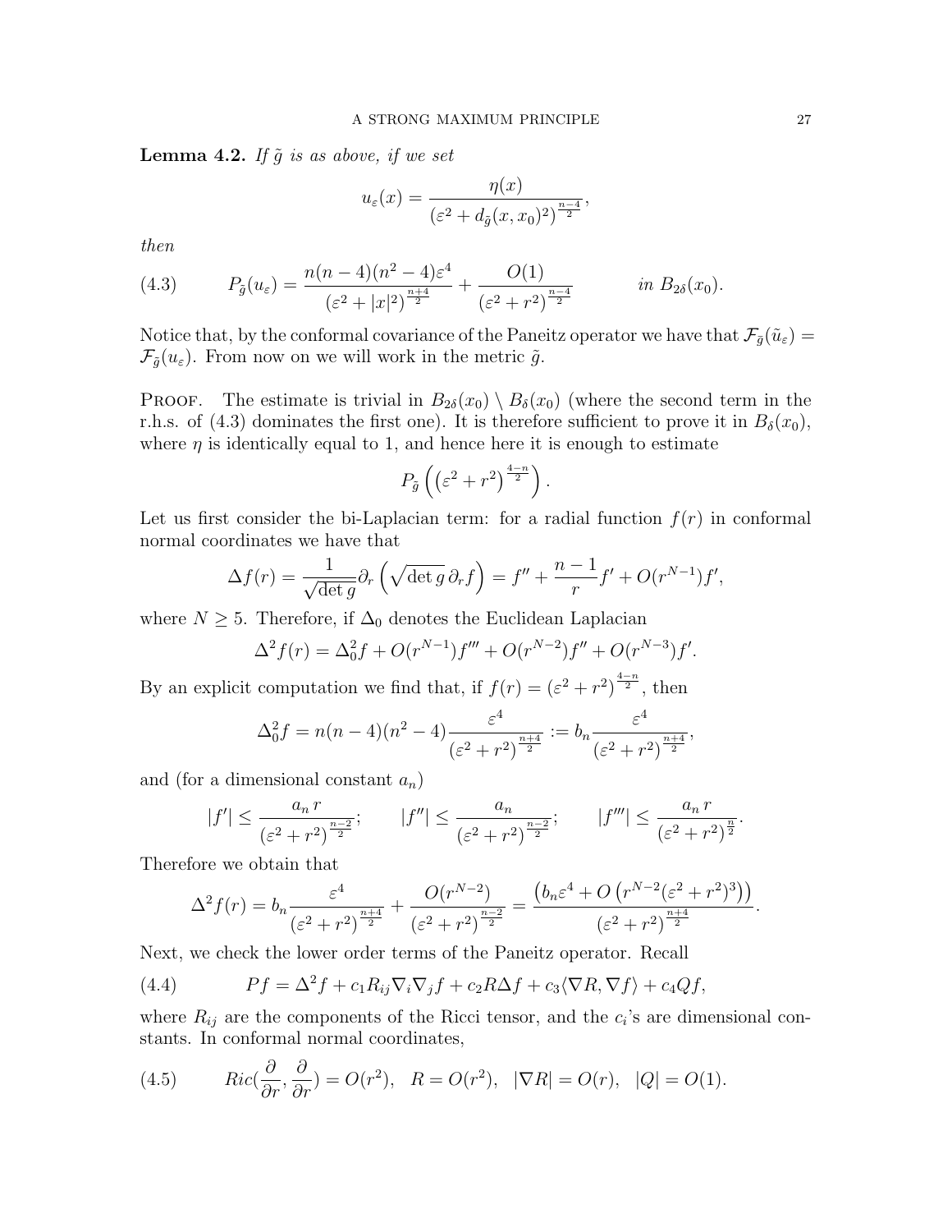**Lemma 4.2.** *If $\tilde{g}$ is as above, if we set*

$$u_\varepsilon(x) = \frac{\eta(x)}{(\varepsilon^2 + d_{\tilde{g}}(x,x_0)^2)^{\frac{n-4}{2}}},$$

*then*

$$P_{\tilde{g}}(u_\varepsilon) = \frac{n(n-4)(n^2-4)\varepsilon^4}{(\varepsilon^2+|x|^2)^{\frac{n+4}{2}}} + \frac{O(1)}{(\varepsilon^2+r^2)^{\frac{n-4}{2}}} \qquad \text{in } B_{2\delta}(x_0). \tag{4.3}$$

Notice that, by the conformal covariance of the Paneitz operator we have that $\mathcal{F}_{\bar{g}}(\tilde{u}_\varepsilon) = \mathcal{F}_{\tilde{g}}(u_\varepsilon)$. From now on we will work in the metric $\tilde{g}$.

Proof. The estimate is trivial in $B_{2\delta}(x_0) \setminus B_\delta(x_0)$ (where the second term in the r.h.s. of (4.3) dominates the first one). It is therefore sufficient to prove it in $B_\delta(x_0)$, where $\eta$ is identically equal to 1, and hence here it is enough to estimate

$$P_{\tilde{g}}\left(\left(\varepsilon^2+r^2\right)^{\frac{4-n}{2}}\right).$$

Let us first consider the bi-Laplacian term: for a radial function $f(r)$ in conformal normal coordinates we have that

$$\Delta f(r) = \frac{1}{\sqrt{\det g}}\partial_r\left(\sqrt{\det g}\,\partial_r f\right) = f'' + \frac{n-1}{r}f' + O(r^{N-1})f',$$

where $N \geq 5$. Therefore, if $\Delta_0$ denotes the Euclidean Laplacian

$$\Delta^2 f(r) = \Delta_0^2 f + O(r^{N-1})f''' + O(r^{N-2})f'' + O(r^{N-3})f'.$$

By an explicit computation we find that, if $f(r) = (\varepsilon^2+r^2)^{\frac{4-n}{2}}$, then

$$\Delta_0^2 f = n(n-4)(n^2-4)\frac{\varepsilon^4}{(\varepsilon^2+r^2)^{\frac{n+4}{2}}} := b_n \frac{\varepsilon^4}{(\varepsilon^2+r^2)^{\frac{n+4}{2}}},$$

and (for a dimensional constant $a_n$)

$$|f'| \leq \frac{a_n\, r}{(\varepsilon^2+r^2)^{\frac{n-2}{2}}}; \qquad |f''| \leq \frac{a_n}{(\varepsilon^2+r^2)^{\frac{n-2}{2}}}; \qquad |f'''| \leq \frac{a_n\, r}{(\varepsilon^2+r^2)^{\frac{n}{2}}}.$$

Therefore we obtain that

$$\Delta^2 f(r) = b_n \frac{\varepsilon^4}{(\varepsilon^2+r^2)^{\frac{n+4}{2}}} + \frac{O(r^{N-2})}{(\varepsilon^2+r^2)^{\frac{n-2}{2}}} = \frac{\left(b_n\varepsilon^4 + O\left(r^{N-2}(\varepsilon^2+r^2)^3\right)\right)}{(\varepsilon^2+r^2)^{\frac{n+4}{2}}}.$$

Next, we check the lower order terms of the Paneitz operator. Recall

$$Pf = \Delta^2 f + c_1 R_{ij}\nabla_i\nabla_j f + c_2 R\Delta f + c_3\langle\nabla R, \nabla f\rangle + c_4 Q f, \tag{4.4}$$

where $R_{ij}$ are the components of the Ricci tensor, and the $c_i$'s are dimensional constants. In conformal normal coordinates,

$$Ric(\frac{\partial}{\partial r}, \frac{\partial}{\partial r}) = O(r^2), \quad R = O(r^2), \quad |\nabla R| = O(r), \quad |Q| = O(1). \tag{4.5}$$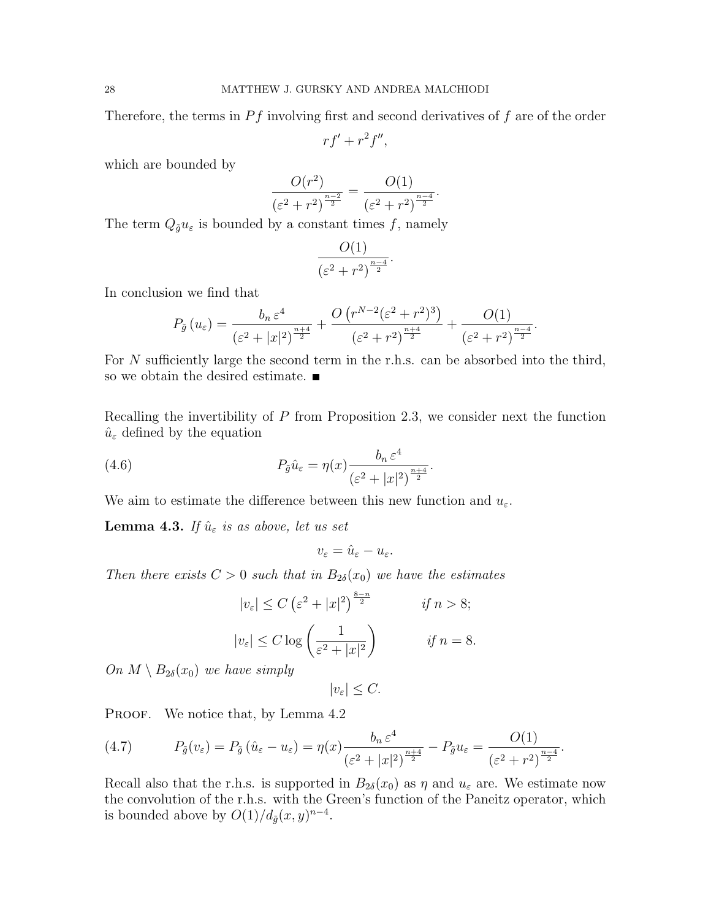Therefore, the terms in $Pf$ involving first and second derivatives of $f$ are of the order

$$rf' + r^2 f'',$$

which are bounded by

$$\frac{O(r^2)}{(\varepsilon^2 + r^2)^{\frac{n-2}{2}}} = \frac{O(1)}{(\varepsilon^2 + r^2)^{\frac{n-4}{2}}}.$$

The term $Q_{\tilde{g}} u_\varepsilon$ is bounded by a constant times $f$, namely

$$\frac{O(1)}{(\varepsilon^2 + r^2)^{\frac{n-4}{2}}}.$$

In conclusion we find that

$$P_{\tilde{g}}(u_\varepsilon) = \frac{b_n \, \varepsilon^4}{(\varepsilon^2 + |x|^2)^{\frac{n+4}{2}}} + \frac{O\left(r^{N-2}(\varepsilon^2 + r^2)^3\right)}{(\varepsilon^2 + r^2)^{\frac{n+4}{2}}} + \frac{O(1)}{(\varepsilon^2 + r^2)^{\frac{n-4}{2}}}.$$

For $N$ sufficiently large the second term in the r.h.s. can be absorbed into the third, so we obtain the desired estimate. ■

Recalling the invertibility of $P$ from Proposition 2.3, we consider next the function $\hat{u}_\varepsilon$ defined by the equation

$$P_{\tilde{g}} \hat{u}_\varepsilon = \eta(x) \frac{b_n \, \varepsilon^4}{(\varepsilon^2 + |x|^2)^{\frac{n+4}{2}}}. \tag{4.6}$$

We aim to estimate the difference between this new function and $u_\varepsilon$.

**Lemma 4.3.** *If $\hat{u}_\varepsilon$ is as above, let us set*

$$v_\varepsilon = \hat{u}_\varepsilon - u_\varepsilon.$$

*Then there exists $C > 0$ such that in $B_{2\delta}(x_0)$ we have the estimates*

$$|v_\varepsilon| \leq C \left(\varepsilon^2 + |x|^2\right)^{\frac{8-n}{2}} \qquad \textit{if } n > 8;$$

$$|v_\varepsilon| \leq C \log\left(\frac{1}{\varepsilon^2 + |x|^2}\right) \qquad \textit{if } n = 8.$$

*On $M \setminus B_{2\delta}(x_0)$ we have simply*

$$|v_\varepsilon| \leq C.$$

Proof. We notice that, by Lemma 4.2

$$P_{\tilde{g}}(v_\varepsilon) = P_{\tilde{g}}(\hat{u}_\varepsilon - u_\varepsilon) = \eta(x) \frac{b_n \, \varepsilon^4}{(\varepsilon^2 + |x|^2)^{\frac{n+4}{2}}} - P_{\tilde{g}} u_\varepsilon = \frac{O(1)}{(\varepsilon^2 + r^2)^{\frac{n-4}{2}}}. \tag{4.7}$$

Recall also that the r.h.s. is supported in $B_{2\delta}(x_0)$ as $\eta$ and $u_\varepsilon$ are. We estimate now the convolution of the r.h.s. with the Green's function of the Paneitz operator, which is bounded above by $O(1)/d_{\tilde{g}}(x, y)^{n-4}$.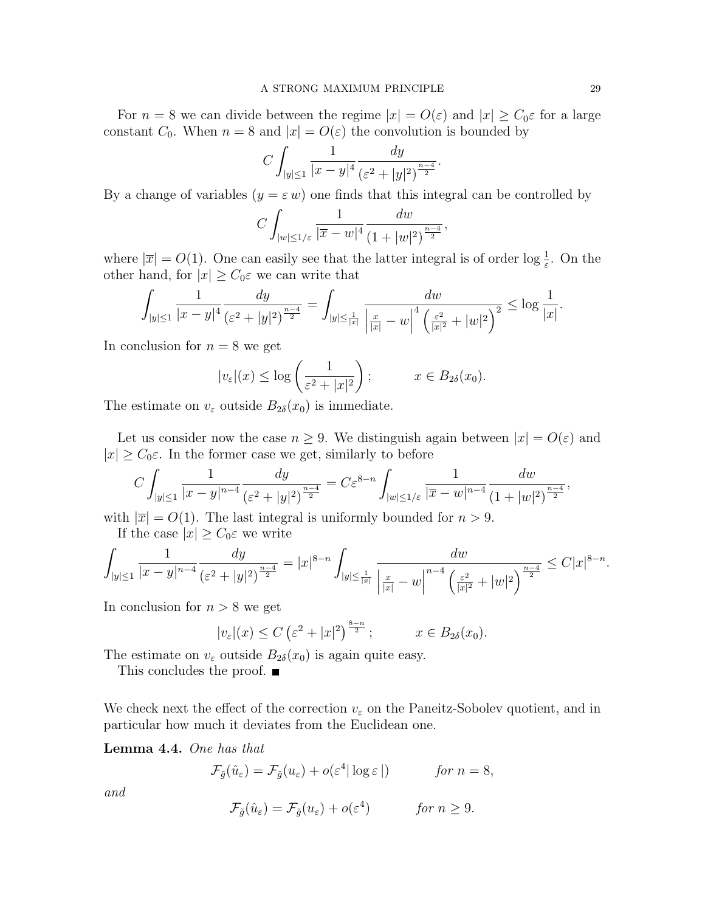For $n = 8$ we can divide between the regime $|x| = O(\varepsilon)$ and $|x| \geq C_0\varepsilon$ for a large constant $C_0$. When $n = 8$ and $|x| = O(\varepsilon)$ the convolution is bounded by

$$C \int_{|y|\leq 1} \frac{1}{|x-y|^4} \frac{dy}{(\varepsilon^2 + |y|^2)^{\frac{n-4}{2}}}.$$

By a change of variables ($y = \varepsilon\, w$) one finds that this integral can be controlled by

$$C \int_{|w|\leq 1/\varepsilon} \frac{1}{|\overline{x} - w|^4} \frac{dw}{(1 + |w|^2)^{\frac{n-4}{2}}},$$

where $|\overline{x}| = O(1)$. One can easily see that the latter integral is of order $\log \frac{1}{\varepsilon}$. On the other hand, for $|x| \geq C_0\varepsilon$ we can write that

$$\int_{|y|\leq 1} \frac{1}{|x-y|^4} \frac{dy}{(\varepsilon^2 + |y|^2)^{\frac{n-4}{2}}} = \int_{|y|\leq \frac{1}{|x|}} \frac{dw}{\left|\frac{x}{|x|} - w\right|^4 \left(\frac{\varepsilon^2}{|x|^2} + |w|^2\right)^2} \leq \log \frac{1}{|x|}.$$

In conclusion for $n = 8$ we get

$$|v_\varepsilon|(x) \leq \log\left(\frac{1}{\varepsilon^2 + |x|^2}\right); \qquad x \in B_{2\delta}(x_0).$$

The estimate on $v_\varepsilon$ outside $B_{2\delta}(x_0)$ is immediate.

Let us consider now the case $n \geq 9$. We distinguish again between $|x| = O(\varepsilon)$ and $|x| \geq C_0\varepsilon$. In the former case we get, similarly to before

$$C \int_{|y|\leq 1} \frac{1}{|x-y|^{n-4}} \frac{dy}{(\varepsilon^2 + |y|^2)^{\frac{n-4}{2}}} = C\varepsilon^{8-n} \int_{|w|\leq 1/\varepsilon} \frac{1}{|\overline{x} - w|^{n-4}} \frac{dw}{(1 + |w|^2)^{\frac{n-4}{2}}},$$

with $|\overline{x}| = O(1)$. The last integral is uniformly bounded for $n > 9$.

If the case $|x| \geq C_0\varepsilon$ we write

$$\int_{|y|\leq 1} \frac{1}{|x-y|^{n-4}} \frac{dy}{(\varepsilon^2 + |y|^2)^{\frac{n-4}{2}}} = |x|^{8-n} \int_{|y|\leq \frac{1}{|x|}} \frac{dw}{\left|\frac{x}{|x|} - w\right|^{n-4} \left(\frac{\varepsilon^2}{|x|^2} + |w|^2\right)^{\frac{n-4}{2}}} \leq C|x|^{8-n}.$$

In conclusion for $n > 8$ we get

$$|v_\varepsilon|(x) \leq C\left(\varepsilon^2 + |x|^2\right)^{\frac{8-n}{2}}; \qquad x \in B_{2\delta}(x_0).$$

The estimate on $v_\varepsilon$ outside $B_{2\delta}(x_0)$ is again quite easy.

This concludes the proof. ■

We check next the effect of the correction $v_\varepsilon$ on the Paneitz-Sobolev quotient, and in particular how much it deviates from the Euclidean one.

**Lemma 4.4.** *One has that*

$$\mathcal{F}_{\tilde{g}}(\hat{u}_\varepsilon) = \mathcal{F}_{\tilde{g}}(u_\varepsilon) + o(\varepsilon^4 |\log\varepsilon\,|) \qquad \textit{for } n = 8,$$

*and*

$$\mathcal{F}_{\tilde{g}}(\hat{u}_\varepsilon) = \mathcal{F}_{\tilde{g}}(u_\varepsilon) + o(\varepsilon^4) \qquad \textit{for } n \geq 9.$$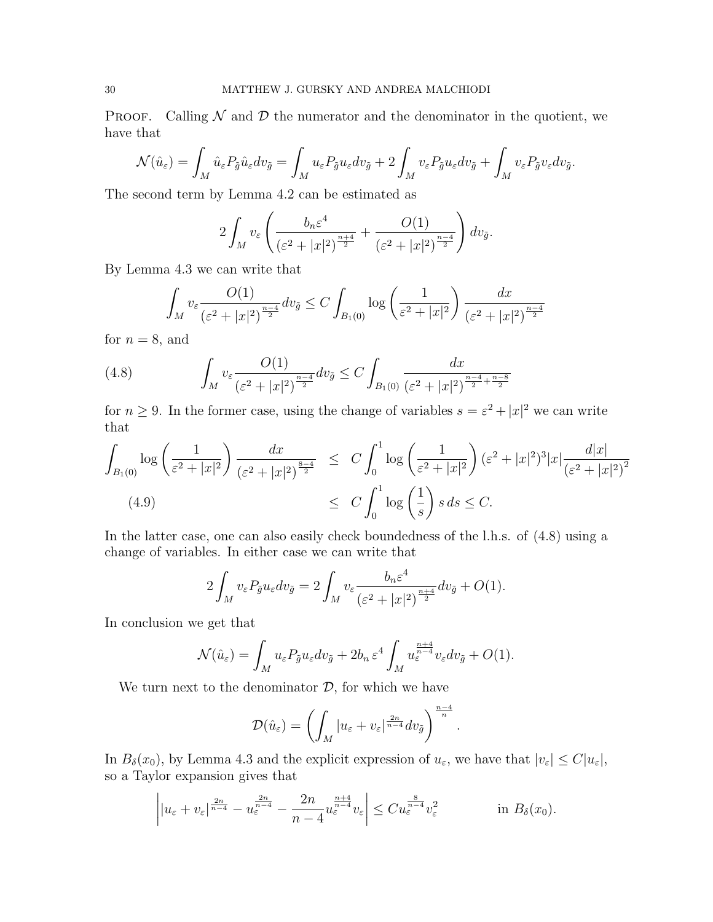PROOF. Calling $\mathcal{N}$ and $\mathcal{D}$ the numerator and the denominator in the quotient, we have that

$$\mathcal{N}(\hat{u}_\varepsilon) = \int_M \hat{u}_\varepsilon P_{\tilde{g}} \hat{u}_\varepsilon dv_{\tilde{g}} = \int_M u_\varepsilon P_{\tilde{g}} u_\varepsilon dv_{\tilde{g}} + 2\int_M v_\varepsilon P_{\tilde{g}} u_\varepsilon dv_{\tilde{g}} + \int_M v_\varepsilon P_{\tilde{g}} v_\varepsilon dv_{\tilde{g}}.$$

The second term by Lemma 4.2 can be estimated as

$$2\int_M v_\varepsilon \left( \frac{b_n \varepsilon^4}{(\varepsilon^2 + |x|^2)^{\frac{n+4}{2}}} + \frac{O(1)}{(\varepsilon^2 + |x|^2)^{\frac{n-4}{2}}} \right) dv_{\tilde{g}}.$$

By Lemma 4.3 we can write that

$$\int_M v_\varepsilon \frac{O(1)}{(\varepsilon^2 + |x|^2)^{\frac{n-4}{2}}} dv_{\tilde{g}} \leq C \int_{B_1(0)} \log\left(\frac{1}{\varepsilon^2 + |x|^2}\right) \frac{dx}{(\varepsilon^2 + |x|^2)^{\frac{n-4}{2}}}$$

for $n = 8$, and

$$\int_M v_\varepsilon \frac{O(1)}{(\varepsilon^2 + |x|^2)^{\frac{n-4}{2}}} dv_{\tilde{g}} \leq C \int_{B_1(0)} \frac{dx}{(\varepsilon^2 + |x|^2)^{\frac{n-4}{2} + \frac{n-8}{2}}} \tag{4.8}$$

for $n \geq 9$. In the former case, using the change of variables $s = \varepsilon^2 + |x|^2$ we can write that

$$\begin{aligned}
\int_{B_1(0)} \log\left(\frac{1}{\varepsilon^2 + |x|^2}\right) \frac{dx}{(\varepsilon^2 + |x|^2)^{\frac{8-4}{2}}} &\leq C \int_0^1 \log\left(\frac{1}{\varepsilon^2 + |x|^2}\right) (\varepsilon^2 + |x|^2)^3 |x| \frac{d|x|}{(\varepsilon^2 + |x|^2)^2} \\
&\leq C \int_0^1 \log\left(\frac{1}{s}\right) s \, ds \leq C. \qquad (4.9)
\end{aligned}$$

In the latter case, one can also easily check boundedness of the l.h.s. of (4.8) using a change of variables. In either case we can write that

$$2\int_M v_\varepsilon P_{\tilde{g}} u_\varepsilon dv_{\tilde{g}} = 2\int_M v_\varepsilon \frac{b_n \varepsilon^4}{(\varepsilon^2 + |x|^2)^{\frac{n+4}{2}}} dv_{\tilde{g}} + O(1).$$

In conclusion we get that

$$\mathcal{N}(\hat{u}_\varepsilon) = \int_M u_\varepsilon P_{\tilde{g}} u_\varepsilon dv_{\tilde{g}} + 2 b_n \, \varepsilon^4 \int_M u_\varepsilon^{\frac{n+4}{n-4}} v_\varepsilon dv_{\tilde{g}} + O(1).$$

We turn next to the denominator $\mathcal{D}$, for which we have

$$\mathcal{D}(\hat{u}_\varepsilon) = \left( \int_M |u_\varepsilon + v_\varepsilon|^{\frac{2n}{n-4}} dv_{\tilde{g}} \right)^{\frac{n-4}{n}}.$$

In $B_\delta(x_0)$, by Lemma 4.3 and the explicit expression of $u_\varepsilon$, we have that $|v_\varepsilon| \leq C|u_\varepsilon|$, so a Taylor expansion gives that

$$\left| |u_\varepsilon + v_\varepsilon|^{\frac{2n}{n-4}} - u_\varepsilon^{\frac{2n}{n-4}} - \frac{2n}{n-4} u_\varepsilon^{\frac{n+4}{n-4}} v_\varepsilon \right| \leq C u_\varepsilon^{\frac{8}{n-4}} v_\varepsilon^2 \qquad \text{in } B_\delta(x_0).$$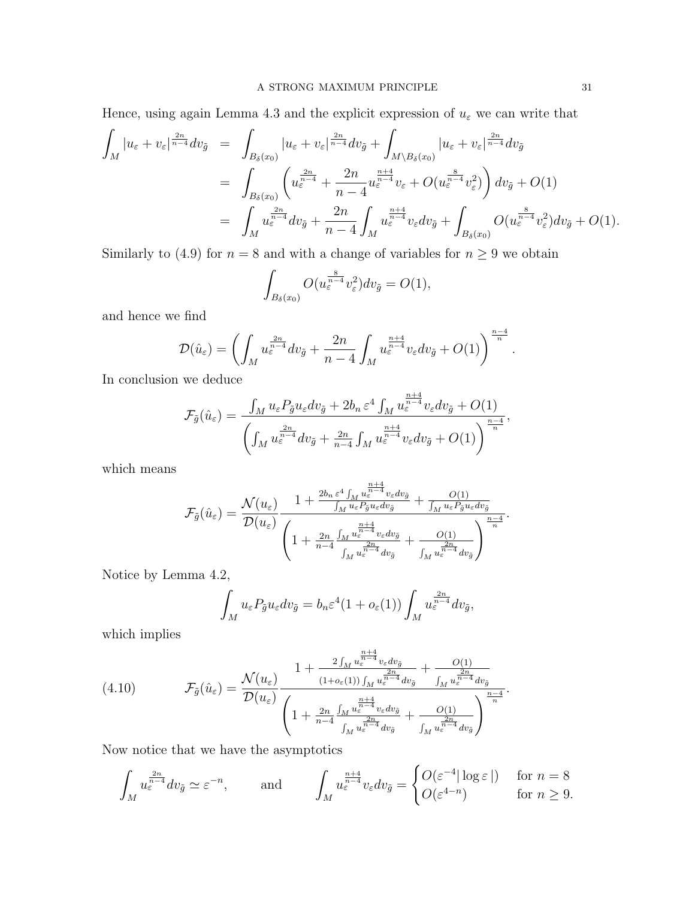Hence, using again Lemma 4.3 and the explicit expression of $u_\varepsilon$ we can write that

$$
\begin{aligned}
\int_M |u_\varepsilon + v_\varepsilon|^{\frac{2n}{n-4}} dv_{\tilde g} &= \int_{B_\delta(x_0)} |u_\varepsilon + v_\varepsilon|^{\frac{2n}{n-4}} dv_{\tilde g} + \int_{M\setminus B_\delta(x_0)} |u_\varepsilon + v_\varepsilon|^{\frac{2n}{n-4}} dv_{\tilde g} \\
&= \int_{B_\delta(x_0)} \left( u_\varepsilon^{\frac{2n}{n-4}} + \frac{2n}{n-4} u_\varepsilon^{\frac{n+4}{n-4}} v_\varepsilon + O(u_\varepsilon^{\frac{8}{n-4}} v_\varepsilon^2) \right) dv_{\tilde g} + O(1) \\
&= \int_M u_\varepsilon^{\frac{2n}{n-4}} dv_{\tilde g} + \frac{2n}{n-4} \int_M u_\varepsilon^{\frac{n+4}{n-4}} v_\varepsilon dv_{\tilde g} + \int_{B_\delta(x_0)} O(u_\varepsilon^{\frac{8}{n-4}} v_\varepsilon^2) dv_{\tilde g} + O(1).
\end{aligned}
$$

Similarly to (4.9) for $n = 8$ and with a change of variables for $n \geq 9$ we obtain

$$
\int_{B_\delta(x_0)} O(u_\varepsilon^{\frac{8}{n-4}} v_\varepsilon^2) dv_{\tilde g} = O(1),
$$

and hence we find

$$
\mathcal{D}(\hat u_\varepsilon) = \left( \int_M u_\varepsilon^{\frac{2n}{n-4}} dv_{\tilde g} + \frac{2n}{n-4} \int_M u_\varepsilon^{\frac{n+4}{n-4}} v_\varepsilon dv_{\tilde g} + O(1) \right)^{\frac{n-4}{n}}.
$$

In conclusion we deduce

$$
\mathcal{F}_{\tilde g}(\hat u_\varepsilon) = \frac{\int_M u_\varepsilon P_{\tilde g} u_\varepsilon dv_{\tilde g} + 2 b_n \varepsilon^4 \int_M u_\varepsilon^{\frac{n+4}{n-4}} v_\varepsilon dv_{\tilde g} + O(1)}{\left( \int_M u_\varepsilon^{\frac{2n}{n-4}} dv_{\tilde g} + \frac{2n}{n-4} \int_M u_\varepsilon^{\frac{n+4}{n-4}} v_\varepsilon dv_{\tilde g} + O(1) \right)^{\frac{n-4}{n}}},
$$

which means

$$
\mathcal{F}_{\tilde g}(\hat u_\varepsilon) = \frac{\mathcal{N}(u_\varepsilon)}{\mathcal{D}(u_\varepsilon)} \frac{1 + \frac{2 b_n \varepsilon^4 \int_M u_\varepsilon^{\frac{n+4}{n-4}} v_\varepsilon dv_{\tilde g}}{\int_M u_\varepsilon P_{\tilde g} u_\varepsilon dv_{\tilde g}} + \frac{O(1)}{\int_M u_\varepsilon P_{\tilde g} u_\varepsilon dv_{\tilde g}}}{\left( 1 + \frac{2n}{n-4} \frac{\int_M u_\varepsilon^{\frac{n+4}{n-4}} v_\varepsilon dv_{\tilde g}}{\int_M u_\varepsilon^{\frac{2n}{n-4}} dv_{\tilde g}} + \frac{O(1)}{\int_M u_\varepsilon^{\frac{2n}{n-4}} dv_{\tilde g}} \right)^{\frac{n-4}{n}}}.
$$

Notice by Lemma 4.2,

$$
\int_M u_\varepsilon P_{\tilde g} u_\varepsilon dv_{\tilde g} = b_n \varepsilon^4 (1 + o_\varepsilon(1)) \int_M u_\varepsilon^{\frac{2n}{n-4}} dv_{\tilde g},
$$

which implies

$$
\mathcal{F}_{\tilde g}(\hat u_\varepsilon) = \frac{\mathcal{N}(u_\varepsilon)}{\mathcal{D}(u_\varepsilon)} \frac{1 + \frac{2 \int_M u_\varepsilon^{\frac{n+4}{n-4}} v_\varepsilon dv_{\tilde g}}{(1 + o_\varepsilon(1)) \int_M u_\varepsilon^{\frac{2n}{n-4}} dv_{\tilde g}} + \frac{O(1)}{\int_M u_\varepsilon^{\frac{2n}{n-4}} dv_{\tilde g}}}{\left( 1 + \frac{2n}{n-4} \frac{\int_M u_\varepsilon^{\frac{n+4}{n-4}} v_\varepsilon dv_{\tilde g}}{\int_M u_\varepsilon^{\frac{2n}{n-4}} dv_{\tilde g}} + \frac{O(1)}{\int_M u_\varepsilon^{\frac{2n}{n-4}} dv_{\tilde g}} \right)^{\frac{n-4}{n}}}. \tag{4.10}
$$

Now notice that we have the asymptotics

$$
\int_M u_\varepsilon^{\frac{2n}{n-4}} dv_{\tilde g} \simeq \varepsilon^{-n}, \qquad \text{and} \qquad \int_M u_\varepsilon^{\frac{n+4}{n-4}} v_\varepsilon dv_{\tilde g} = \begin{cases} O(\varepsilon^{-4} |\log \varepsilon|) & \text{for } n = 8 \\ O(\varepsilon^{4-n}) & \text{for } n \geq 9. \end{cases}
$$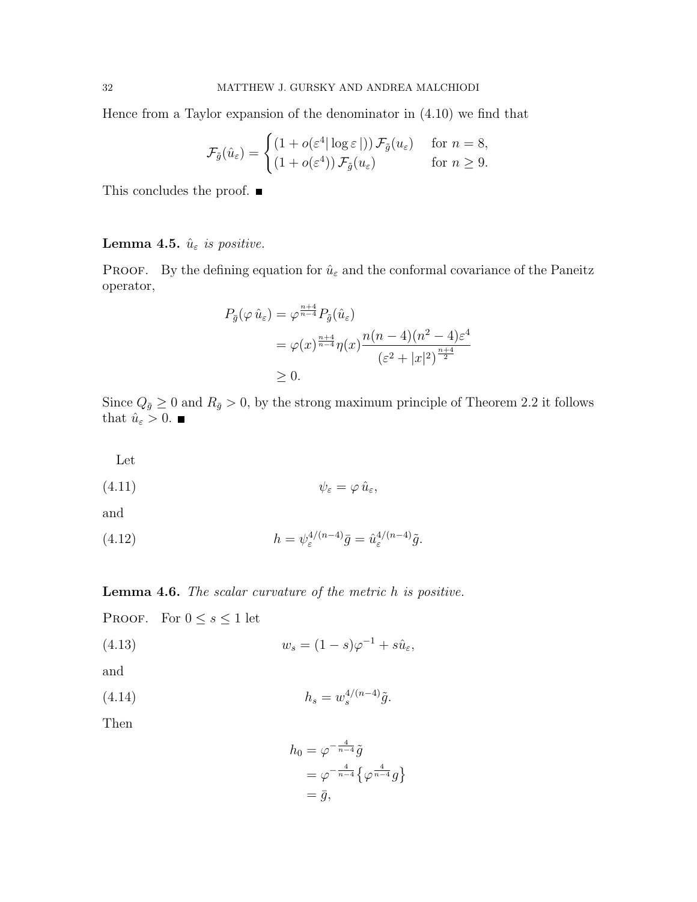Hence from a Taylor expansion of the denominator in (4.10) we find that

$$\mathcal{F}_{\tilde{g}}(\hat{u}_\varepsilon) = \begin{cases} \left(1 + o(\varepsilon^4 |\log \varepsilon\,|)\right) \mathcal{F}_{\tilde{g}}(u_\varepsilon) & \text{for } n = 8, \\ \left(1 + o(\varepsilon^4)\right) \mathcal{F}_{\tilde{g}}(u_\varepsilon) & \text{for } n \geq 9. \end{cases}$$

This concludes the proof. ∎

**Lemma 4.5.** *$\hat{u}_\varepsilon$ is positive.*

Proof. By the defining equation for $\hat{u}_\varepsilon$ and the conformal covariance of the Paneitz operator,

$$\begin{aligned} P_{\bar{g}}(\varphi\, \hat{u}_\varepsilon) &= \varphi^{\frac{n+4}{n-4}} P_{\tilde{g}}(\hat{u}_\varepsilon) \\ &= \varphi(x)^{\frac{n+4}{n-4}} \eta(x) \frac{n(n-4)(n^2-4)\varepsilon^4}{\left(\varepsilon^2 + |x|^2\right)^{\frac{n+4}{2}}} \\ &\geq 0. \end{aligned}$$

Since $Q_{\bar{g}} \geq 0$ and $R_{\bar{g}} > 0$, by the strong maximum principle of Theorem 2.2 it follows that $\hat{u}_\varepsilon > 0$. ∎

Let

$$\psi_\varepsilon = \varphi\, \hat{u}_\varepsilon, \tag{4.11}$$

and

$$h = \psi_\varepsilon^{4/(n-4)} \bar{g} = \hat{u}_\varepsilon^{4/(n-4)} \tilde{g}. \tag{4.12}$$

**Lemma 4.6.** *The scalar curvature of the metric $h$ is positive.*

Proof. For $0 \leq s \leq 1$ let

$$w_s = (1-s)\varphi^{-1} + s\hat{u}_\varepsilon, \tag{4.13}$$

and

$$h_s = w_s^{4/(n-4)} \tilde{g}. \tag{4.14}$$

Then

$$\begin{aligned} h_0 &= \varphi^{-\frac{4}{n-4}} \tilde{g} \\ &= \varphi^{-\frac{4}{n-4}} \left\{ \varphi^{\frac{4}{n-4}} g \right\} \\ &= \bar{g}, \end{aligned}$$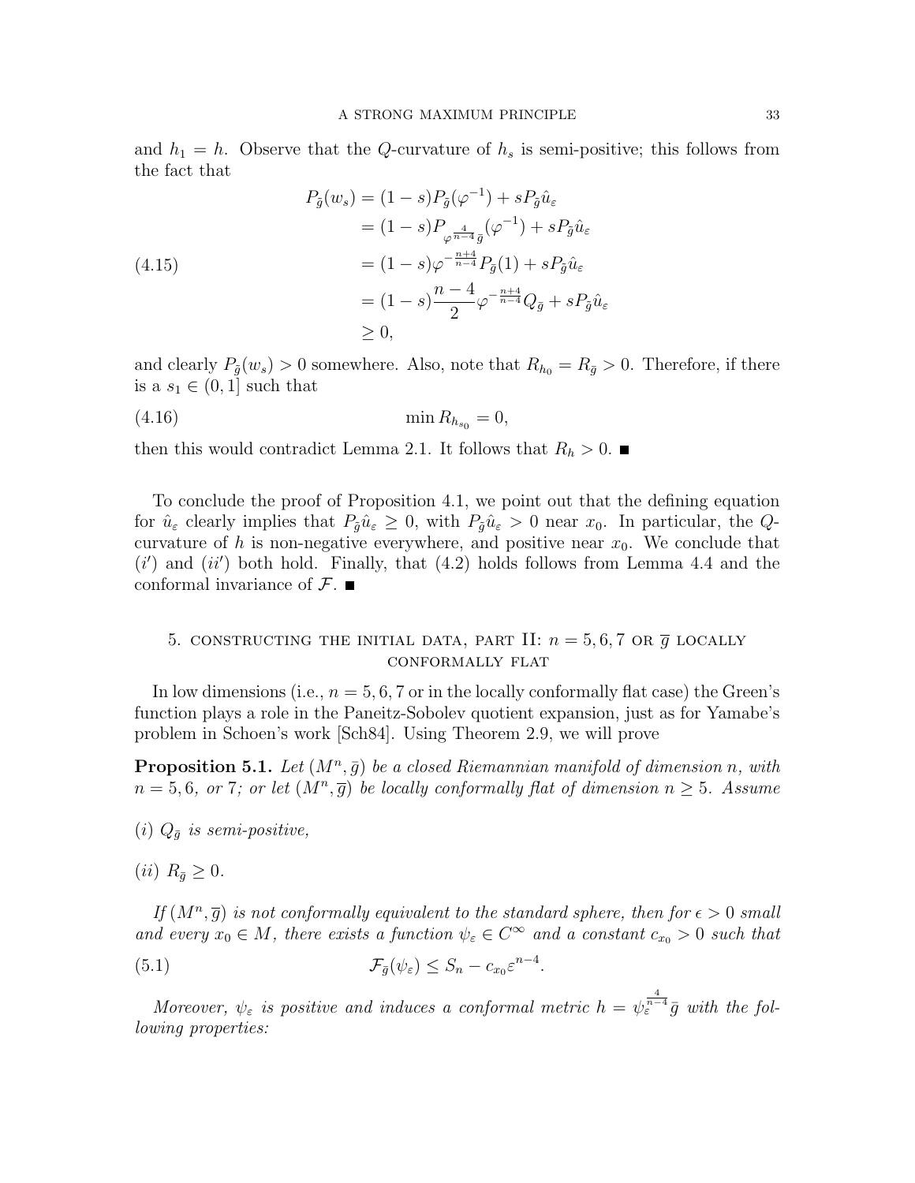and $h_1 = h$. Observe that the $Q$-curvature of $h_s$ is semi-positive; this follows from the fact that

$$
\begin{aligned}
P_{\bar{g}}(w_s) &= (1-s)P_{\bar{g}}(\varphi^{-1}) + sP_{\bar{g}}\hat{u}_\varepsilon \\
&= (1-s)P_{\varphi^{\frac{4}{n-4}}\bar{g}}(\varphi^{-1}) + sP_{\bar{g}}\hat{u}_\varepsilon \\
&= (1-s)\varphi^{-\frac{n+4}{n-4}}P_{\bar{g}}(1) + sP_{\bar{g}}\hat{u}_\varepsilon \\
&= (1-s)\frac{n-4}{2}\varphi^{-\frac{n+4}{n-4}}Q_{\bar{g}} + sP_{\bar{g}}\hat{u}_\varepsilon \\
&\geq 0,
\end{aligned}
\tag{4.15}
$$

and clearly $P_{\bar{g}}(w_s) > 0$ somewhere. Also, note that $R_{h_0} = R_{\bar{g}} > 0$. Therefore, if there is a $s_1 \in (0, 1]$ such that

$$
\min R_{h_{s_0}} = 0, \tag{4.16}
$$

then this would contradict Lemma 2.1. It follows that $R_h > 0$. ■

To conclude the proof of Proposition 4.1, we point out that the defining equation for $\hat{u}_\varepsilon$ clearly implies that $P_{\bar{g}}\hat{u}_\varepsilon \geq 0$, with $P_{\bar{g}}\hat{u}_\varepsilon > 0$ near $x_0$. In particular, the $Q$-curvature of $h$ is non-negative everywhere, and positive near $x_0$. We conclude that $(i')$ and $(ii')$ both hold. Finally, that (4.2) holds follows from Lemma 4.4 and the conformal invariance of $\mathcal{F}$. ■

## 5. Constructing the initial data, part II: $n = 5, 6, 7$ or $\overline{g}$ locally conformally flat

In low dimensions (i.e., $n = 5, 6, 7$ or in the locally conformally flat case) the Green's function plays a role in the Paneitz-Sobolev quotient expansion, just as for Yamabe's problem in Schoen's work [Sch84]. Using Theorem 2.9, we will prove

**Proposition 5.1.** *Let $(M^n, \bar{g})$ be a closed Riemannian manifold of dimension $n$, with $n = 5, 6,$ or $7$; or let $(M^n, \overline{g})$ be locally conformally flat of dimension $n \geq 5$. Assume*

*$(i)$ $Q_{\bar{g}}$ is semi-positive,*

*$(ii)$ $R_{\bar{g}} \geq 0$.*

*If $(M^n, \overline{g})$ is not conformally equivalent to the standard sphere, then for $\epsilon > 0$ small and every $x_0 \in M$, there exists a function $\psi_\varepsilon \in C^\infty$ and a constant $c_{x_0} > 0$ such that*

$$
\mathcal{F}_{\bar{g}}(\psi_\varepsilon) \leq S_n - c_{x_0}\varepsilon^{n-4}. \tag{5.1}
$$

*Moreover, $\psi_\varepsilon$ is positive and induces a conformal metric $h = \psi_\varepsilon^{\frac{4}{n-4}}\bar{g}$ with the following properties:*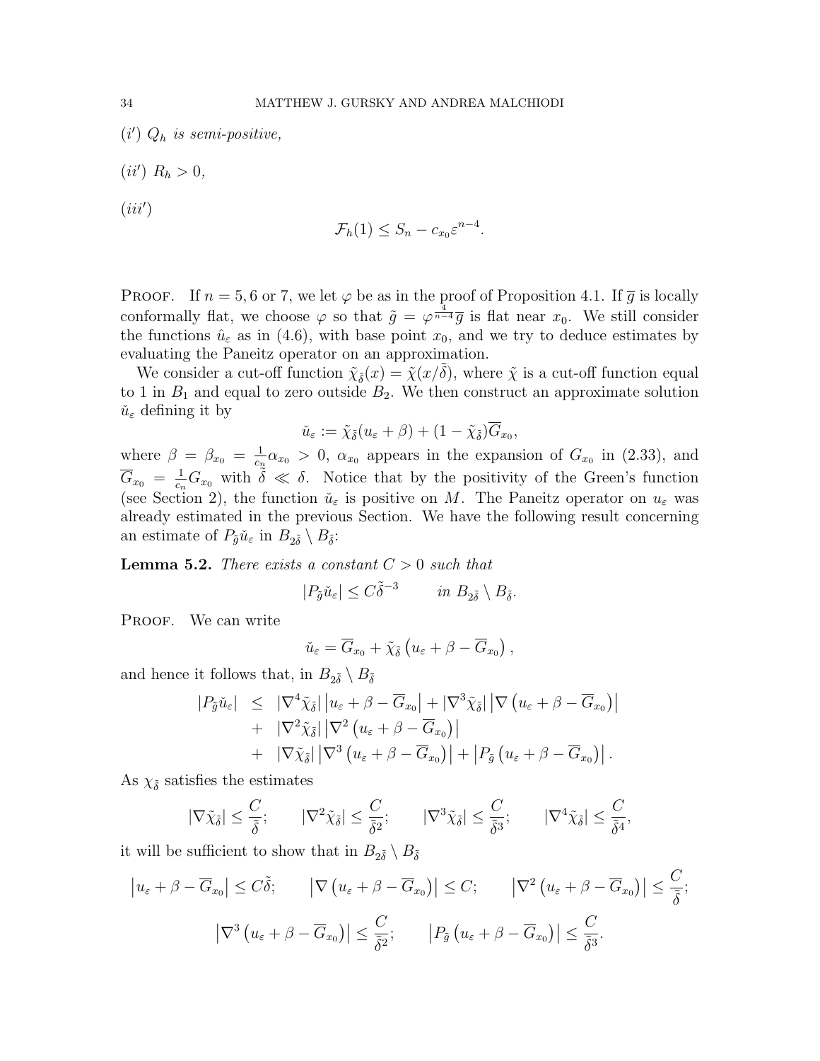$(i')$ *$Q_h$ is semi-positive,*

$(ii')$ *$R_h > 0$,*

$(iii')$

$$\mathcal{F}_h(1) \leq S_n - c_{x_0}\varepsilon^{n-4}.$$

Proof. If $n = 5, 6$ or $7$, we let $\varphi$ be as in the proof of Proposition 4.1. If $\overline{g}$ is locally conformally flat, we choose $\varphi$ so that $\tilde{g} = \varphi^{\frac{4}{n-4}}\overline{g}$ is flat near $x_0$. We still consider the functions $\hat{u}_\varepsilon$ as in (4.6), with base point $x_0$, and we try to deduce estimates by evaluating the Paneitz operator on an approximation.

We consider a cut-off function $\tilde{\chi}_{\tilde{\delta}}(x) = \tilde{\chi}(x/\tilde{\delta})$, where $\tilde{\chi}$ is a cut-off function equal to 1 in $B_1$ and equal to zero outside $B_2$. We then construct an approximate solution $\check{u}_\varepsilon$ defining it by

$$\check{u}_\varepsilon := \tilde{\chi}_{\tilde{\delta}}(u_\varepsilon + \beta) + (1 - \tilde{\chi}_{\tilde{\delta}})\overline{G}_{x_0},$$

where $\beta = \beta_{x_0} = \frac{1}{c_n}\alpha_{x_0} > 0$, $\alpha_{x_0}$ appears in the expansion of $G_{x_0}$ in (2.33), and $\overline{G}_{x_0} = \frac{1}{c_n}G_{x_0}$ with $\tilde{\delta} \ll \delta$. Notice that by the positivity of the Green's function (see Section 2), the function $\check{u}_\varepsilon$ is positive on $M$. The Paneitz operator on $u_\varepsilon$ was already estimated in the previous Section. We have the following result concerning an estimate of $P_{\tilde{g}}\check{u}_\varepsilon$ in $B_{2\tilde{\delta}} \setminus B_{\tilde{\delta}}$:

**Lemma 5.2.** *There exists a constant $C > 0$ such that*

$$|P_{\tilde{g}}\check{u}_\varepsilon| \leq C\tilde{\delta}^{-3} \qquad \text{in } B_{2\tilde{\delta}} \setminus B_{\tilde{\delta}}.$$

Proof. We can write

$$\check{u}_\varepsilon = \overline{G}_{x_0} + \tilde{\chi}_{\tilde{\delta}}\left(u_\varepsilon + \beta - \overline{G}_{x_0}\right),$$

and hence it follows that, in $B_{2\tilde{\delta}} \setminus B_{\tilde{\delta}}$

$$\begin{aligned}
|P_{\tilde{g}}\check{u}_\varepsilon| &\leq |\nabla^4\tilde{\chi}_{\tilde{\delta}}|\left|u_\varepsilon + \beta - \overline{G}_{x_0}\right| + |\nabla^3\tilde{\chi}_{\tilde{\delta}}|\left|\nabla\left(u_\varepsilon + \beta - \overline{G}_{x_0}\right)\right| \\
&+ |\nabla^2\tilde{\chi}_{\tilde{\delta}}|\left|\nabla^2\left(u_\varepsilon + \beta - \overline{G}_{x_0}\right)\right| \\
&+ |\nabla\tilde{\chi}_{\tilde{\delta}}|\left|\nabla^3\left(u_\varepsilon + \beta - \overline{G}_{x_0}\right)\right| + \left|P_{\tilde{g}}\left(u_\varepsilon + \beta - \overline{G}_{x_0}\right)\right|.
\end{aligned}$$

As $\chi_{\tilde{\delta}}$ satisfies the estimates

$$|\nabla\tilde{\chi}_{\tilde{\delta}}| \leq \frac{C}{\tilde{\delta}}; \qquad |\nabla^2\tilde{\chi}_{\tilde{\delta}}| \leq \frac{C}{\tilde{\delta}^2}; \qquad |\nabla^3\tilde{\chi}_{\tilde{\delta}}| \leq \frac{C}{\tilde{\delta}^3}; \qquad |\nabla^4\tilde{\chi}_{\tilde{\delta}}| \leq \frac{C}{\tilde{\delta}^4},$$

it will be sufficient to show that in $B_{2\tilde{\delta}} \setminus B_{\tilde{\delta}}$

$$\left|u_\varepsilon + \beta - \overline{G}_{x_0}\right| \leq C\tilde{\delta}; \qquad \left|\nabla\left(u_\varepsilon + \beta - \overline{G}_{x_0}\right)\right| \leq C; \qquad \left|\nabla^2\left(u_\varepsilon + \beta - \overline{G}_{x_0}\right)\right| \leq \frac{C}{\tilde{\delta}};$$

$$\left|\nabla^3\left(u_\varepsilon + \beta - \overline{G}_{x_0}\right)\right| \leq \frac{C}{\tilde{\delta}^2}; \qquad \left|P_{\tilde{g}}\left(u_\varepsilon + \beta - \overline{G}_{x_0}\right)\right| \leq \frac{C}{\tilde{\delta}^3}.$$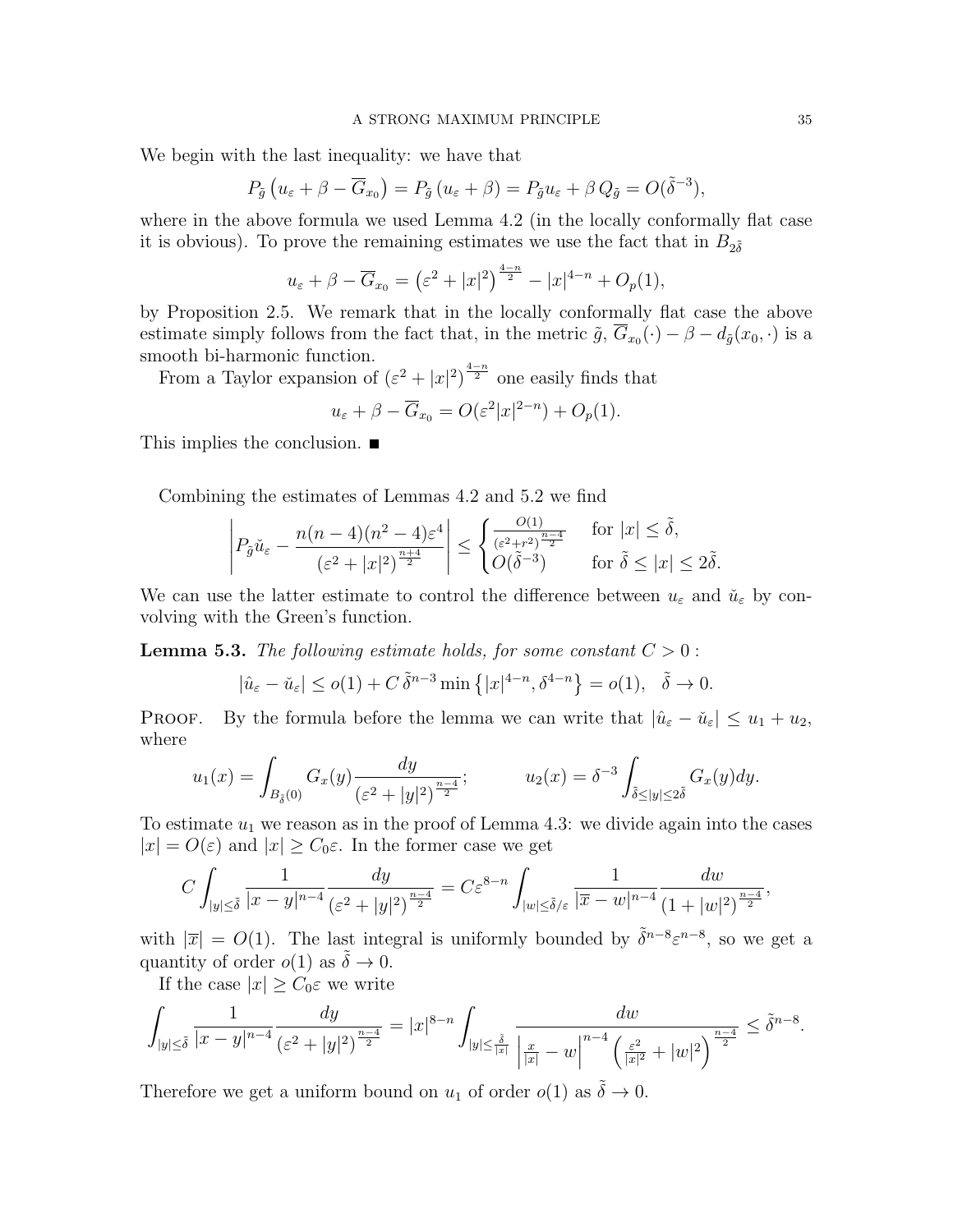We begin with the last inequality: we have that

$$P_{\tilde{g}}\left(u_\varepsilon + \beta - \overline{G}_{x_0}\right) = P_{\tilde{g}}\left(u_\varepsilon + \beta\right) = P_{\tilde{g}} u_\varepsilon + \beta\, Q_{\tilde{g}} = O(\tilde{\delta}^{-3}),$$

where in the above formula we used Lemma 4.2 (in the locally conformally flat case it is obvious). To prove the remaining estimates we use the fact that in $B_{2\tilde{\delta}}$

$$u_\varepsilon + \beta - \overline{G}_{x_0} = \left(\varepsilon^2 + |x|^2\right)^{\frac{4-n}{2}} - |x|^{4-n} + O_p(1),$$

by Proposition 2.5. We remark that in the locally conformally flat case the above estimate simply follows from the fact that, in the metric $\tilde{g}$, $\overline{G}_{x_0}(\cdot) - \beta - d_{\tilde{g}}(x_0, \cdot)$ is a smooth bi-harmonic function.

From a Taylor expansion of $(\varepsilon^2 + |x|^2)^{\frac{4-n}{2}}$ one easily finds that

$$u_\varepsilon + \beta - \overline{G}_{x_0} = O(\varepsilon^2 |x|^{2-n}) + O_p(1).$$

This implies the conclusion. ■

Combining the estimates of Lemmas 4.2 and 5.2 we find

$$\left| P_{\tilde{g}} \check{u}_\varepsilon - \frac{n(n-4)(n^2-4)\varepsilon^4}{(\varepsilon^2 + |x|^2)^{\frac{n+4}{2}}} \right| \leq \begin{cases} \frac{O(1)}{(\varepsilon^2 + r^2)^{\frac{n-4}{2}}} & \text{for } |x| \leq \tilde{\delta}, \\ O(\tilde{\delta}^{-3}) & \text{for } \tilde{\delta} \leq |x| \leq 2\tilde{\delta}. \end{cases}$$

We can use the latter estimate to control the difference between $u_\varepsilon$ and $\check{u}_\varepsilon$ by convolving with the Green's function.

**Lemma 5.3.** *The following estimate holds, for some constant $C > 0$ :*

$$|\hat{u}_\varepsilon - \check{u}_\varepsilon| \leq o(1) + C\, \tilde{\delta}^{n-3} \min\left\{|x|^{4-n}, \tilde{\delta}^{4-n}\right\} = o(1), \quad \tilde{\delta} \to 0.$$

Proof. By the formula before the lemma we can write that $|\hat{u}_\varepsilon - \check{u}_\varepsilon| \leq u_1 + u_2$, where

$$u_1(x) = \int_{B_{\tilde{\delta}}(0)} G_x(y) \frac{dy}{(\varepsilon^2 + |y|^2)^{\frac{n-4}{2}}}; \qquad u_2(x) = \delta^{-3} \int_{\tilde{\delta} \leq |y| \leq 2\tilde{\delta}} G_x(y) dy.$$

To estimate $u_1$ we reason as in the proof of Lemma 4.3: we divide again into the cases $|x| = O(\varepsilon)$ and $|x| \geq C_0 \varepsilon$. In the former case we get

$$C \int_{|y| \leq \tilde{\delta}} \frac{1}{|x-y|^{n-4}} \frac{dy}{(\varepsilon^2 + |y|^2)^{\frac{n-4}{2}}} = C \varepsilon^{8-n} \int_{|w| \leq \tilde{\delta}/\varepsilon} \frac{1}{|\overline{x} - w|^{n-4}} \frac{dw}{(1 + |w|^2)^{\frac{n-4}{2}}},$$

with $|\overline{x}| = O(1)$. The last integral is uniformly bounded by $\tilde{\delta}^{n-8} \varepsilon^{n-8}$, so we get a quantity of order $o(1)$ as $\tilde{\delta} \to 0$.

If the case $|x| \geq C_0 \varepsilon$ we write

$$\int_{|y| \leq \tilde{\delta}} \frac{1}{|x-y|^{n-4}} \frac{dy}{(\varepsilon^2 + |y|^2)^{\frac{n-4}{2}}} = |x|^{8-n} \int_{|y| \leq \frac{\tilde{\delta}}{|x|}} \frac{dw}{\left|\frac{x}{|x|} - w\right|^{n-4} \left(\frac{\varepsilon^2}{|x|^2} + |w|^2\right)^{\frac{n-4}{2}}} \leq \tilde{\delta}^{n-8}.$$

Therefore we get a uniform bound on $u_1$ of order $o(1)$ as $\tilde{\delta} \to 0$.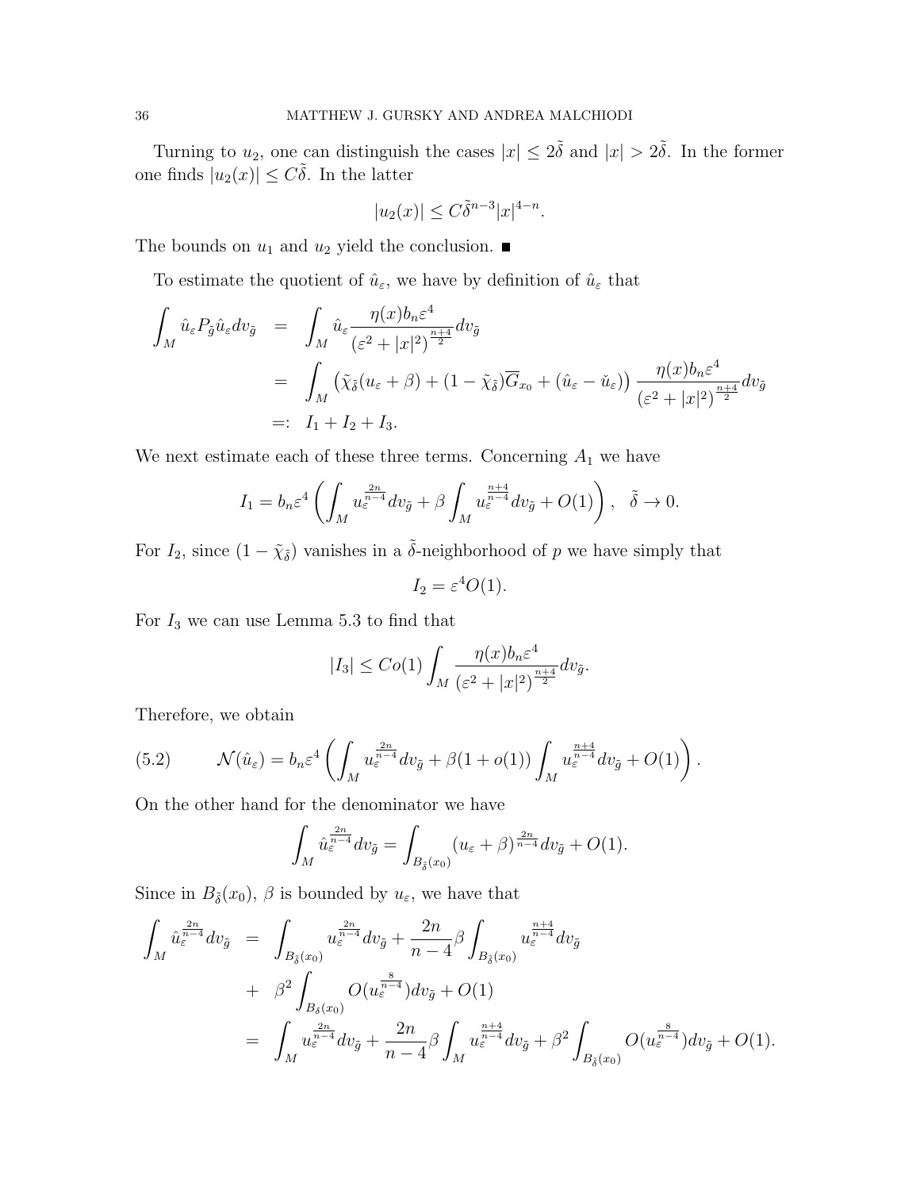Turning to $u_2$, one can distinguish the cases $|x| \le 2\tilde{\delta}$ and $|x| > 2\tilde{\delta}$. In the former one finds $|u_2(x)| \le C\tilde{\delta}$. In the latter

$$|u_2(x)| \le C\tilde{\delta}^{n-3}|x|^{4-n}.$$

The bounds on $u_1$ and $u_2$ yield the conclusion. ■

To estimate the quotient of $\hat{u}_\varepsilon$, we have by definition of $\hat{u}_\varepsilon$ that

$$\begin{aligned}
\int_M \hat{u}_\varepsilon P_{\tilde{g}} \hat{u}_\varepsilon dv_{\tilde{g}} &= \int_M \hat{u}_\varepsilon \frac{\eta(x) b_n \varepsilon^4}{(\varepsilon^2 + |x|^2)^{\frac{n+4}{2}}} dv_{\tilde{g}} \\
&= \int_M \left( \tilde{\chi}_{\tilde{\delta}}(u_\varepsilon + \beta) + (1 - \tilde{\chi}_{\tilde{\delta}})\overline{G}_{x_0} + (\hat{u}_\varepsilon - \check{u}_\varepsilon) \right) \frac{\eta(x) b_n \varepsilon^4}{(\varepsilon^2 + |x|^2)^{\frac{n+4}{2}}} dv_{\tilde{g}} \\
&=: I_1 + I_2 + I_3.
\end{aligned}$$

We next estimate each of these three terms. Concerning $A_1$ we have

$$I_1 = b_n \varepsilon^4 \left( \int_M u_\varepsilon^{\frac{2n}{n-4}} dv_{\tilde{g}} + \beta \int_M u_\varepsilon^{\frac{n+4}{n-4}} dv_{\tilde{g}} + O(1) \right), \quad \tilde{\delta} \to 0.$$

For $I_2$, since $(1 - \tilde{\chi}_{\tilde{\delta}})$ vanishes in a $\tilde{\delta}$-neighborhood of $p$ we have simply that

$$I_2 = \varepsilon^4 O(1).$$

For $I_3$ we can use Lemma 5.3 to find that

$$|I_3| \le Co(1) \int_M \frac{\eta(x) b_n \varepsilon^4}{(\varepsilon^2 + |x|^2)^{\frac{n+4}{2}}} dv_{\tilde{g}}.$$

Therefore, we obtain

$$\mathcal{N}(\hat{u}_\varepsilon) = b_n \varepsilon^4 \left( \int_M u_\varepsilon^{\frac{2n}{n-4}} dv_{\tilde{g}} + \beta(1 + o(1)) \int_M u_\varepsilon^{\frac{n+4}{n-4}} dv_{\tilde{g}} + O(1) \right). \tag{5.2}$$

On the other hand for the denominator we have

$$\int_M \hat{u}_\varepsilon^{\frac{2n}{n-4}} dv_{\tilde{g}} = \int_{B_{\tilde{\delta}}(x_0)} (u_\varepsilon + \beta)^{\frac{2n}{n-4}} dv_{\tilde{g}} + O(1).$$

Since in $B_{\tilde{\delta}}(x_0)$, $\beta$ is bounded by $u_\varepsilon$, we have that

$$\begin{aligned}
\int_M \hat{u}_\varepsilon^{\frac{2n}{n-4}} dv_{\tilde{g}} &= \int_{B_{\tilde{\delta}}(x_0)} u_\varepsilon^{\frac{2n}{n-4}} dv_{\tilde{g}} + \frac{2n}{n-4} \beta \int_{B_{\tilde{\delta}}(x_0)} u_\varepsilon^{\frac{n+4}{n-4}} dv_{\tilde{g}} \\
&+ \beta^2 \int_{B_\delta(x_0)} O(u_\varepsilon^{\frac{8}{n-4}}) dv_{\tilde{g}} + O(1) \\
&= \int_M u_\varepsilon^{\frac{2n}{n-4}} dv_{\tilde{g}} + \frac{2n}{n-4} \beta \int_M u_\varepsilon^{\frac{n+4}{n-4}} dv_{\tilde{g}} + \beta^2 \int_{B_{\tilde{\delta}}(x_0)} O(u_\varepsilon^{\frac{8}{n-4}}) dv_{\tilde{g}} + O(1).
\end{aligned}$$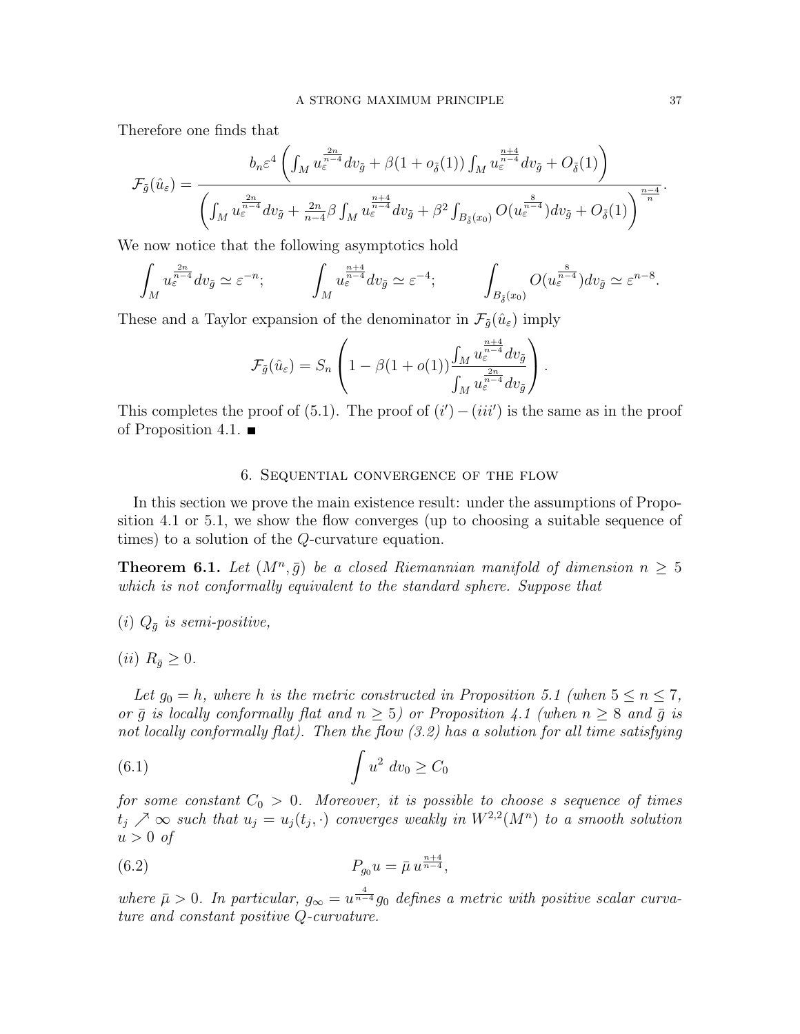Therefore one finds that

$$\mathcal{F}_{\tilde{g}}(\hat{u}_\varepsilon) = \frac{b_n \varepsilon^4 \left( \int_M u_\varepsilon^{\frac{2n}{n-4}} dv_{\tilde{g}} + \beta(1 + o_{\tilde{\delta}}(1)) \int_M u_\varepsilon^{\frac{n+4}{n-4}} dv_{\tilde{g}} + O_{\tilde{\delta}}(1) \right)}{\left( \int_M u_\varepsilon^{\frac{2n}{n-4}} dv_{\tilde{g}} + \frac{2n}{n-4} \beta \int_M u_\varepsilon^{\frac{n+4}{n-4}} dv_{\tilde{g}} + \beta^2 \int_{B_{\tilde{\delta}}(x_0)} O(u_\varepsilon^{\frac{8}{n-4}}) dv_{\tilde{g}} + O_{\tilde{\delta}}(1) \right)^{\frac{n-4}{n}}}.$$

We now notice that the following asymptotics hold

$$\int_M u_\varepsilon^{\frac{2n}{n-4}} dv_{\tilde{g}} \simeq \varepsilon^{-n}; \qquad \int_M u_\varepsilon^{\frac{n+4}{n-4}} dv_{\tilde{g}} \simeq \varepsilon^{-4}; \qquad \int_{B_{\tilde{\delta}}(x_0)} O(u_\varepsilon^{\frac{8}{n-4}}) dv_{\tilde{g}} \simeq \varepsilon^{n-8}.$$

These and a Taylor expansion of the denominator in $\mathcal{F}_{\tilde{g}}(\hat{u}_\varepsilon)$ imply

$$\mathcal{F}_{\tilde{g}}(\hat{u}_\varepsilon) = S_n \left( 1 - \beta(1 + o(1)) \frac{\int_M u_\varepsilon^{\frac{n+4}{n-4}} dv_{\tilde{g}}}{\int_M u_\varepsilon^{\frac{2n}{n-4}} dv_{\tilde{g}}} \right).$$

This completes the proof of (5.1). The proof of $(i') - (iii')$ is the same as in the proof of Proposition 4.1. ■

## 6. Sequential convergence of the flow

In this section we prove the main existence result: under the assumptions of Proposition 4.1 or 5.1, we show the flow converges (up to choosing a suitable sequence of times) to a solution of the $Q$-curvature equation.

**Theorem 6.1.** *Let $(M^n, \bar{g})$ be a closed Riemannian manifold of dimension $n \geq 5$ which is not conformally equivalent to the standard sphere. Suppose that*

*(i) $Q_{\bar{g}}$ is semi-positive,*

*(ii) $R_{\bar{g}} \geq 0$.*

*Let $g_0 = h$, where $h$ is the metric constructed in Proposition 5.1 (when $5 \leq n \leq 7$, or $\bar{g}$ is locally conformally flat and $n \geq 5$) or Proposition 4.1 (when $n \geq 8$ and $\bar{g}$ is not locally conformally flat). Then the flow (3.2) has a solution for all time satisfying*

$$\int u^2 \, dv_0 \geq C_0 \tag{6.1}$$

*for some constant $C_0 > 0$. Moreover, it is possible to choose s sequence of times $t_j \nearrow \infty$ such that $u_j = u_j(t_j, \cdot)$ converges weakly in $W^{2,2}(M^n)$ to a smooth solution $u > 0$ of*

$$P_{g_0} u = \bar{\mu} \, u^{\frac{n+4}{n-4}}, \tag{6.2}$$

*where $\bar{\mu} > 0$. In particular, $g_\infty = u^{\frac{4}{n-4}} g_0$ defines a metric with positive scalar curvature and constant positive $Q$-curvature.*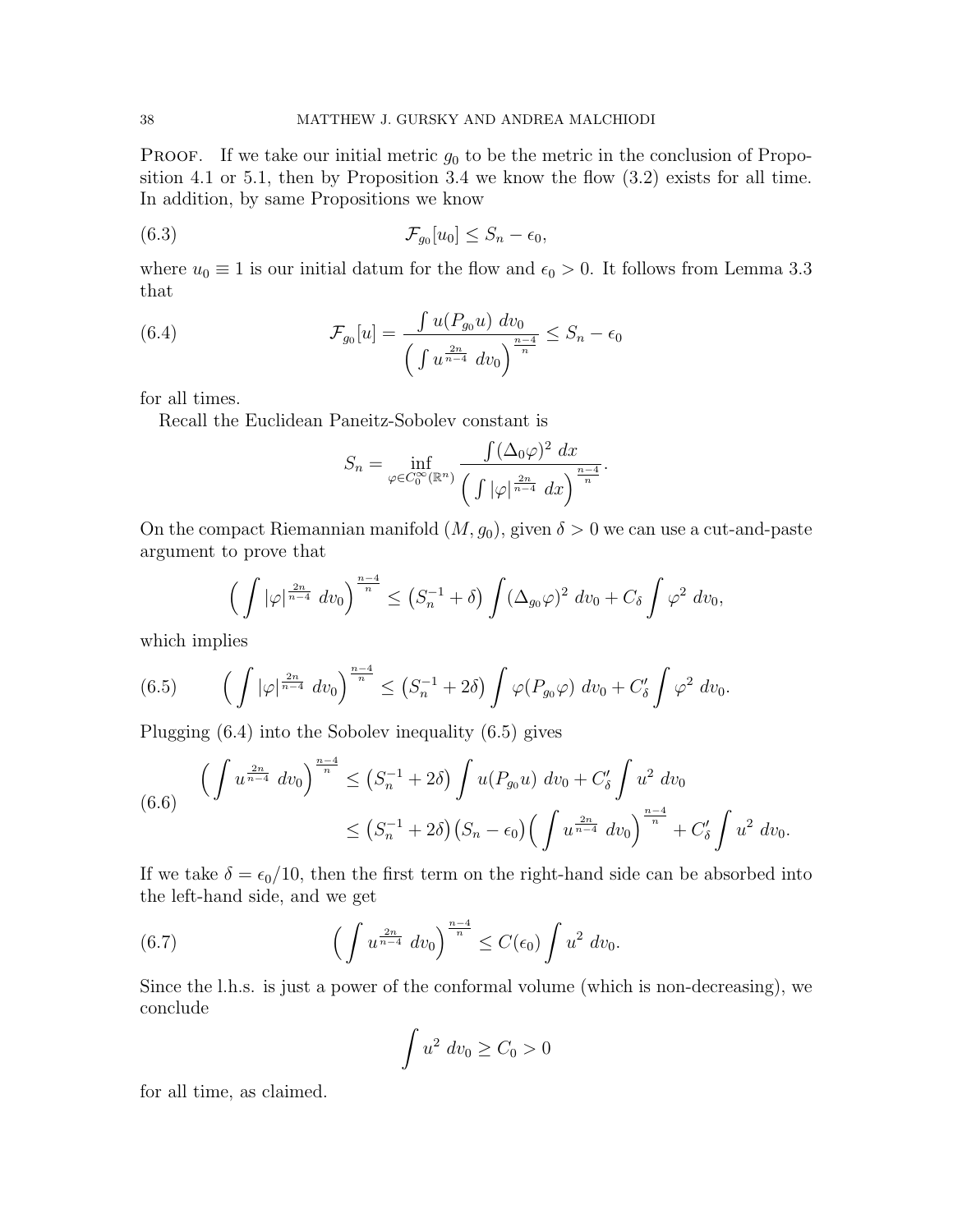Proof. If we take our initial metric $g_0$ to be the metric in the conclusion of Proposition 4.1 or 5.1, then by Proposition 3.4 we know the flow (3.2) exists for all time. In addition, by same Propositions we know

$$\mathcal{F}_{g_0}[u_0] \leq S_n - \epsilon_0, \tag{6.3}$$

where $u_0 \equiv 1$ is our initial datum for the flow and $\epsilon_0 > 0$. It follows from Lemma 3.3 that

$$\mathcal{F}_{g_0}[u] = \frac{\int u(P_{g_0}u)\ dv_0}{\Big(\int u^{\frac{2n}{n-4}}\ dv_0\Big)^{\frac{n-4}{n}}} \leq S_n - \epsilon_0 \tag{6.4}$$

for all times.

Recall the Euclidean Paneitz-Sobolev constant is

$$S_n = \inf_{\varphi \in C_0^\infty(\mathbb{R}^n)} \frac{\int (\Delta_0 \varphi)^2\ dx}{\Big(\int |\varphi|^{\frac{2n}{n-4}}\ dx\Big)^{\frac{n-4}{n}}}.$$

On the compact Riemannian manifold $(M, g_0)$, given $\delta > 0$ we can use a cut-and-paste argument to prove that

$$\Big(\int |\varphi|^{\frac{2n}{n-4}}\ dv_0\Big)^{\frac{n-4}{n}} \leq \big(S_n^{-1} + \delta\big) \int (\Delta_{g_0}\varphi)^2\ dv_0 + C_\delta \int \varphi^2\ dv_0,$$

which implies

$$\Big(\int |\varphi|^{\frac{2n}{n-4}}\ dv_0\Big)^{\frac{n-4}{n}} \leq \big(S_n^{-1} + 2\delta\big) \int \varphi(P_{g_0}\varphi)\ dv_0 + C'_\delta \int \varphi^2\ dv_0. \tag{6.5}$$

Plugging (6.4) into the Sobolev inequality (6.5) gives

$$\begin{aligned} \Big(\int u^{\frac{2n}{n-4}}\ dv_0\Big)^{\frac{n-4}{n}} &\leq \big(S_n^{-1} + 2\delta\big) \int u(P_{g_0}u)\ dv_0 + C'_\delta \int u^2\ dv_0 \\ &\leq \big(S_n^{-1} + 2\delta\big)\big(S_n - \epsilon_0\big)\Big(\int u^{\frac{2n}{n-4}}\ dv_0\Big)^{\frac{n-4}{n}} + C'_\delta \int u^2\ dv_0. \end{aligned} \tag{6.6}$$

If we take $\delta = \epsilon_0/10$, then the first term on the right-hand side can be absorbed into the left-hand side, and we get

$$\Big(\int u^{\frac{2n}{n-4}}\ dv_0\Big)^{\frac{n-4}{n}} \leq C(\epsilon_0) \int u^2\ dv_0. \tag{6.7}$$

Since the l.h.s. is just a power of the conformal volume (which is non-decreasing), we conclude

$$\int u^2\ dv_0 \geq C_0 > 0$$

for all time, as claimed.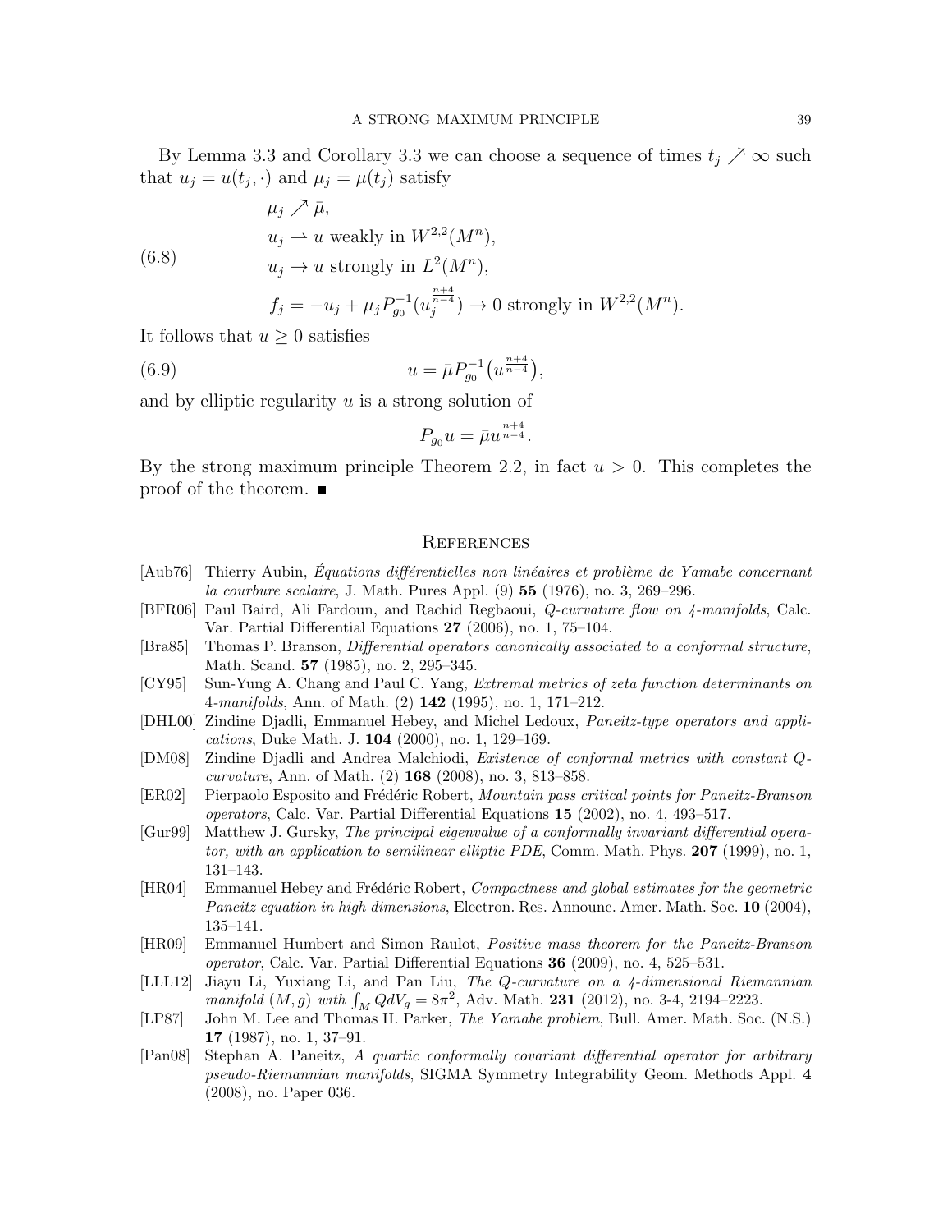By Lemma 3.3 and Corollary 3.3 we can choose a sequence of times $t_j \nearrow \infty$ such that $u_j = u(t_j, \cdot)$ and $\mu_j = \mu(t_j)$ satisfy

$$
\begin{aligned}
&\mu_j \nearrow \bar{\mu}, \\
&u_j \rightharpoonup u \text{ weakly in } W^{2,2}(M^n), \\
&u_j \to u \text{ strongly in } L^2(M^n), \\
&f_j = -u_j + \mu_j P_{g_0}^{-1}(u_j^{\frac{n+4}{n-4}}) \to 0 \text{ strongly in } W^{2,2}(M^n).
\end{aligned} \tag{6.8}
$$

It follows that $u \geq 0$ satisfies

$$
u = \bar{\mu} P_{g_0}^{-1}\big(u^{\frac{n+4}{n-4}}\big), \tag{6.9}
$$

and by elliptic regularity $u$ is a strong solution of

$$
P_{g_0} u = \bar{\mu} u^{\frac{n+4}{n-4}}.
$$

By the strong maximum principle Theorem 2.2, in fact $u > 0$. This completes the proof of the theorem. ■

## References

[Aub76] Thierry Aubin, *Équations différentielles non linéaires et problème de Yamabe concernant la courbure scalaire*, J. Math. Pures Appl. (9) **55** (1976), no. 3, 269–296.

[BFR06] Paul Baird, Ali Fardoun, and Rachid Regbaoui, *Q-curvature flow on 4-manifolds*, Calc. Var. Partial Differential Equations **27** (2006), no. 1, 75–104.

[Bra85] Thomas P. Branson, *Differential operators canonically associated to a conformal structure*, Math. Scand. **57** (1985), no. 2, 295–345.

[CY95] Sun-Yung A. Chang and Paul C. Yang, *Extremal metrics of zeta function determinants on 4-manifolds*, Ann. of Math. (2) **142** (1995), no. 1, 171–212.

[DHL00] Zindine Djadli, Emmanuel Hebey, and Michel Ledoux, *Paneitz-type operators and applications*, Duke Math. J. **104** (2000), no. 1, 129–169.

[DM08] Zindine Djadli and Andrea Malchiodi, *Existence of conformal metrics with constant Q-curvature*, Ann. of Math. (2) **168** (2008), no. 3, 813–858.

[ER02] Pierpaolo Esposito and Frédéric Robert, *Mountain pass critical points for Paneitz-Branson operators*, Calc. Var. Partial Differential Equations **15** (2002), no. 4, 493–517.

[Gur99] Matthew J. Gursky, *The principal eigenvalue of a conformally invariant differential operator, with an application to semilinear elliptic PDE*, Comm. Math. Phys. **207** (1999), no. 1, 131–143.

[HR04] Emmanuel Hebey and Frédéric Robert, *Compactness and global estimates for the geometric Paneitz equation in high dimensions*, Electron. Res. Announc. Amer. Math. Soc. **10** (2004), 135–141.

[HR09] Emmanuel Humbert and Simon Raulot, *Positive mass theorem for the Paneitz-Branson operator*, Calc. Var. Partial Differential Equations **36** (2009), no. 4, 525–531.

[LLL12] Jiayu Li, Yuxiang Li, and Pan Liu, *The Q-curvature on a 4-dimensional Riemannian manifold $(M, g)$ with $\int_M Q dV_g = 8\pi^2$*, Adv. Math. **231** (2012), no. 3-4, 2194–2223.

[LP87] John M. Lee and Thomas H. Parker, *The Yamabe problem*, Bull. Amer. Math. Soc. (N.S.) **17** (1987), no. 1, 37–91.

[Pan08] Stephan A. Paneitz, *A quartic conformally covariant differential operator for arbitrary pseudo-Riemannian manifolds*, SIGMA Symmetry Integrability Geom. Methods Appl. **4** (2008), no. Paper 036.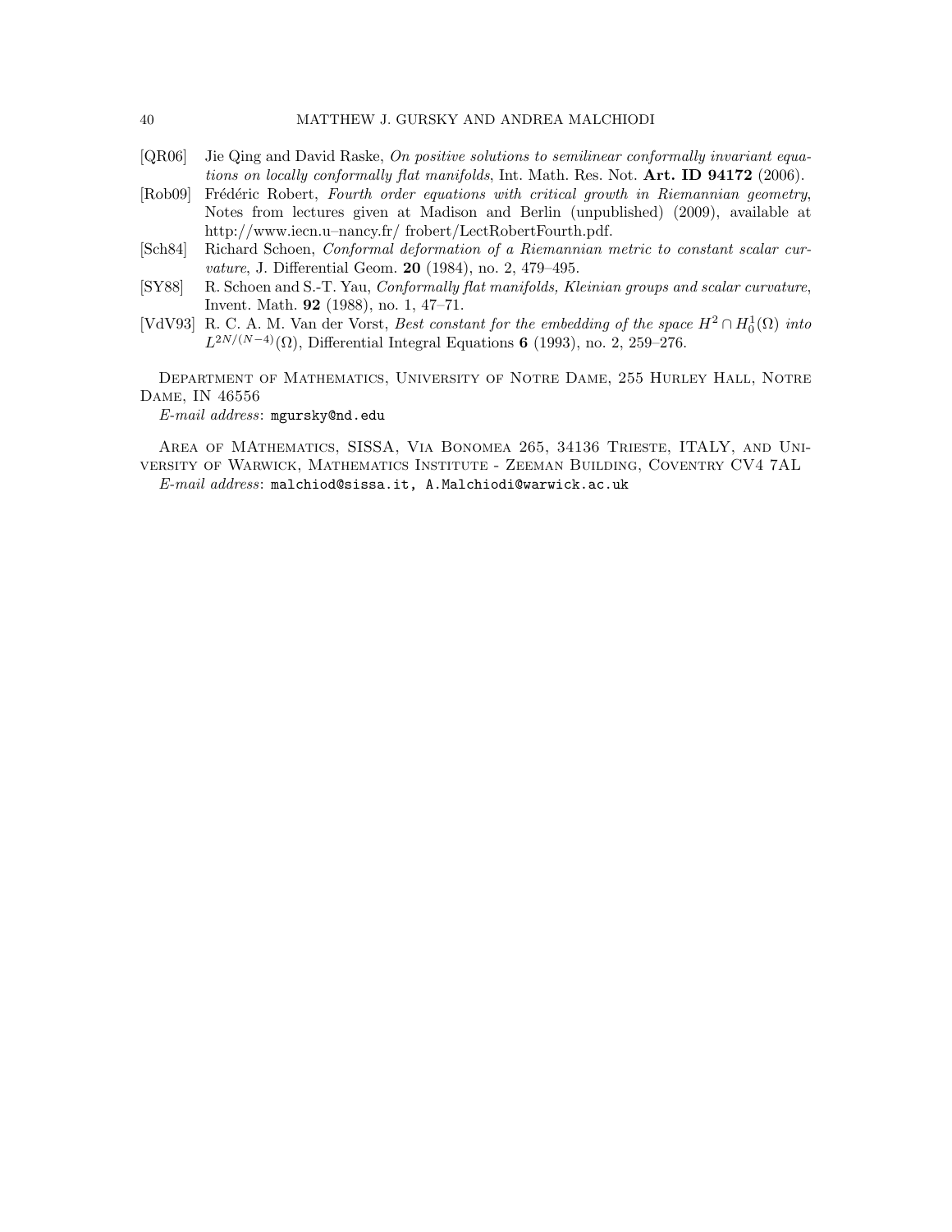[QR06] Jie Qing and David Raske, *On positive solutions to semilinear conformally invariant equations on locally conformally flat manifolds*, Int. Math. Res. Not. **Art. ID 94172** (2006).

[Rob09] Frédéric Robert, *Fourth order equations with critical growth in Riemannian geometry*, Notes from lectures given at Madison and Berlin (unpublished) (2009), available at http://www.iecn.u–nancy.fr/ frobert/LectRobertFourth.pdf.

[Sch84] Richard Schoen, *Conformal deformation of a Riemannian metric to constant scalar curvature*, J. Differential Geom. **20** (1984), no. 2, 479–495.

[SY88] R. Schoen and S.-T. Yau, *Conformally flat manifolds, Kleinian groups and scalar curvature*, Invent. Math. **92** (1988), no. 1, 47–71.

[VdV93] R. C. A. M. Van der Vorst, *Best constant for the embedding of the space $H^2 \cap H_0^1(\Omega)$ into $L^{2N/(N-4)}(\Omega)$*, Differential Integral Equations **6** (1993), no. 2, 259–276.

Department of Mathematics, University of Notre Dame, 255 Hurley Hall, Notre Dame, IN 46556

*E-mail address*: mgursky@nd.edu

Area of MAthematics, SISSA, Via Bonomea 265, 34136 Trieste, ITALY, and University of Warwick, Mathematics Institute - Zeeman Building, Coventry CV4 7AL

*E-mail address*: malchiod@sissa.it, A.Malchiodi@warwick.ac.uk